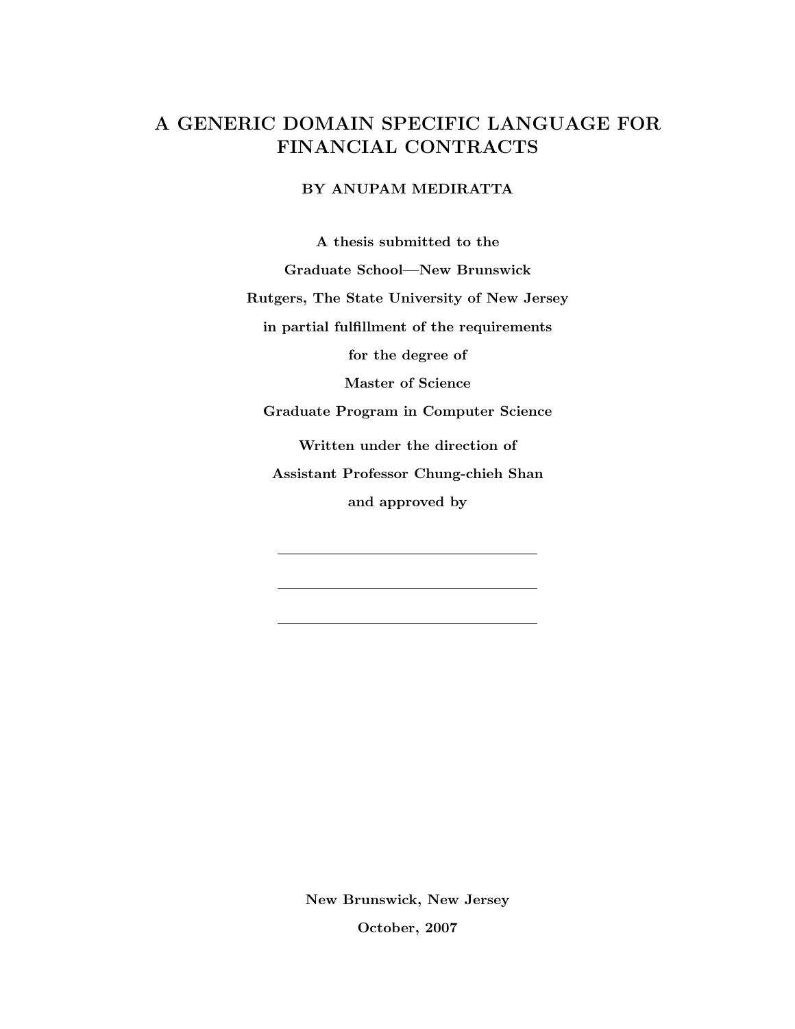# A GENERIC DOMAIN SPECIFIC LANGUAGE FOR FINANCIAL CONTRACTS

**BY ANUPAM MEDIRATTA**

**A thesis submitted to the**

**Graduate School—New Brunswick**

**Rutgers, The State University of New Jersey**

**in partial fulfillment of the requirements**

**for the degree of**

**Master of Science**

**Graduate Program in Computer Science**

**Written under the direction of**

**Assistant Professor Chung-chieh Shan**

**and approved by**

\_\_\_\_\_\_\_\_\_\_\_\_\_\_\_\_\_\_\_\_\_\_\_\_\_\_\_\_\_\_\_\_\_\_\_\_

\_\_\_\_\_\_\_\_\_\_\_\_\_\_\_\_\_\_\_\_\_\_\_\_\_\_\_\_\_\_\_\_\_\_\_\_

\_\_\_\_\_\_\_\_\_\_\_\_\_\_\_\_\_\_\_\_\_\_\_\_\_\_\_\_\_\_\_\_\_\_\_\_

**New Brunswick, New Jersey**

**October, 2007**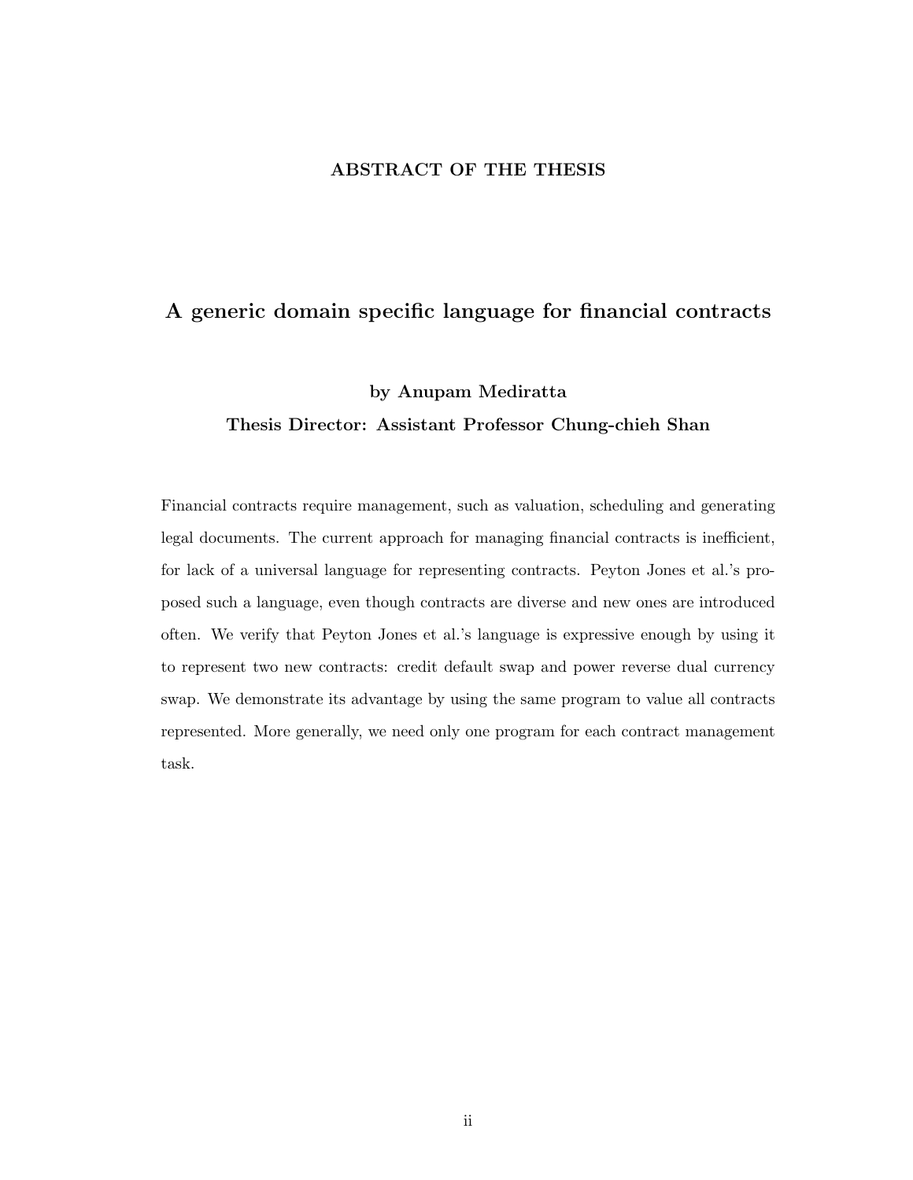## ABSTRACT OF THE THESIS

# A generic domain specific language for financial contracts

**by Anupam Mediratta**

**Thesis Director: Assistant Professor Chung-chieh Shan**

Financial contracts require management, such as valuation, scheduling and generating legal documents. The current approach for managing financial contracts is inefficient, for lack of a universal language for representing contracts. Peyton Jones et al.'s proposed such a language, even though contracts are diverse and new ones are introduced often. We verify that Peyton Jones et al.'s language is expressive enough by using it to represent two new contracts: credit default swap and power reverse dual currency swap. We demonstrate its advantage by using the same program to value all contracts represented. More generally, we need only one program for each contract management task.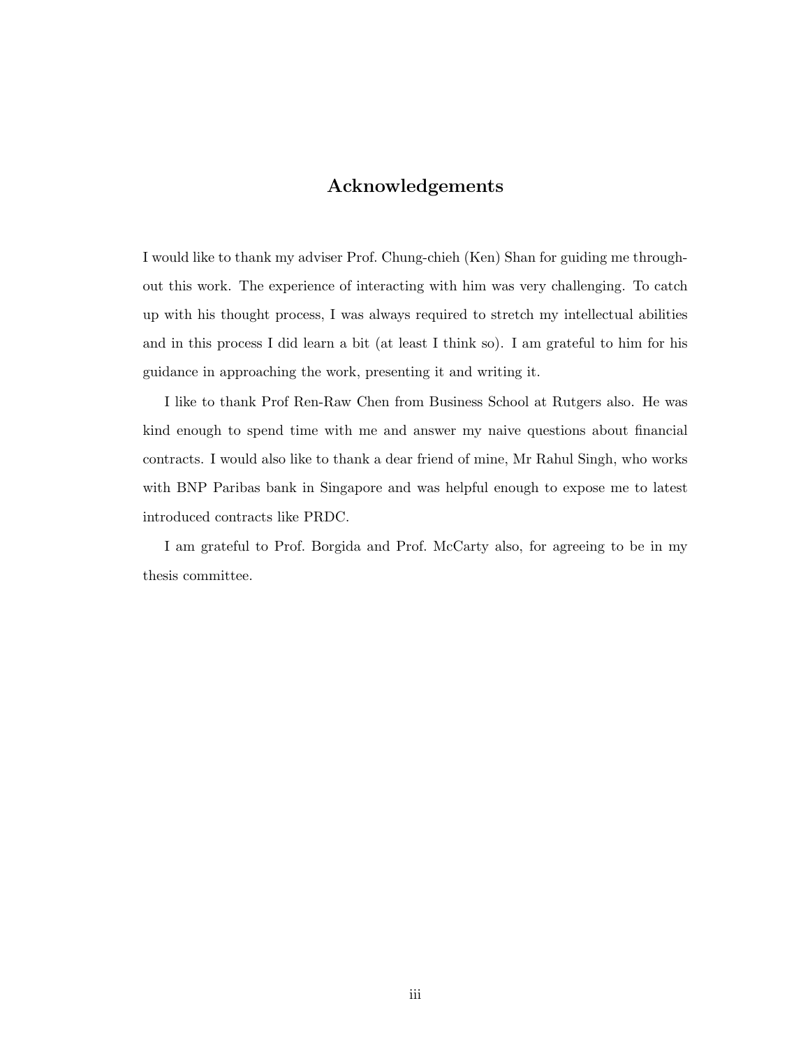# Acknowledgements

I would like to thank my adviser Prof. Chung-chieh (Ken) Shan for guiding me throughout this work. The experience of interacting with him was very challenging. To catch up with his thought process, I was always required to stretch my intellectual abilities and in this process I did learn a bit (at least I think so). I am grateful to him for his guidance in approaching the work, presenting it and writing it.

I like to thank Prof Ren-Raw Chen from Business School at Rutgers also. He was kind enough to spend time with me and answer my naive questions about financial contracts. I would also like to thank a dear friend of mine, Mr Rahul Singh, who works with BNP Paribas bank in Singapore and was helpful enough to expose me to latest introduced contracts like PRDC.

I am grateful to Prof. Borgida and Prof. McCarty also, for agreeing to be in my thesis committee.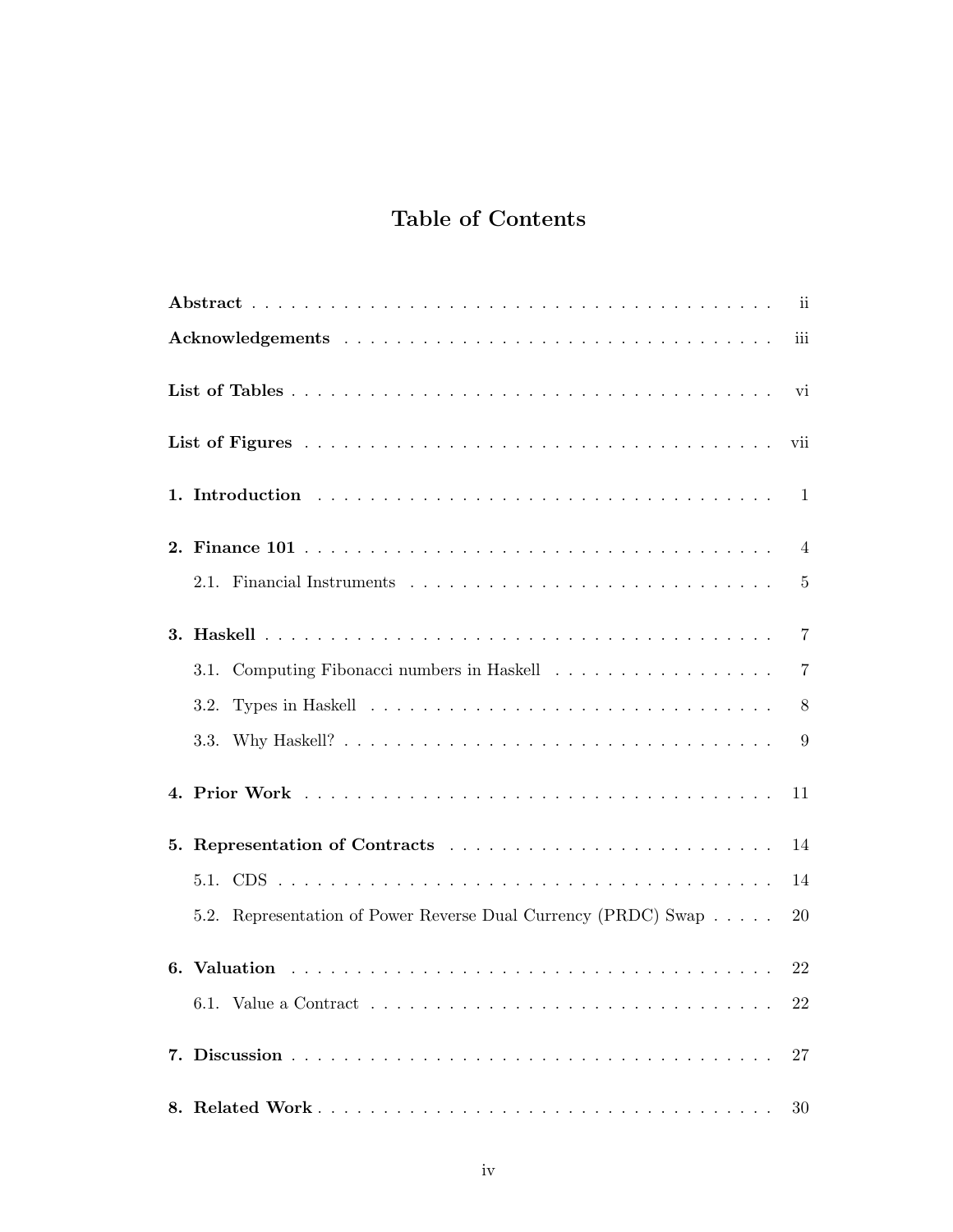# Table of Contents

**Abstract** . . . . . . . . . . . . . . . . . . . . . . . . . . . . . . . . . . . . . . . . ii

**Acknowledgements** . . . . . . . . . . . . . . . . . . . . . . . . . . . . . . . . . . iii

**List of Tables** . . . . . . . . . . . . . . . . . . . . . . . . . . . . . . . . . . . . . vi

**List of Figures** . . . . . . . . . . . . . . . . . . . . . . . . . . . . . . . . . . . . vii

**1. Introduction** . . . . . . . . . . . . . . . . . . . . . . . . . . . . . . . . . . . . 1

**2. Finance 101** . . . . . . . . . . . . . . . . . . . . . . . . . . . . . . . . . . . . 4

   2.1. Financial Instruments . . . . . . . . . . . . . . . . . . . . . . . . . . . . . 5

**3. Haskell** . . . . . . . . . . . . . . . . . . . . . . . . . . . . . . . . . . . . . . 7

   3.1. Computing Fibonacci numbers in Haskell . . . . . . . . . . . . . . . . . . 7

   3.2. Types in Haskell . . . . . . . . . . . . . . . . . . . . . . . . . . . . . . . 8

   3.3. Why Haskell? . . . . . . . . . . . . . . . . . . . . . . . . . . . . . . . . . 9

**4. Prior Work** . . . . . . . . . . . . . . . . . . . . . . . . . . . . . . . . . . . . 11

**5. Representation of Contracts** . . . . . . . . . . . . . . . . . . . . . . . . . . 14

   5.1. CDS . . . . . . . . . . . . . . . . . . . . . . . . . . . . . . . . . . . . . . 14

   5.2. Representation of Power Reverse Dual Currency (PRDC) Swap . . . . . 20

**6. Valuation** . . . . . . . . . . . . . . . . . . . . . . . . . . . . . . . . . . . . . 22

   6.1. Value a Contract . . . . . . . . . . . . . . . . . . . . . . . . . . . . . . . 22

**7. Discussion** . . . . . . . . . . . . . . . . . . . . . . . . . . . . . . . . . . . . 27

**8. Related Work** . . . . . . . . . . . . . . . . . . . . . . . . . . . . . . . . . . . 30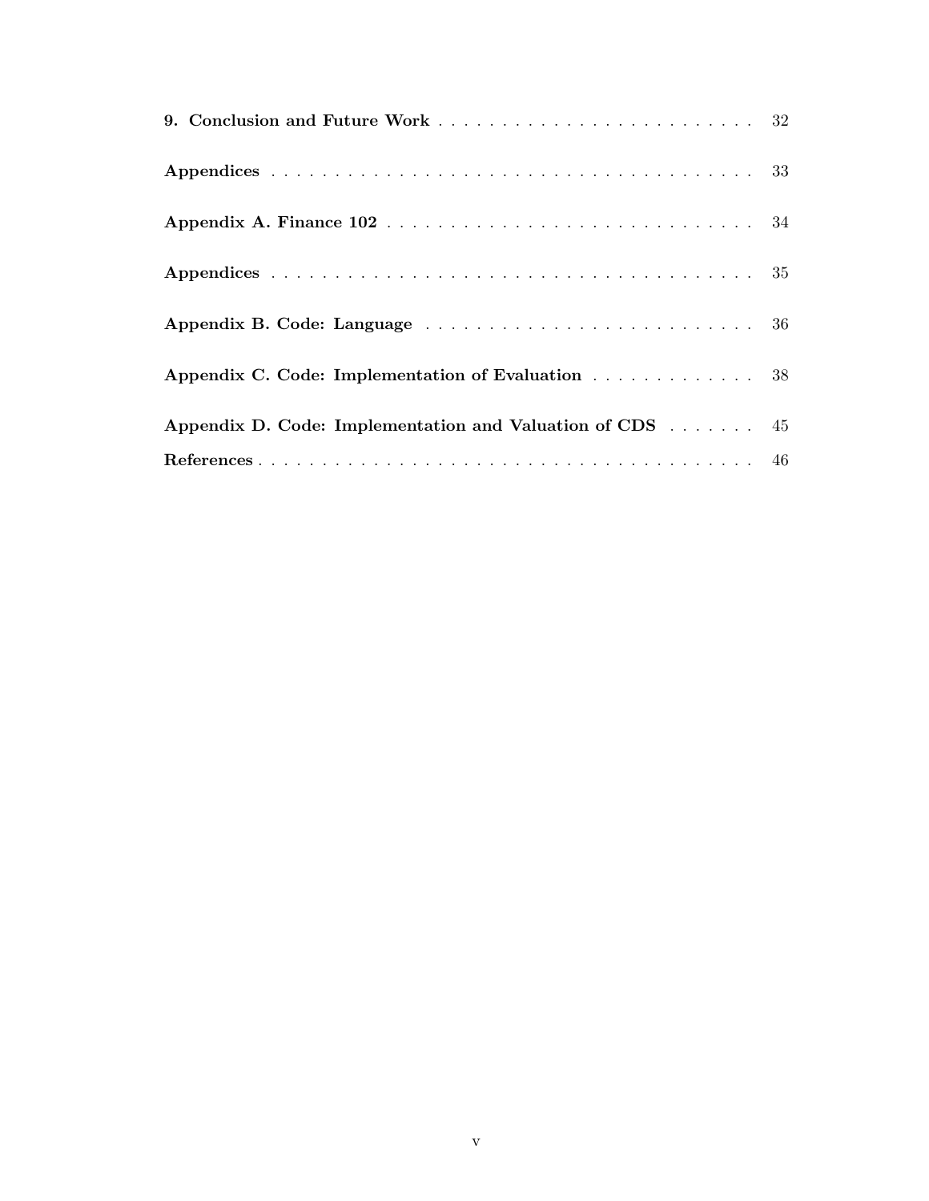**9. Conclusion and Future Work** . . . . . . . . . . . . . . . . . . . . . . . . . 32

**Appendices** . . . . . . . . . . . . . . . . . . . . . . . . . . . . . . . . . . . . . . . 33

**Appendix A. Finance 102** . . . . . . . . . . . . . . . . . . . . . . . . . . . . . . 34

**Appendices** . . . . . . . . . . . . . . . . . . . . . . . . . . . . . . . . . . . . . . . 35

**Appendix B. Code: Language** . . . . . . . . . . . . . . . . . . . . . . . . . . 36

**Appendix C. Code: Implementation of Evaluation** . . . . . . . . . . . . . 38

**Appendix D. Code: Implementation and Valuation of CDS** . . . . . . . 45

**References** . . . . . . . . . . . . . . . . . . . . . . . . . . . . . . . . . . . . . . . 46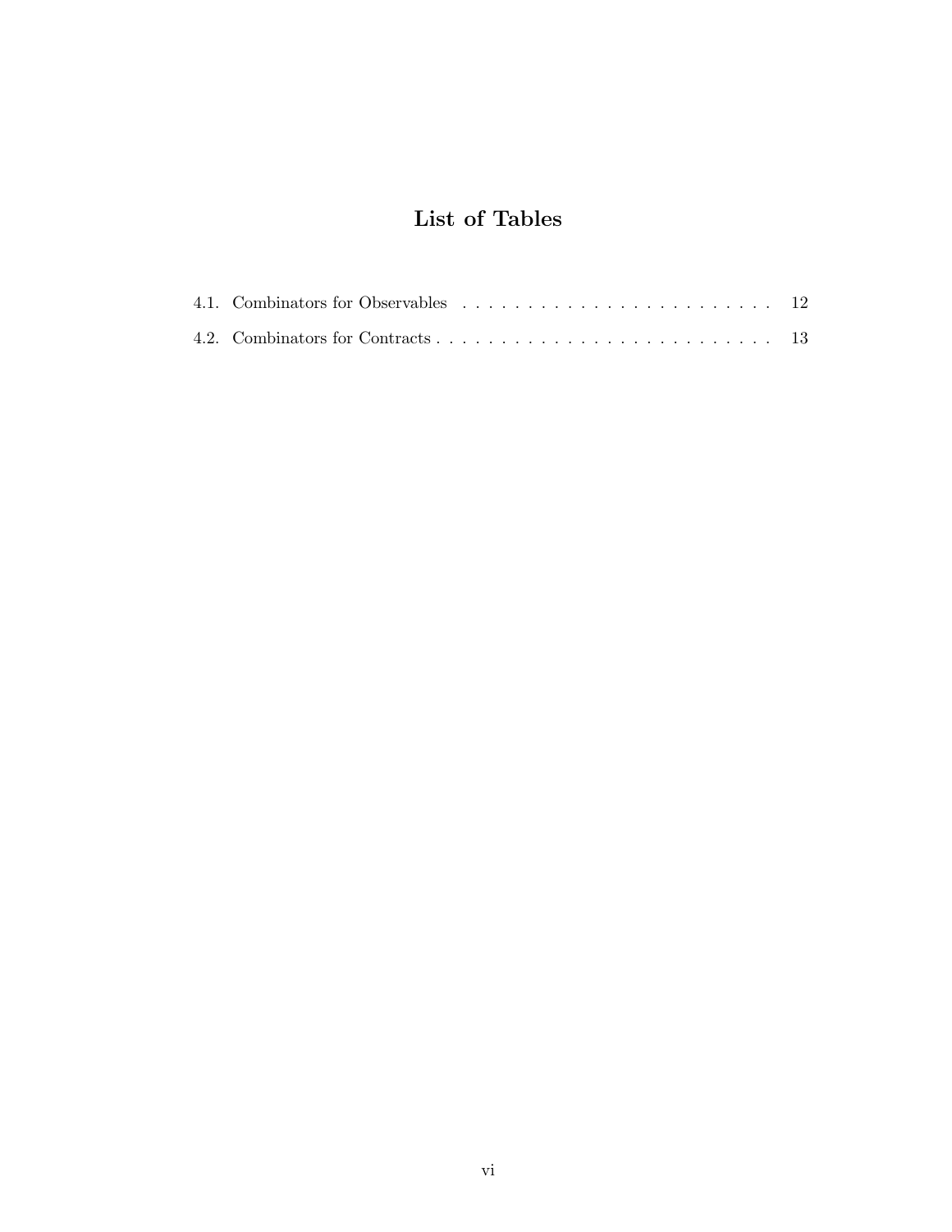# List of Tables

4.1. Combinators for Observables . . . . . . . . . . . . . . . . . . . . . . . . . 12

4.2. Combinators for Contracts . . . . . . . . . . . . . . . . . . . . . . . . . . . 13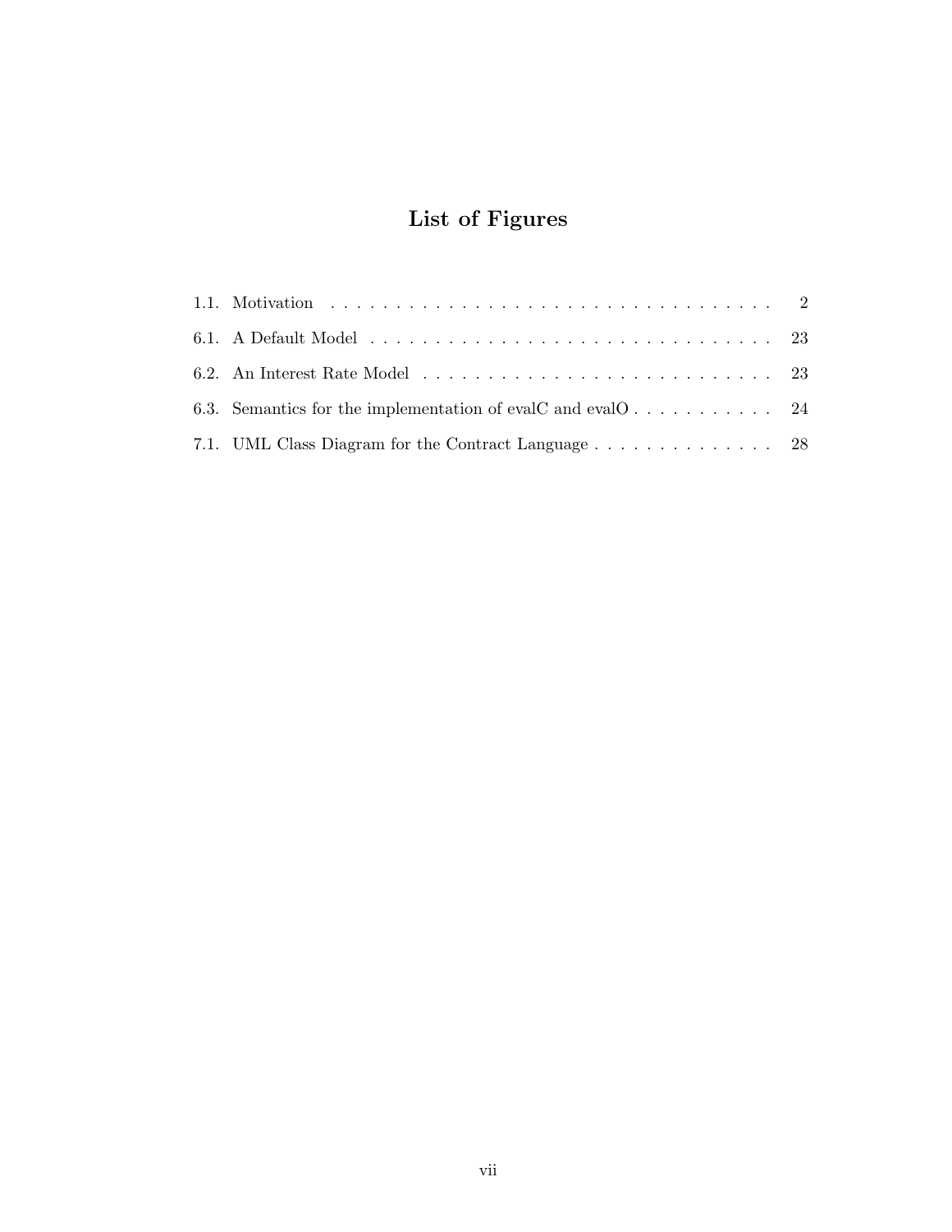# List of Figures

1.1. Motivation . . . . . . . . . . . . . . . . . . . . . . . . . . . . . . . . . . . . 2

6.1. A Default Model . . . . . . . . . . . . . . . . . . . . . . . . . . . . . . . . 23

6.2. An Interest Rate Model . . . . . . . . . . . . . . . . . . . . . . . . . . . . 23

6.3. Semantics for the implementation of evalC and evalO . . . . . . . . . . . 24

7.1. UML Class Diagram for the Contract Language . . . . . . . . . . . . . . . 28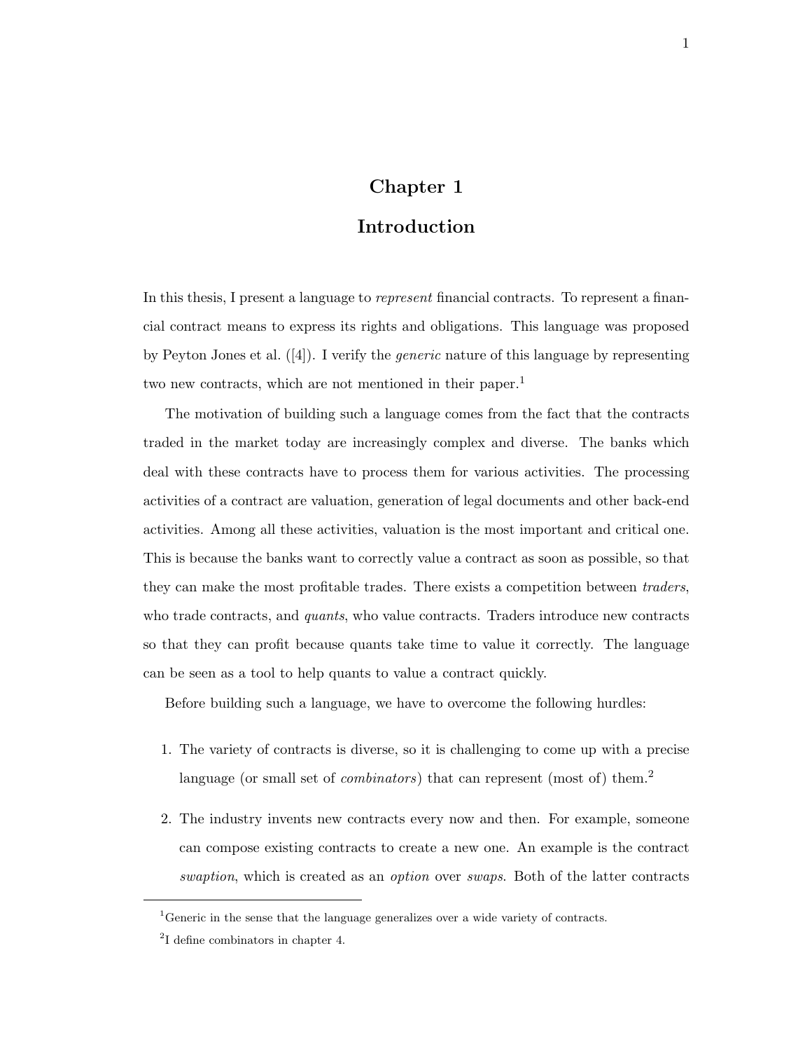# Chapter 1

# Introduction

In this thesis, I present a language to *represent* financial contracts. To represent a financial contract means to express its rights and obligations. This language was proposed by Peyton Jones et al. ([4]). I verify the *generic* nature of this language by representing two new contracts, which are not mentioned in their paper.[1]

The motivation of building such a language comes from the fact that the contracts traded in the market today are increasingly complex and diverse. The banks which deal with these contracts have to process them for various activities. The processing activities of a contract are valuation, generation of legal documents and other back-end activities. Among all these activities, valuation is the most important and critical one. This is because the banks want to correctly value a contract as soon as possible, so that they can make the most profitable trades. There exists a competition between *traders*, who trade contracts, and *quants*, who value contracts. Traders introduce new contracts so that they can profit because quants take time to value it correctly. The language can be seen as a tool to help quants to value a contract quickly.

Before building such a language, we have to overcome the following hurdles:

1. The variety of contracts is diverse, so it is challenging to come up with a precise language (or small set of *combinators*) that can represent (most of) them.[2]

2. The industry invents new contracts every now and then. For example, someone can compose existing contracts to create a new one. An example is the contract *swaption*, which is created as an *option* over *swaps*. Both of the latter contracts

[1] Generic in the sense that the language generalizes over a wide variety of contracts.

[2] I define combinators in chapter 4.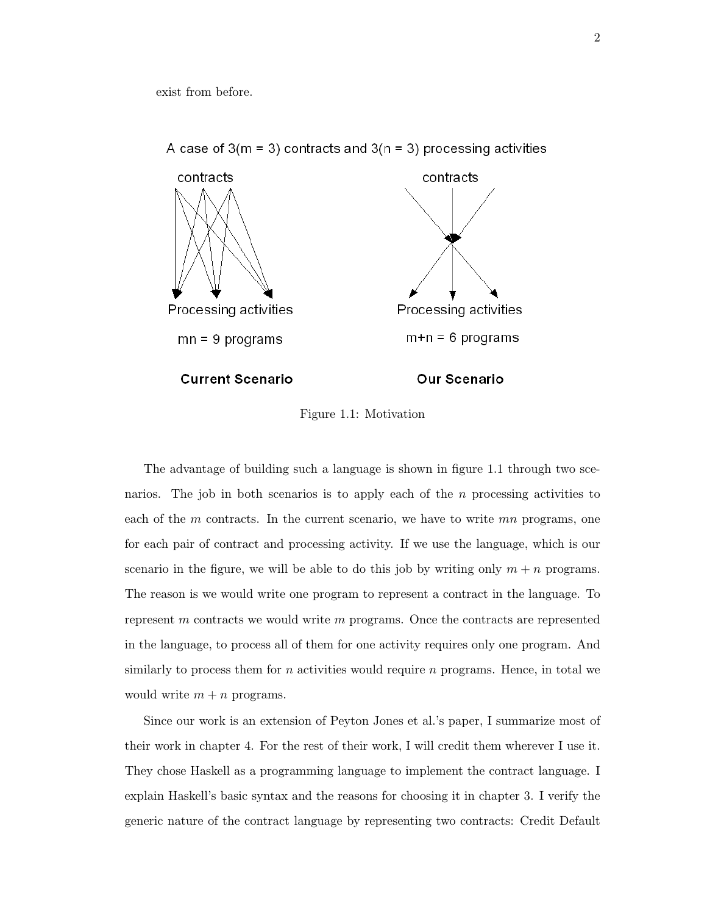exist from before.

Figure 1.1: Motivation

The advantage of building such a language is shown in figure 1.1 through two scenarios. The job in both scenarios is to apply each of the $n$ processing activities to each of the $m$ contracts. In the current scenario, we have to write $mn$ programs, one for each pair of contract and processing activity. If we use the language, which is our scenario in the figure, we will be able to do this job by writing only $m + n$ programs. The reason is we would write one program to represent a contract in the language. To represent $m$ contracts we would write $m$ programs. Once the contracts are represented in the language, to process all of them for one activity requires only one program. And similarly to process them for $n$ activities would require $n$ programs. Hence, in total we would write $m + n$ programs.

Since our work is an extension of Peyton Jones et al.'s paper, I summarize most of their work in chapter 4. For the rest of their work, I will credit them wherever I use it. They chose Haskell as a programming language to implement the contract language. I explain Haskell's basic syntax and the reasons for choosing it in chapter 3. I verify the generic nature of the contract language by representing two contracts: Credit Default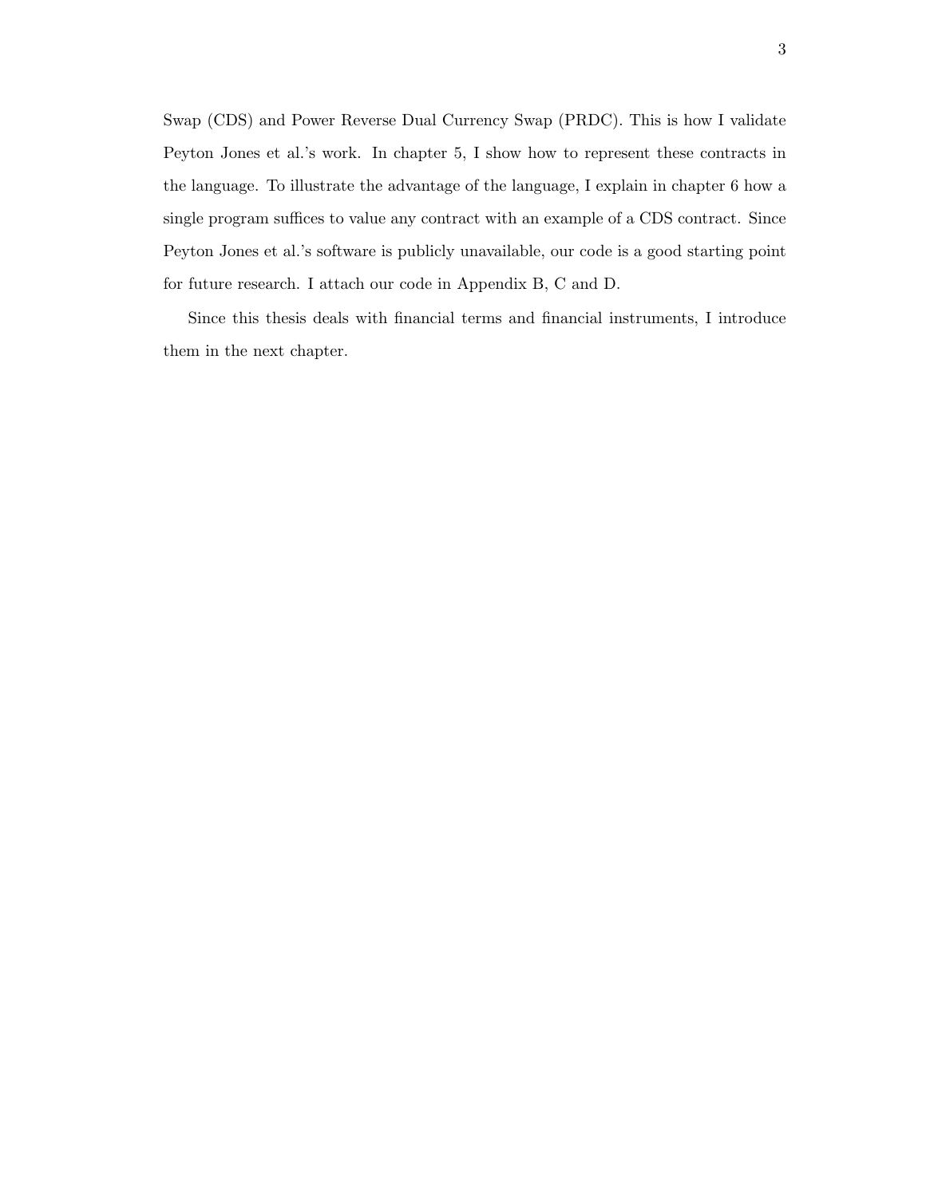Swap (CDS) and Power Reverse Dual Currency Swap (PRDC). This is how I validate Peyton Jones et al.'s work. In chapter 5, I show how to represent these contracts in the language. To illustrate the advantage of the language, I explain in chapter 6 how a single program suffices to value any contract with an example of a CDS contract. Since Peyton Jones et al.'s software is publicly unavailable, our code is a good starting point for future research. I attach our code in Appendix B, C and D.

Since this thesis deals with financial terms and financial instruments, I introduce them in the next chapter.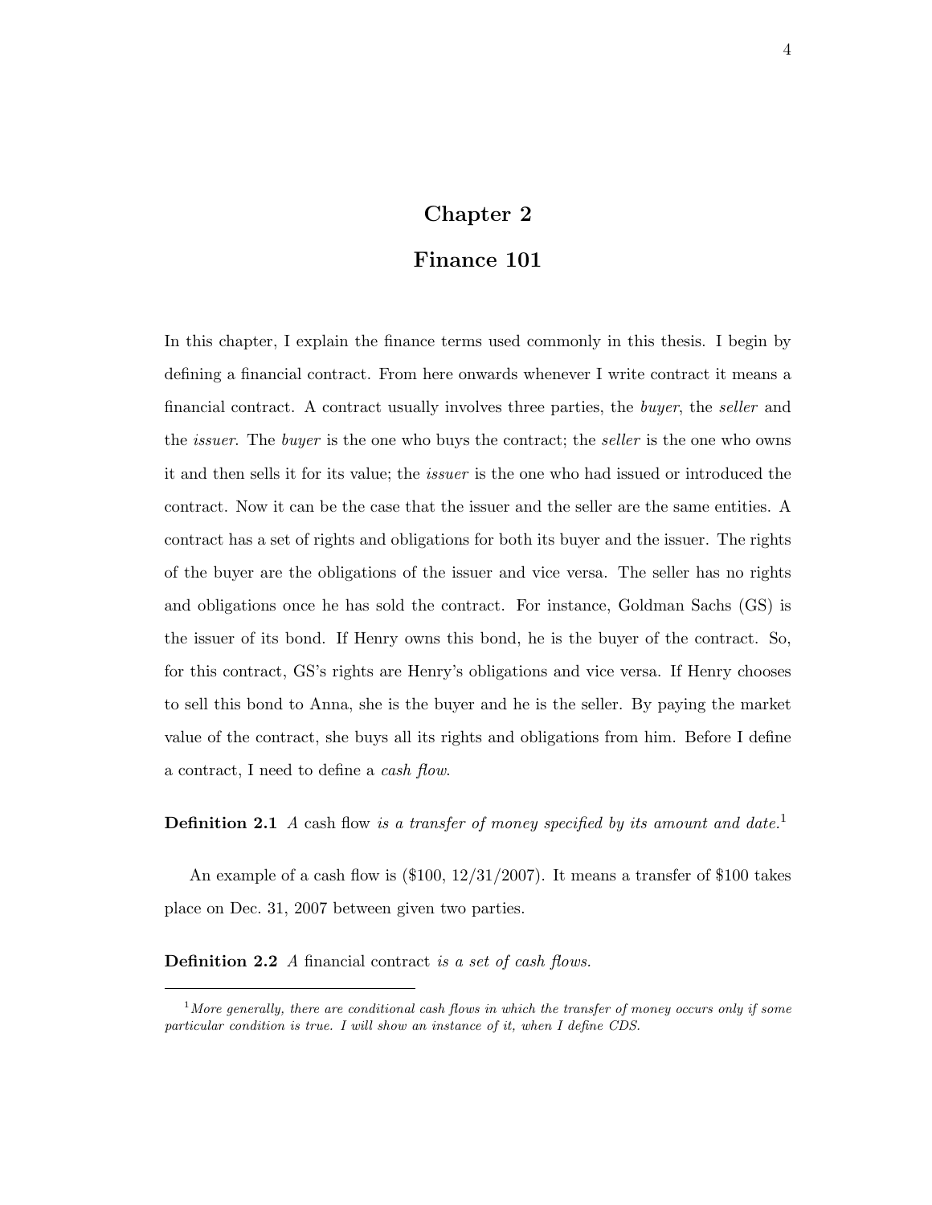# Chapter 2

# Finance 101

In this chapter, I explain the finance terms used commonly in this thesis. I begin by defining a financial contract. From here onwards whenever I write contract it means a financial contract. A contract usually involves three parties, the *buyer*, the *seller* and the *issuer*. The *buyer* is the one who buys the contract; the *seller* is the one who owns it and then sells it for its value; the *issuer* is the one who had issued or introduced the contract. Now it can be the case that the issuer and the seller are the same entities. A contract has a set of rights and obligations for both its buyer and the issuer. The rights of the buyer are the obligations of the issuer and vice versa. The seller has no rights and obligations once he has sold the contract. For instance, Goldman Sachs (GS) is the issuer of its bond. If Henry owns this bond, he is the buyer of the contract. So, for this contract, GS's rights are Henry's obligations and vice versa. If Henry chooses to sell this bond to Anna, she is the buyer and he is the seller. By paying the market value of the contract, she buys all its rights and obligations from him. Before I define a contract, I need to define a *cash flow*.

**Definition 2.1** *A* cash flow *is a transfer of money specified by its amount and date.*[1]

An example of a cash flow is ($100, 12/31/2007). It means a transfer of $100 takes place on Dec. 31, 2007 between given two parties.

**Definition 2.2** *A* financial contract *is a set of cash flows.*

---

[1] *More generally, there are conditional cash flows in which the transfer of money occurs only if some particular condition is true. I will show an instance of it, when I define CDS.*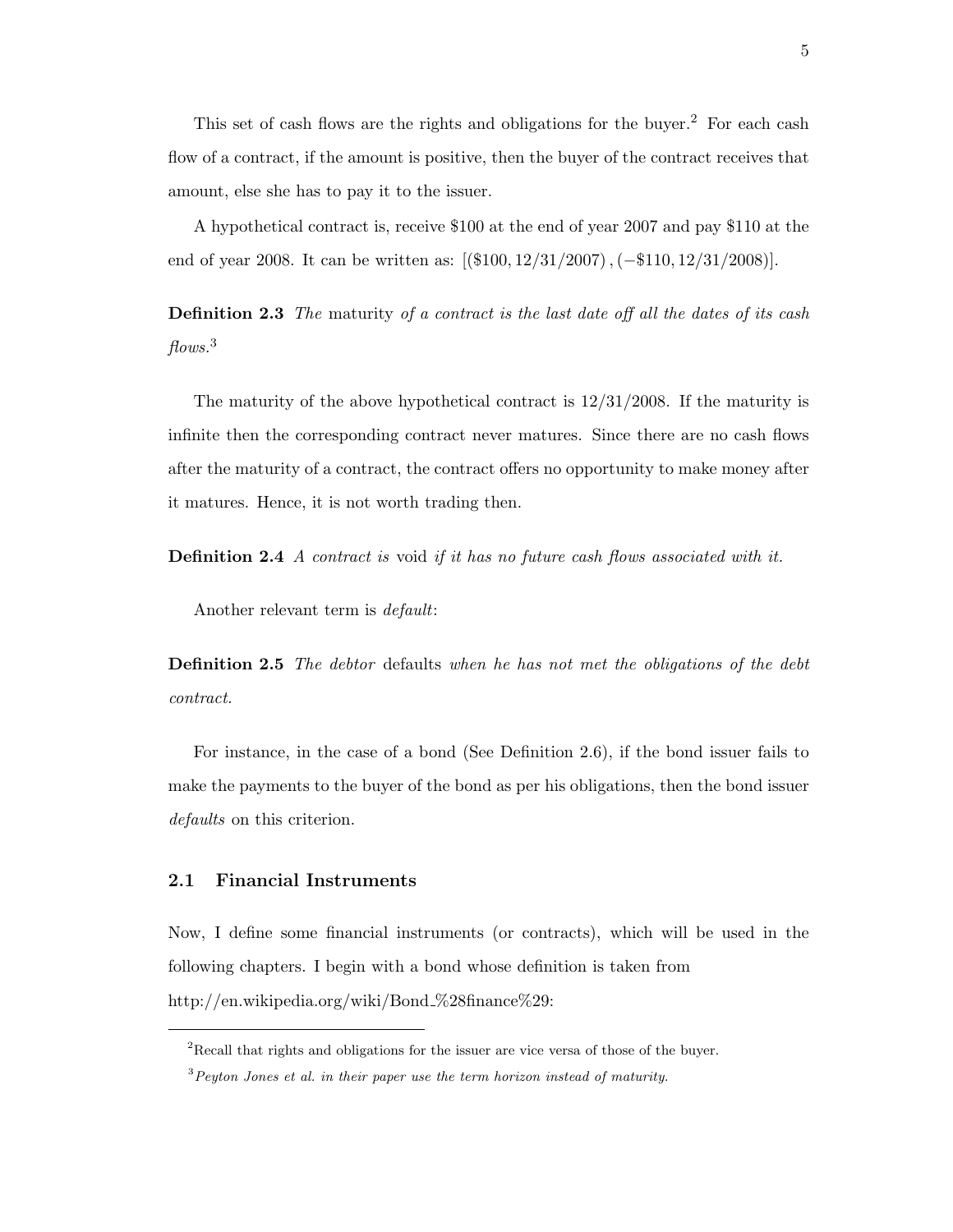This set of cash flows are the rights and obligations for the buyer.[2] For each cash flow of a contract, if the amount is positive, then the buyer of the contract receives that amount, else she has to pay it to the issuer.

A hypothetical contract is, receive \$100 at the end of year 2007 and pay \$110 at the end of year 2008. It can be written as: $[(\$100, 12/31/2007), (-\$110, 12/31/2008)]$.

**Definition 2.3** *The* maturity *of a contract is the last date off all the dates of its cash flows.*[3]

The maturity of the above hypothetical contract is 12/31/2008. If the maturity is infinite then the corresponding contract never matures. Since there are no cash flows after the maturity of a contract, the contract offers no opportunity to make money after it matures. Hence, it is not worth trading then.

**Definition 2.4** *A contract is* void *if it has no future cash flows associated with it.*

Another relevant term is *default*:

**Definition 2.5** *The debtor* defaults *when he has not met the obligations of the debt contract.*

For instance, in the case of a bond (See Definition 2.6), if the bond issuer fails to make the payments to the buyer of the bond as per his obligations, then the bond issuer *defaults* on this criterion.

## 2.1 Financial Instruments

Now, I define some financial instruments (or contracts), which will be used in the following chapters. I begin with a bond whose definition is taken from http://en.wikipedia.org/wiki/Bond_%28finance%29:

---

[2] Recall that rights and obligations for the issuer are vice versa of those of the buyer.

[3] *Peyton Jones et al. in their paper use the term horizon instead of maturity.*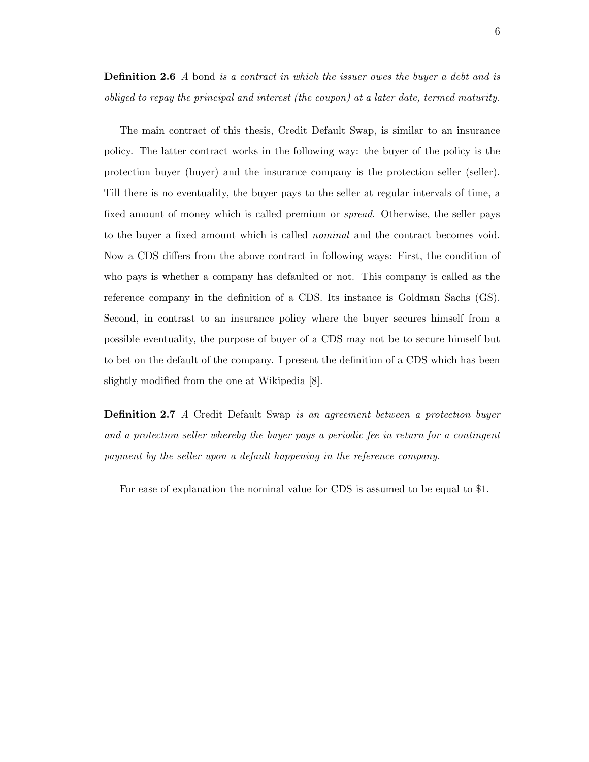**Definition 2.6** *A* bond *is a contract in which the issuer owes the buyer a debt and is obliged to repay the principal and interest (the coupon) at a later date, termed maturity.*

The main contract of this thesis, Credit Default Swap, is similar to an insurance policy. The latter contract works in the following way: the buyer of the policy is the protection buyer (buyer) and the insurance company is the protection seller (seller). Till there is no eventuality, the buyer pays to the seller at regular intervals of time, a fixed amount of money which is called premium or *spread*. Otherwise, the seller pays to the buyer a fixed amount which is called *nominal* and the contract becomes void. Now a CDS differs from the above contract in following ways: First, the condition of who pays is whether a company has defaulted or not. This company is called as the reference company in the definition of a CDS. Its instance is Goldman Sachs (GS). Second, in contrast to an insurance policy where the buyer secures himself from a possible eventuality, the purpose of buyer of a CDS may not be to secure himself but to bet on the default of the company. I present the definition of a CDS which has been slightly modified from the one at Wikipedia [8].

**Definition 2.7** *A* Credit Default Swap *is an agreement between a protection buyer and a protection seller whereby the buyer pays a periodic fee in return for a contingent payment by the seller upon a default happening in the reference company.*

For ease of explanation the nominal value for CDS is assumed to be equal to \$1.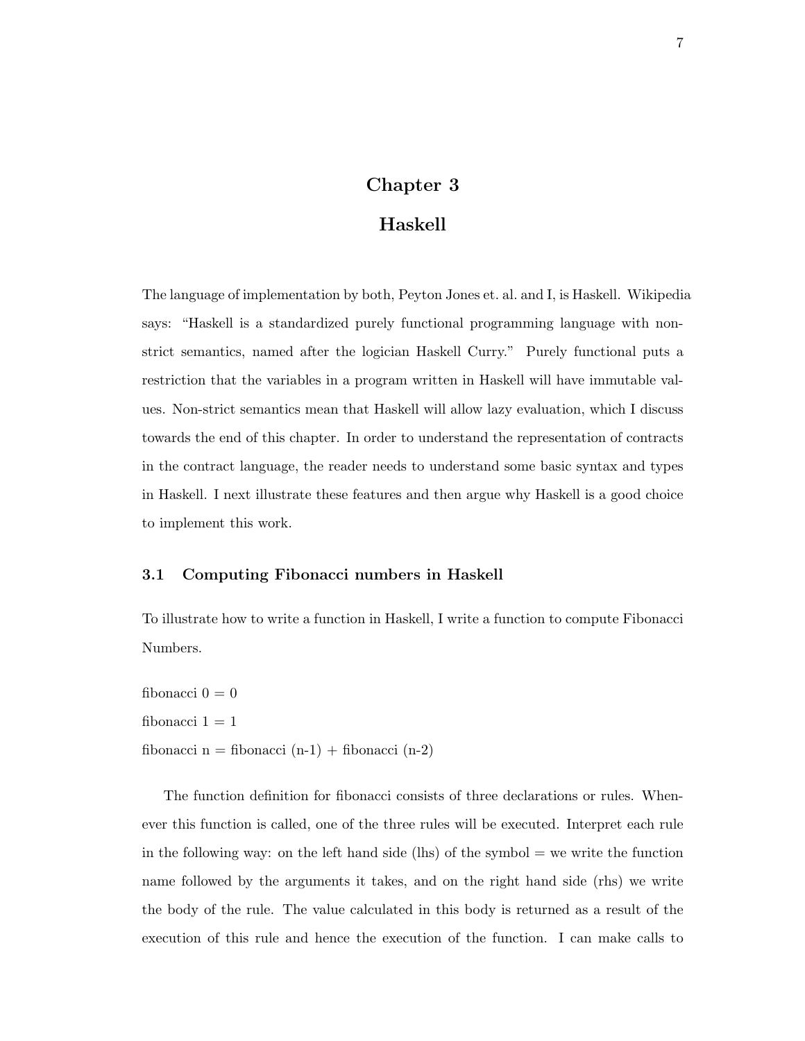# Chapter 3

# Haskell

The language of implementation by both, Peyton Jones et. al. and I, is Haskell. Wikipedia says: "Haskell is a standardized purely functional programming language with non-strict semantics, named after the logician Haskell Curry." Purely functional puts a restriction that the variables in a program written in Haskell will have immutable values. Non-strict semantics mean that Haskell will allow lazy evaluation, which I discuss towards the end of this chapter. In order to understand the representation of contracts in the contract language, the reader needs to understand some basic syntax and types in Haskell. I next illustrate these features and then argue why Haskell is a good choice to implement this work.

## 3.1 Computing Fibonacci numbers in Haskell

To illustrate how to write a function in Haskell, I write a function to compute Fibonacci Numbers.

```
fibonacci 0 = 0
fibonacci 1 = 1
fibonacci n = fibonacci (n-1) + fibonacci (n-2)
```

The function definition for fibonacci consists of three declarations or rules. Whenever this function is called, one of the three rules will be executed. Interpret each rule in the following way: on the left hand side (lhs) of the symbol = we write the function name followed by the arguments it takes, and on the right hand side (rhs) we write the body of the rule. The value calculated in this body is returned as a result of the execution of this rule and hence the execution of the function. I can make calls to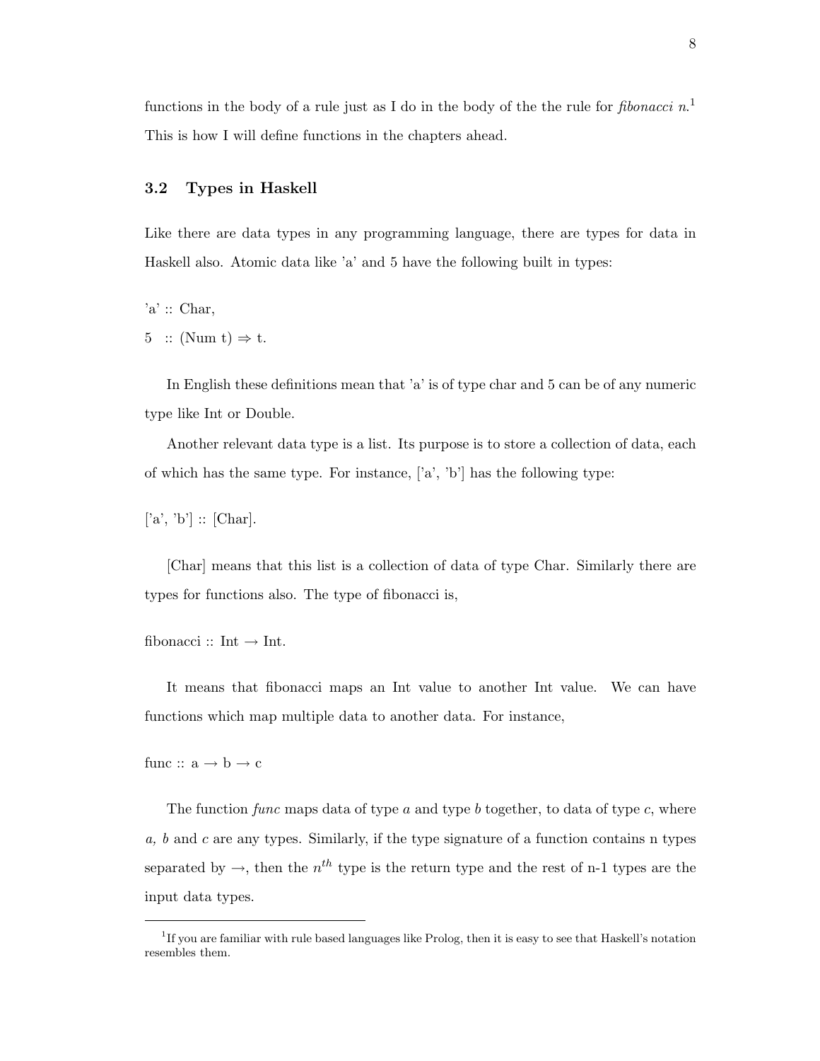functions in the body of a rule just as I do in the body of the the rule for *fibonacci n*.[1] This is how I will define functions in the chapters ahead.

### 3.2 Types in Haskell

Like there are data types in any programming language, there are types for data in Haskell also. Atomic data like 'a' and 5 have the following built in types:

'a' :: Char,

5 :: (Num t) ⇒ t.

In English these definitions mean that 'a' is of type char and 5 can be of any numeric type like Int or Double.

Another relevant data type is a list. Its purpose is to store a collection of data, each of which has the same type. For instance, ['a', 'b'] has the following type:

['a', 'b'] :: [Char].

[Char] means that this list is a collection of data of type Char. Similarly there are types for functions also. The type of fibonacci is,

fibonacci :: Int → Int.

It means that fibonacci maps an Int value to another Int value. We can have functions which map multiple data to another data. For instance,

func :: a → b → c

The function *func* maps data of type *a* and type *b* together, to data of type *c*, where *a, b* and *c* are any types. Similarly, if the type signature of a function contains n types separated by →, then the $n^{th}$ type is the return type and the rest of n-1 types are the input data types.

---

[1] If you are familiar with rule based languages like Prolog, then it is easy to see that Haskell's notation resembles them.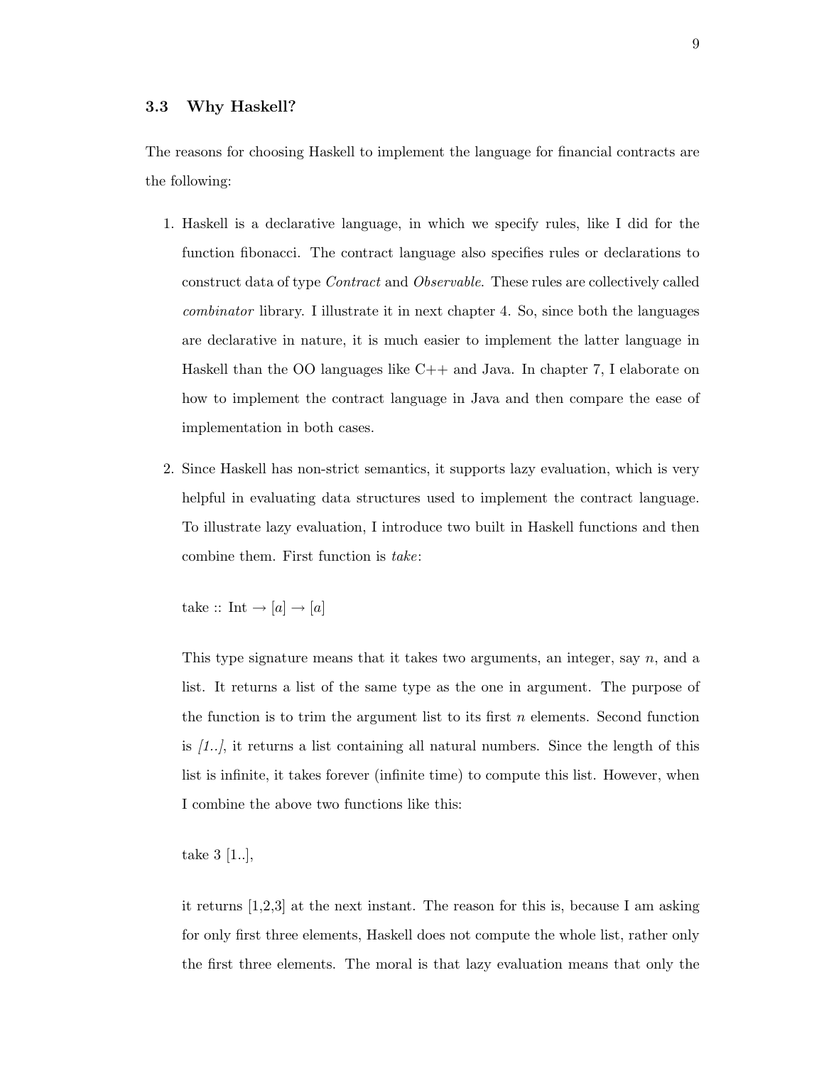### 3.3 Why Haskell?

The reasons for choosing Haskell to implement the language for financial contracts are the following:

1. Haskell is a declarative language, in which we specify rules, like I did for the function fibonacci. The contract language also specifies rules or declarations to construct data of type *Contract* and *Observable*. These rules are collectively called *combinator* library. I illustrate it in next chapter 4. So, since both the languages are declarative in nature, it is much easier to implement the latter language in Haskell than the OO languages like C++ and Java. In chapter 7, I elaborate on how to implement the contract language in Java and then compare the ease of implementation in both cases.

2. Since Haskell has non-strict semantics, it supports lazy evaluation, which is very helpful in evaluating data structures used to implement the contract language. To illustrate lazy evaluation, I introduce two built in Haskell functions and then combine them. First function is *take*:

   take :: Int → [$a$] → [$a$]

   This type signature means that it takes two arguments, an integer, say $n$, and a list. It returns a list of the same type as the one in argument. The purpose of the function is to trim the argument list to its first $n$ elements. Second function is *[1..]*, it returns a list containing all natural numbers. Since the length of this list is infinite, it takes forever (infinite time) to compute this list. However, when I combine the above two functions like this:

   take 3 [1..],

   it returns [1,2,3] at the next instant. The reason for this is, because I am asking for only first three elements, Haskell does not compute the whole list, rather only the first three elements. The moral is that lazy evaluation means that only the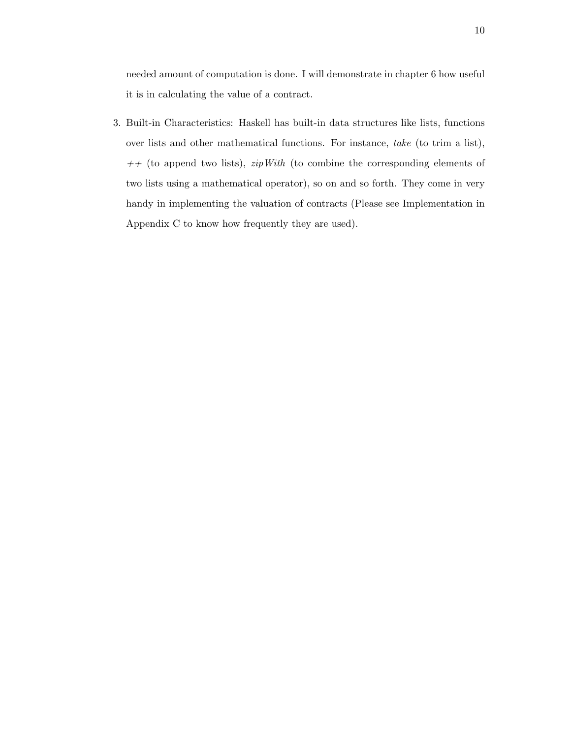needed amount of computation is done. I will demonstrate in chapter 6 how useful it is in calculating the value of a contract.

3. Built-in Characteristics: Haskell has built-in data structures like lists, functions over lists and other mathematical functions. For instance, *take* (to trim a list), *++* (to append two lists), *zipWith* (to combine the corresponding elements of two lists using a mathematical operator), so on and so forth. They come in very handy in implementing the valuation of contracts (Please see Implementation in Appendix C to know how frequently they are used).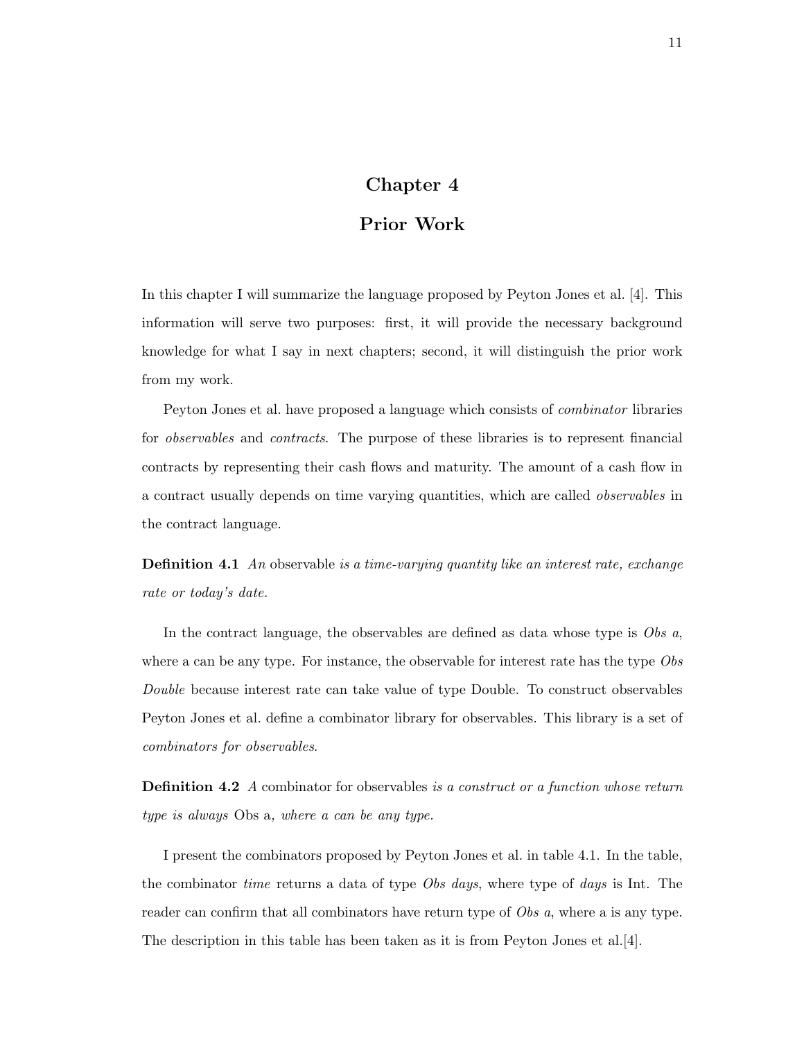# Chapter 4

# Prior Work

In this chapter I will summarize the language proposed by Peyton Jones et al. [4]. This information will serve two purposes: first, it will provide the necessary background knowledge for what I say in next chapters; second, it will distinguish the prior work from my work.

Peyton Jones et al. have proposed a language which consists of *combinator* libraries for *observables* and *contracts*. The purpose of these libraries is to represent financial contracts by representing their cash flows and maturity. The amount of a cash flow in a contract usually depends on time varying quantities, which are called *observables* in the contract language.

**Definition 4.1** *An* observable *is a time-varying quantity like an interest rate, exchange rate or today's date.*

In the contract language, the observables are defined as data whose type is *Obs a*, where a can be any type. For instance, the observable for interest rate has the type *Obs Double* because interest rate can take value of type Double. To construct observables Peyton Jones et al. define a combinator library for observables. This library is a set of *combinators for observables*.

**Definition 4.2** *A* combinator for observables *is a construct or a function whose return type is always* Obs a*, where a can be any type.*

I present the combinators proposed by Peyton Jones et al. in table 4.1. In the table, the combinator *time* returns a data of type *Obs days*, where type of *days* is Int. The reader can confirm that all combinators have return type of *Obs a*, where a is any type. The description in this table has been taken as it is from Peyton Jones et al.[4].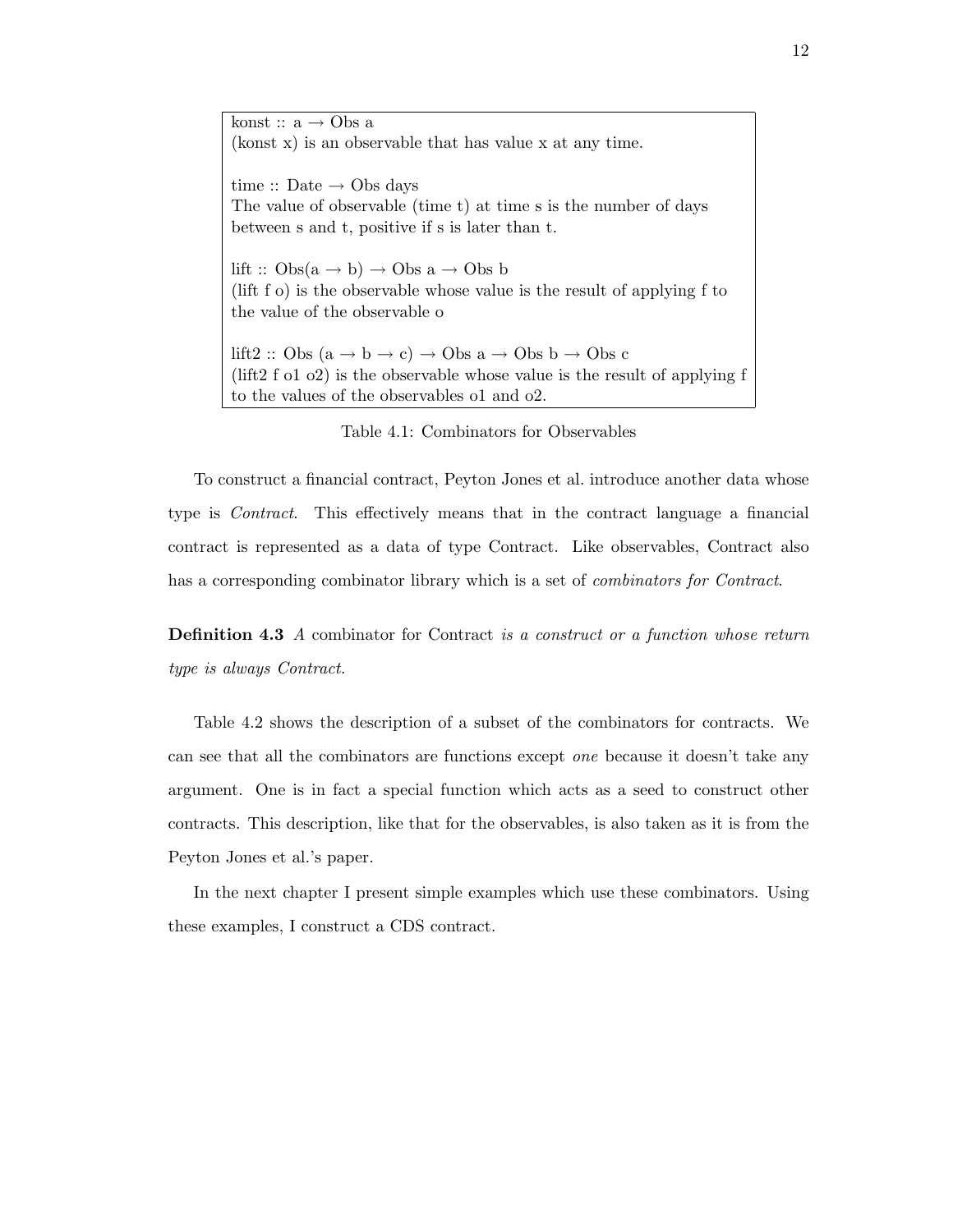```
konst :: a → Obs a
(konst x) is an observable that has value x at any time.

time :: Date → Obs days
The value of observable (time t) at time s is the number of days
between s and t, positive if s is later than t.

lift :: Obs(a → b) → Obs a → Obs b
(lift f o) is the observable whose value is the result of applying f to
the value of the observable o

lift2 :: Obs (a → b → c) → Obs a → Obs b → Obs c
(lift2 f o1 o2) is the observable whose value is the result of applying f
to the values of the observables o1 and o2.
```

Table 4.1: Combinators for Observables

To construct a financial contract, Peyton Jones et al. introduce another data whose type is *Contract*. This effectively means that in the contract language a financial contract is represented as a data of type Contract. Like observables, Contract also has a corresponding combinator library which is a set of *combinators for Contract*.

**Definition 4.3** *A* combinator for Contract *is a construct or a function whose return type is always Contract.*

Table 4.2 shows the description of a subset of the combinators for contracts. We can see that all the combinators are functions except *one* because it doesn't take any argument. One is in fact a special function which acts as a seed to construct other contracts. This description, like that for the observables, is also taken as it is from the Peyton Jones et al.'s paper.

In the next chapter I present simple examples which use these combinators. Using these examples, I construct a CDS contract.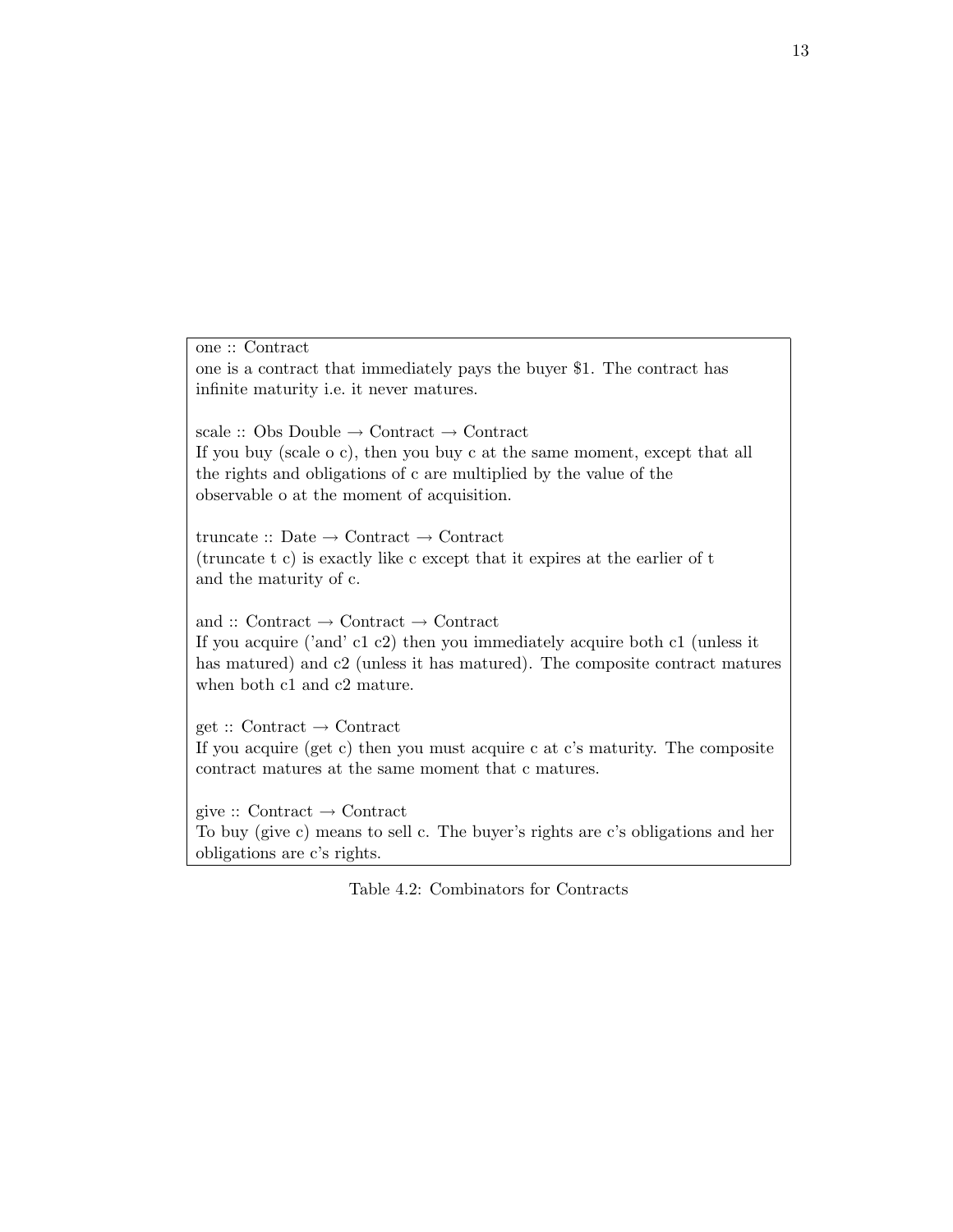one :: Contract
one is a contract that immediately pays the buyer $1. The contract has infinite maturity i.e. it never matures.

scale :: Obs Double → Contract → Contract
If you buy (scale o c), then you buy c at the same moment, except that all the rights and obligations of c are multiplied by the value of the observable o at the moment of acquisition.

truncate :: Date → Contract → Contract
(truncate t c) is exactly like c except that it expires at the earlier of t and the maturity of c.

and :: Contract → Contract → Contract
If you acquire ('and' c1 c2) then you immediately acquire both c1 (unless it has matured) and c2 (unless it has matured). The composite contract matures when both c1 and c2 mature.

get :: Contract → Contract
If you acquire (get c) then you must acquire c at c's maturity. The composite contract matures at the same moment that c matures.

give :: Contract → Contract
To buy (give c) means to sell c. The buyer's rights are c's obligations and her obligations are c's rights.

Table 4.2: Combinators for Contracts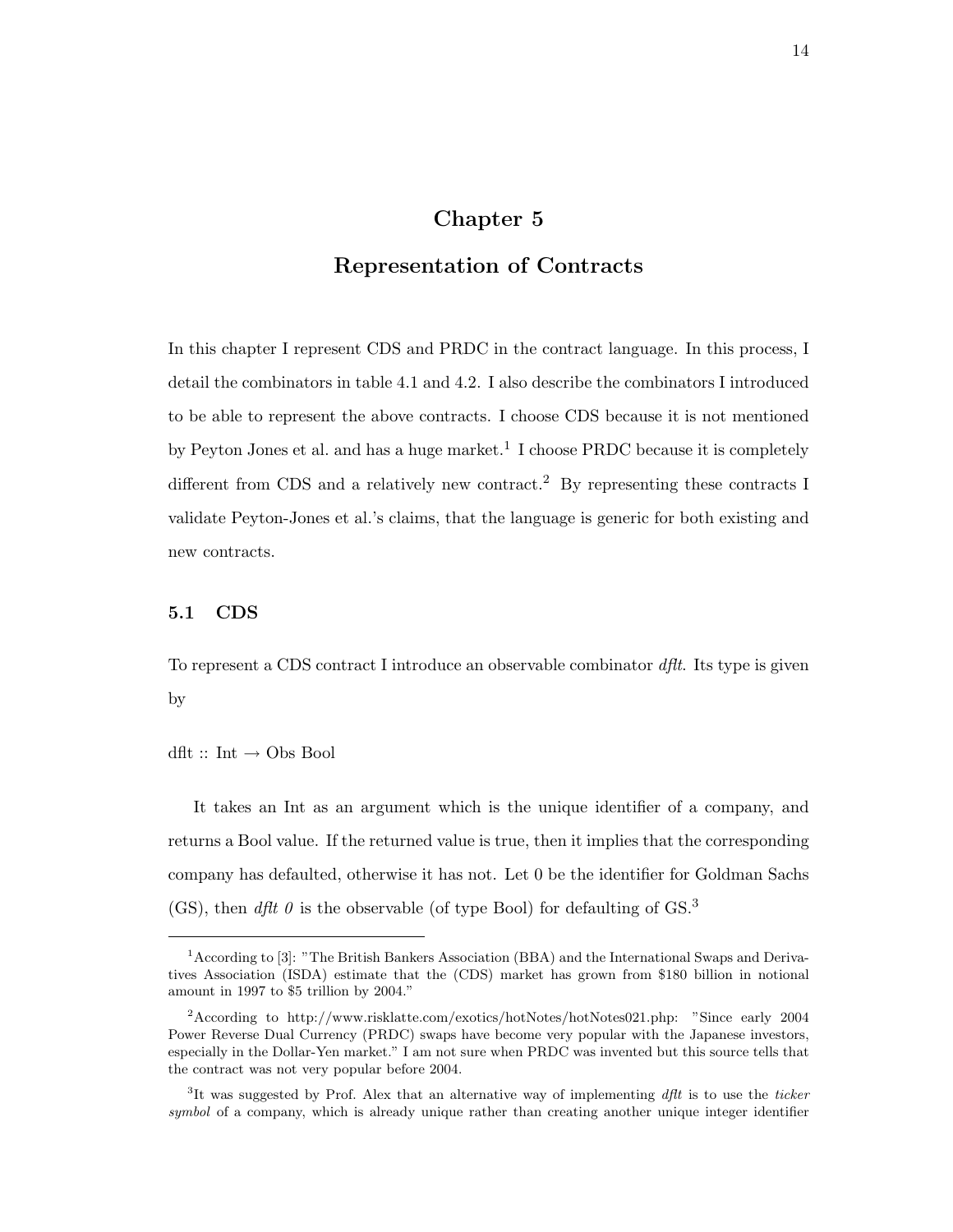# Chapter 5

# Representation of Contracts

In this chapter I represent CDS and PRDC in the contract language. In this process, I detail the combinators in table 4.1 and 4.2. I also describe the combinators I introduced to be able to represent the above contracts. I choose CDS because it is not mentioned by Peyton Jones et al. and has a huge market.[1] I choose PRDC because it is completely different from CDS and a relatively new contract.[2] By representing these contracts I validate Peyton-Jones et al.'s claims, that the language is generic for both existing and new contracts.

## 5.1 CDS

To represent a CDS contract I introduce an observable combinator *dflt*. Its type is given by

dflt :: Int → Obs Bool

It takes an Int as an argument which is the unique identifier of a company, and returns a Bool value. If the returned value is true, then it implies that the corresponding company has defaulted, otherwise it has not. Let 0 be the identifier for Goldman Sachs (GS), then *dflt 0* is the observable (of type Bool) for defaulting of GS.[3]

---

[1] According to [3]: "The British Bankers Association (BBA) and the International Swaps and Derivatives Association (ISDA) estimate that the (CDS) market has grown from $180 billion in notional amount in 1997 to $5 trillion by 2004."

[2] According to http://www.risklatte.com/exotics/hotNotes/hotNotes021.php: "Since early 2004 Power Reverse Dual Currency (PRDC) swaps have become very popular with the Japanese investors, especially in the Dollar-Yen market." I am not sure when PRDC was invented but this source tells that the contract was not very popular before 2004.

[3] It was suggested by Prof. Alex that an alternative way of implementing *dflt* is to use the *ticker symbol* of a company, which is already unique rather than creating another unique integer identifier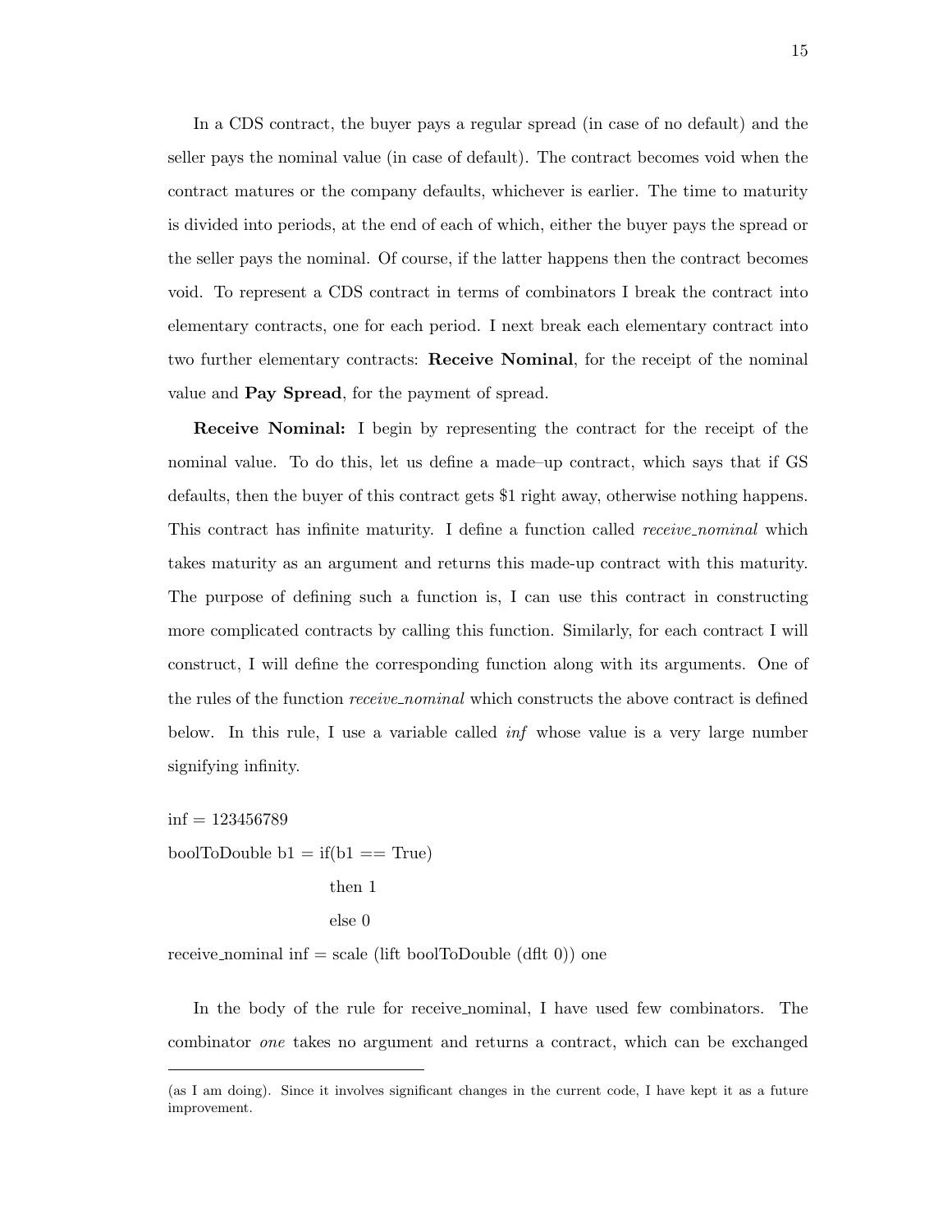In a CDS contract, the buyer pays a regular spread (in case of no default) and the seller pays the nominal value (in case of default). The contract becomes void when the contract matures or the company defaults, whichever is earlier. The time to maturity is divided into periods, at the end of each of which, either the buyer pays the spread or the seller pays the nominal. Of course, if the latter happens then the contract becomes void. To represent a CDS contract in terms of combinators I break the contract into elementary contracts, one for each period. I next break each elementary contract into two further elementary contracts: **Receive Nominal**, for the receipt of the nominal value and **Pay Spread**, for the payment of spread.

**Receive Nominal:** I begin by representing the contract for the receipt of the nominal value. To do this, let us define a made–up contract, which says that if GS defaults, then the buyer of this contract gets $1 right away, otherwise nothing happens. This contract has infinite maturity. I define a function called *receive_nominal* which takes maturity as an argument and returns this made-up contract with this maturity. The purpose of defining such a function is, I can use this contract in constructing more complicated contracts by calling this function. Similarly, for each contract I will construct, I will define the corresponding function along with its arguments. One of the rules of the function *receive_nominal* which constructs the above contract is defined below. In this rule, I use a variable called *inf* whose value is a very large number signifying infinity.

```
inf = 123456789
boolToDouble b1 = if(b1 == True)
                      then 1
                      else 0
receive_nominal inf = scale (lift boolToDouble (dflt 0)) one
```

In the body of the rule for receive_nominal, I have used few combinators. The combinator *one* takes no argument and returns a contract, which can be exchanged

(as I am doing). Since it involves significant changes in the current code, I have kept it as a future improvement.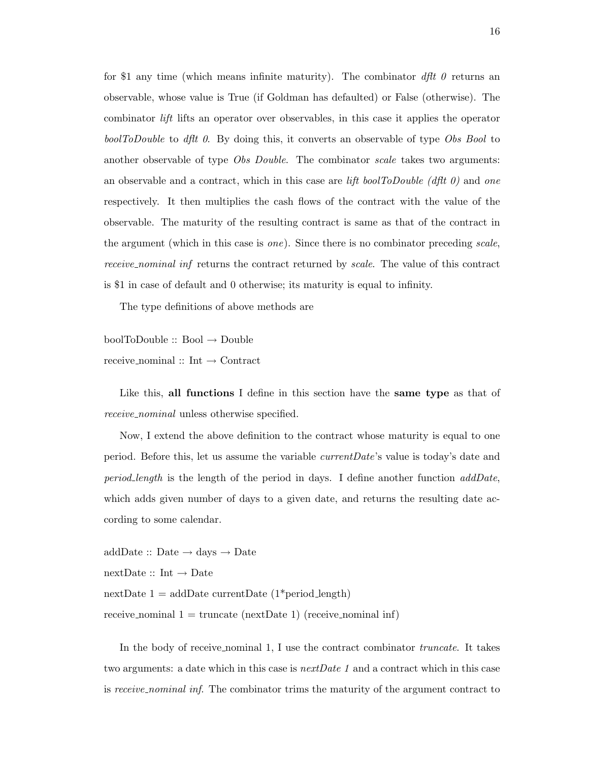for $1 any time (which means infinite maturity). The combinator *dflt 0* returns an observable, whose value is True (if Goldman has defaulted) or False (otherwise). The combinator *lift* lifts an operator over observables, in this case it applies the operator *boolToDouble* to *dflt 0*. By doing this, it converts an observable of type *Obs Bool* to another observable of type *Obs Double*. The combinator *scale* takes two arguments: an observable and a contract, which in this case are *lift boolToDouble (dflt 0)* and *one* respectively. It then multiplies the cash flows of the contract with the value of the observable. The maturity of the resulting contract is same as that of the contract in the argument (which in this case is *one*). Since there is no combinator preceding *scale*, *receive_nominal inf* returns the contract returned by *scale*. The value of this contract is $1 in case of default and 0 otherwise; its maturity is equal to infinity.

The type definitions of above methods are

```
boolToDouble :: Bool → Double
receive_nominal :: Int → Contract
```

Like this, **all functions** I define in this section have the **same type** as that of *receive_nominal* unless otherwise specified.

Now, I extend the above definition to the contract whose maturity is equal to one period. Before this, let us assume the variable *currentDate*'s value is today's date and *period_length* is the length of the period in days. I define another function *addDate*, which adds given number of days to a given date, and returns the resulting date according to some calendar.

```
addDate :: Date → days → Date
nextDate :: Int → Date
nextDate 1 = addDate currentDate (1*period_length)
receive_nominal 1 = truncate (nextDate 1) (receive_nominal inf)
```

In the body of receive_nominal 1, I use the contract combinator *truncate*. It takes two arguments: a date which in this case is *nextDate 1* and a contract which in this case is *receive_nominal inf*. The combinator trims the maturity of the argument contract to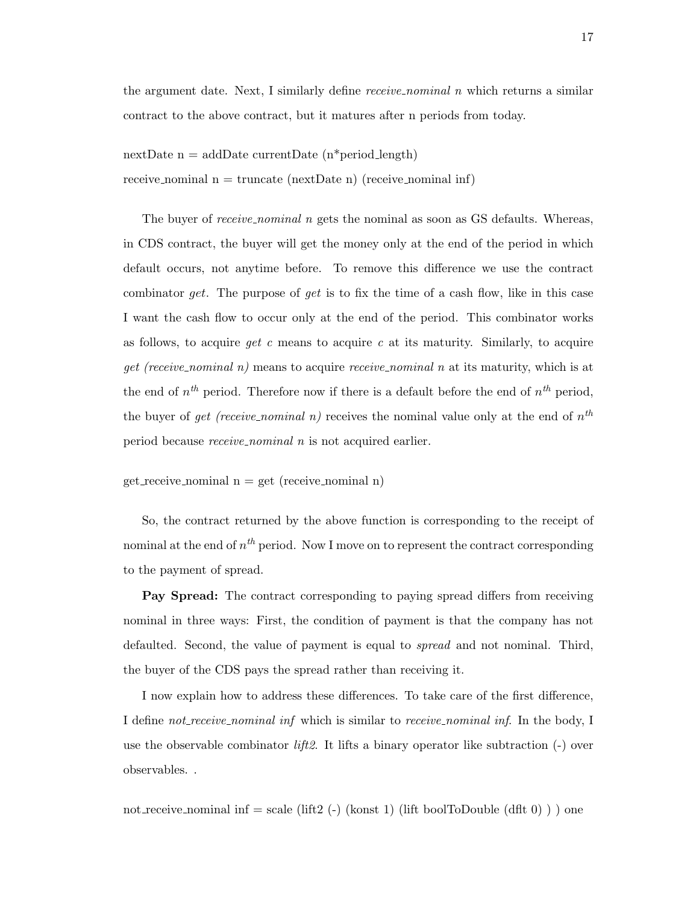the argument date. Next, I similarly define *receive_nominal n* which returns a similar contract to the above contract, but it matures after n periods from today.

```
nextDate n = addDate currentDate (n*period_length)
receive_nominal n = truncate (nextDate n) (receive_nominal inf)
```

The buyer of *receive_nominal n* gets the nominal as soon as GS defaults. Whereas, in CDS contract, the buyer will get the money only at the end of the period in which default occurs, not anytime before. To remove this difference we use the contract combinator *get*. The purpose of *get* is to fix the time of a cash flow, like in this case I want the cash flow to occur only at the end of the period. This combinator works as follows, to acquire *get c* means to acquire *c* at its maturity. Similarly, to acquire *get (receive_nominal n)* means to acquire *receive_nominal n* at its maturity, which is at the end of $n^{th}$ period. Therefore now if there is a default before the end of $n^{th}$ period, the buyer of *get (receive_nominal n)* receives the nominal value only at the end of $n^{th}$ period because *receive_nominal n* is not acquired earlier.

```
get_receive_nominal n = get (receive_nominal n)
```

So, the contract returned by the above function is corresponding to the receipt of nominal at the end of $n^{th}$ period. Now I move on to represent the contract corresponding to the payment of spread.

**Pay Spread:** The contract corresponding to paying spread differs from receiving nominal in three ways: First, the condition of payment is that the company has not defaulted. Second, the value of payment is equal to *spread* and not nominal. Third, the buyer of the CDS pays the spread rather than receiving it.

I now explain how to address these differences. To take care of the first difference, I define *not_receive_nominal inf* which is similar to *receive_nominal inf*. In the body, I use the observable combinator *lift2*. It lifts a binary operator like subtraction (-) over observables. .

```
not_receive_nominal inf = scale (lift2 (-) (konst 1) (lift boolToDouble (dflt 0) ) ) one
```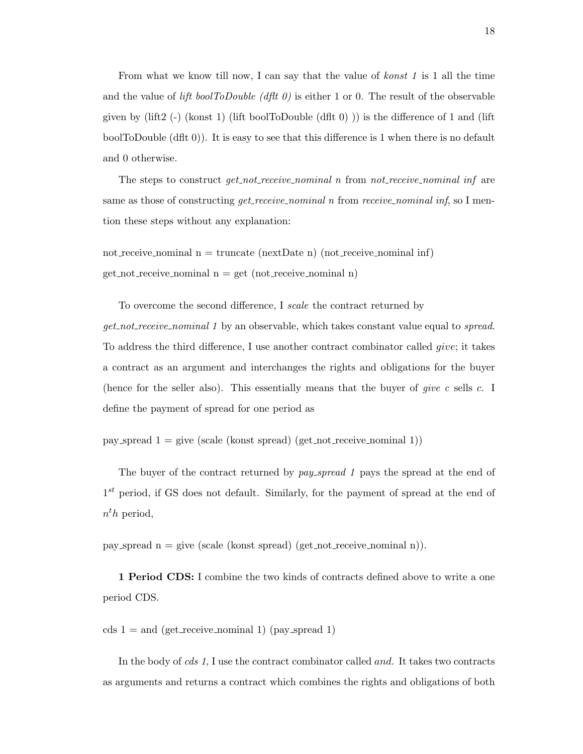From what we know till now, I can say that the value of *konst 1* is 1 all the time and the value of *lift boolToDouble (dflt 0)* is either 1 or 0. The result of the observable given by (lift2 (-) (konst 1) (lift boolToDouble (dflt 0) )) is the difference of 1 and (lift boolToDouble (dflt 0)). It is easy to see that this difference is 1 when there is no default and 0 otherwise.

The steps to construct *get_not_receive_nominal n* from *not_receive_nominal inf* are same as those of constructing *get_receive_nominal n* from *receive_nominal inf*, so I mention these steps without any explanation:

```
not_receive_nominal n = truncate (nextDate n) (not_receive_nominal inf)
get_not_receive_nominal n = get (not_receive_nominal n)
```

To overcome the second difference, I *scale* the contract returned by *get_not_receive_nominal 1* by an observable, which takes constant value equal to *spread*. To address the third difference, I use another contract combinator called *give*; it takes a contract as an argument and interchanges the rights and obligations for the buyer (hence for the seller also). This essentially means that the buyer of *give c* sells *c*. I define the payment of spread for one period as

```
pay_spread 1 = give (scale (konst spread) (get_not_receive_nominal 1))
```

The buyer of the contract returned by *pay_spread 1* pays the spread at the end of $1^{st}$ period, if GS does not default. Similarly, for the payment of spread at the end of $n^th$ period,

```
pay_spread n = give (scale (konst spread) (get_not_receive_nominal n)).
```

**1 Period CDS:** I combine the two kinds of contracts defined above to write a one period CDS.

```
cds 1 = and (get_receive_nominal 1) (pay_spread 1)
```

In the body of *cds 1*, I use the contract combinator called *and*. It takes two contracts as arguments and returns a contract which combines the rights and obligations of both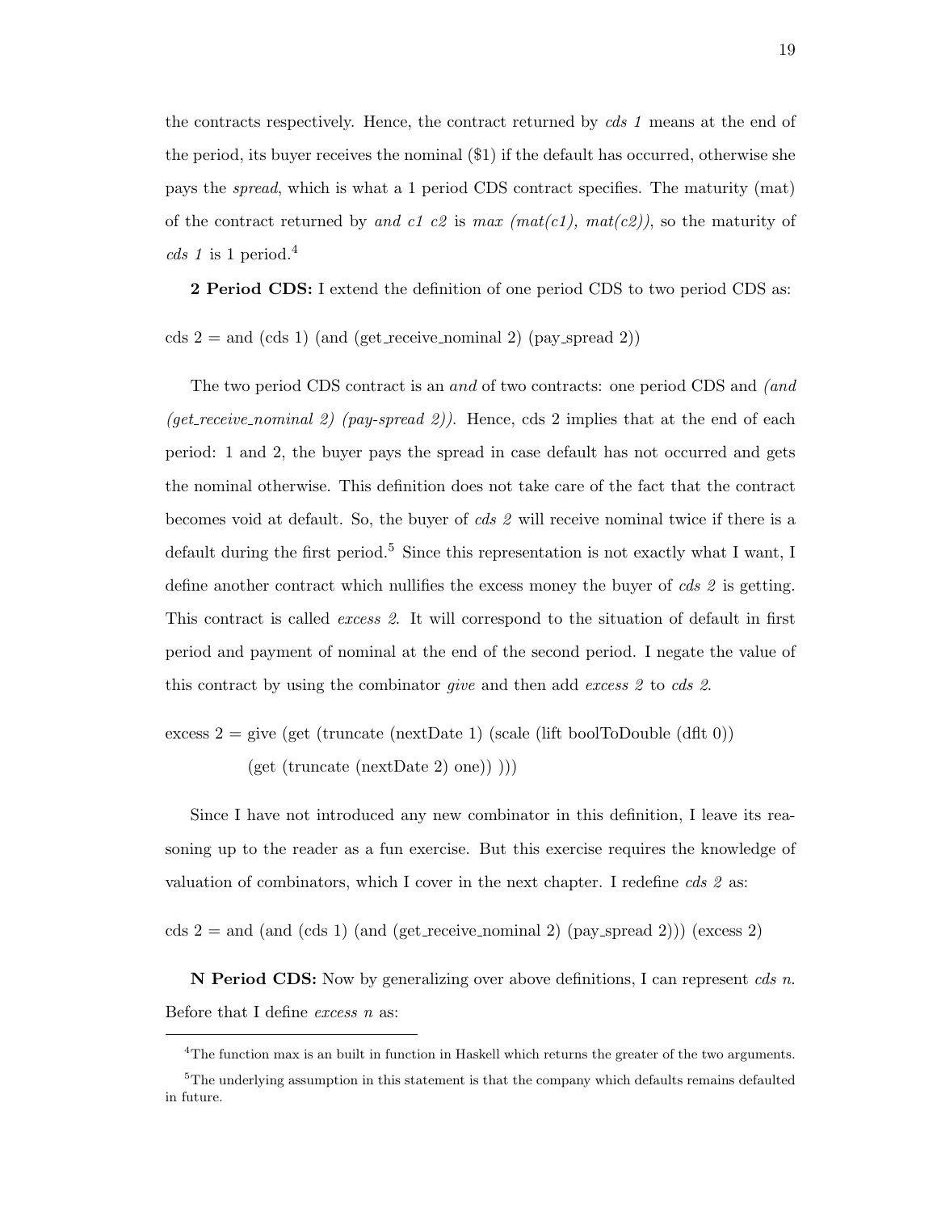the contracts respectively. Hence, the contract returned by *cds 1* means at the end of the period, its buyer receives the nominal ($1) if the default has occurred, otherwise she pays the *spread*, which is what a 1 period CDS contract specifies. The maturity (mat) of the contract returned by *and c1 c2* is *max (mat(c1), mat(c2))*, so the maturity of *cds 1* is 1 period.[4]

**2 Period CDS:** I extend the definition of one period CDS to two period CDS as:

```
cds 2 = and (cds 1) (and (get_receive_nominal 2) (pay_spread 2))
```

The two period CDS contract is an *and* of two contracts: one period CDS and *(and (get_receive_nominal 2) (pay-spread 2))*. Hence, cds 2 implies that at the end of each period: 1 and 2, the buyer pays the spread in case default has not occurred and gets the nominal otherwise. This definition does not take care of the fact that the contract becomes void at default. So, the buyer of *cds 2* will receive nominal twice if there is a default during the first period.[5] Since this representation is not exactly what I want, I define another contract which nullifies the excess money the buyer of *cds 2* is getting. This contract is called *excess 2*. It will correspond to the situation of default in first period and payment of nominal at the end of the second period. I negate the value of this contract by using the combinator *give* and then add *excess 2* to *cds 2*.

```
excess 2 = give (get (truncate (nextDate 1) (scale (lift boolToDouble (dflt 0))
            (get (truncate (nextDate 2) one)) )))
```

Since I have not introduced any new combinator in this definition, I leave its reasoning up to the reader as a fun exercise. But this exercise requires the knowledge of valuation of combinators, which I cover in the next chapter. I redefine *cds 2* as:

```
cds 2 = and (and (cds 1) (and (get_receive_nominal 2) (pay_spread 2))) (excess 2)
```

**N Period CDS:** Now by generalizing over above definitions, I can represent *cds n*. Before that I define *excess n* as:

---

[4] The function max is an built in function in Haskell which returns the greater of the two arguments.

[5] The underlying assumption in this statement is that the company which defaults remains defaulted in future.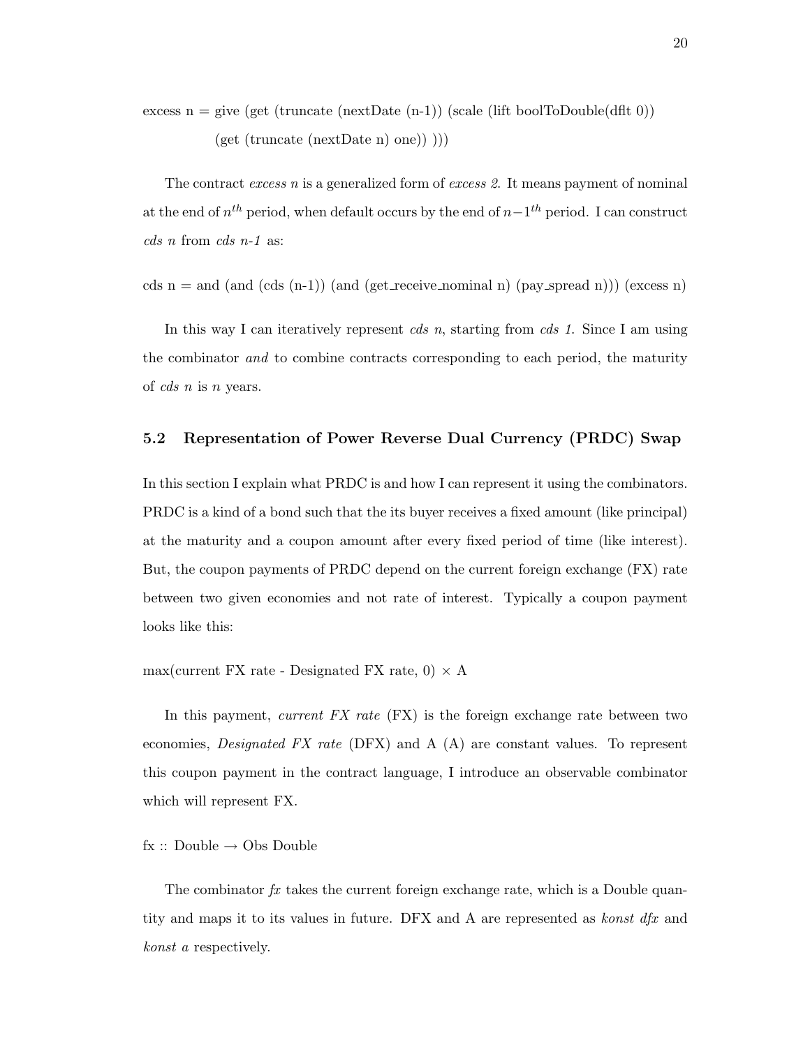excess n = give (get (truncate (nextDate (n-1)) (scale (lift boolToDouble(dflt 0))
(get (truncate (nextDate n) one)) )))

The contract *excess n* is a generalized form of *excess 2*. It means payment of nominal at the end of $n^{th}$ period, when default occurs by the end of $n-1^{th}$ period. I can construct *cds n* from *cds n-1* as:

cds n = and (and (cds (n-1)) (and (get_receive_nominal n) (pay_spread n))) (excess n)

In this way I can iteratively represent *cds n*, starting from *cds 1*. Since I am using the combinator *and* to combine contracts corresponding to each period, the maturity of *cds n* is *n* years.

## 5.2 Representation of Power Reverse Dual Currency (PRDC) Swap

In this section I explain what PRDC is and how I can represent it using the combinators. PRDC is a kind of a bond such that the its buyer receives a fixed amount (like principal) at the maturity and a coupon amount after every fixed period of time (like interest). But, the coupon payments of PRDC depend on the current foreign exchange (FX) rate between two given economies and not rate of interest. Typically a coupon payment looks like this:

max(current FX rate - Designated FX rate, 0) × A

In this payment, *current FX rate* (FX) is the foreign exchange rate between two economies, *Designated FX rate* (DFX) and A (A) are constant values. To represent this coupon payment in the contract language, I introduce an observable combinator which will represent FX.

fx :: Double → Obs Double

The combinator *fx* takes the current foreign exchange rate, which is a Double quantity and maps it to its values in future. DFX and A are represented as *konst dfx* and *konst a* respectively.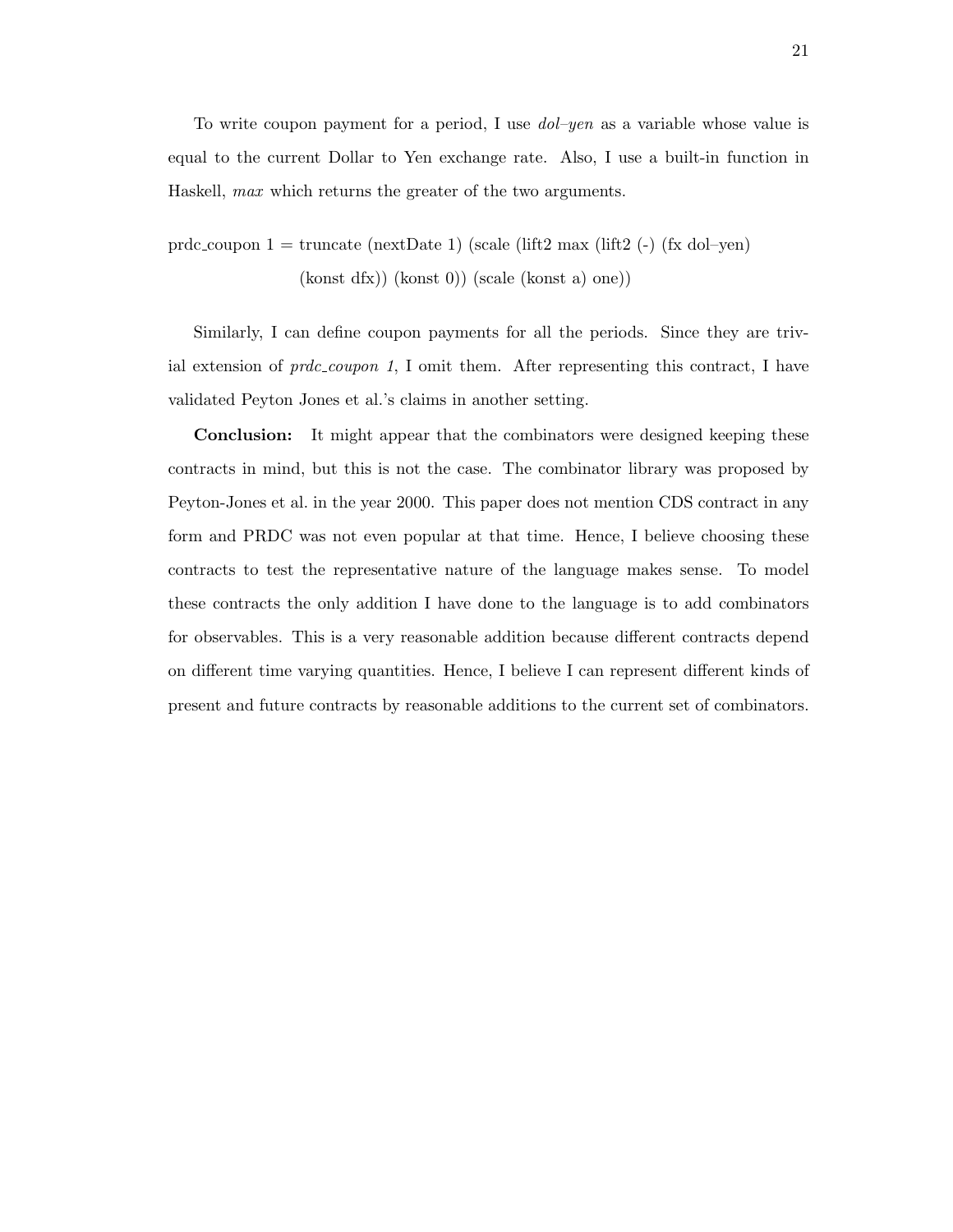To write coupon payment for a period, I use *dol–yen* as a variable whose value is equal to the current Dollar to Yen exchange rate. Also, I use a built-in function in Haskell, *max* which returns the greater of the two arguments.

```
prdc_coupon 1 = truncate (nextDate 1) (scale (lift2 max (lift2 (-) (fx dol–yen)
                (konst dfx)) (konst 0)) (scale (konst a) one))
```

Similarly, I can define coupon payments for all the periods. Since they are trivial extension of *prdc_coupon 1*, I omit them. After representing this contract, I have validated Peyton Jones et al.'s claims in another setting.

**Conclusion:** It might appear that the combinators were designed keeping these contracts in mind, but this is not the case. The combinator library was proposed by Peyton-Jones et al. in the year 2000. This paper does not mention CDS contract in any form and PRDC was not even popular at that time. Hence, I believe choosing these contracts to test the representative nature of the language makes sense. To model these contracts the only addition I have done to the language is to add combinators for observables. This is a very reasonable addition because different contracts depend on different time varying quantities. Hence, I believe I can represent different kinds of present and future contracts by reasonable additions to the current set of combinators.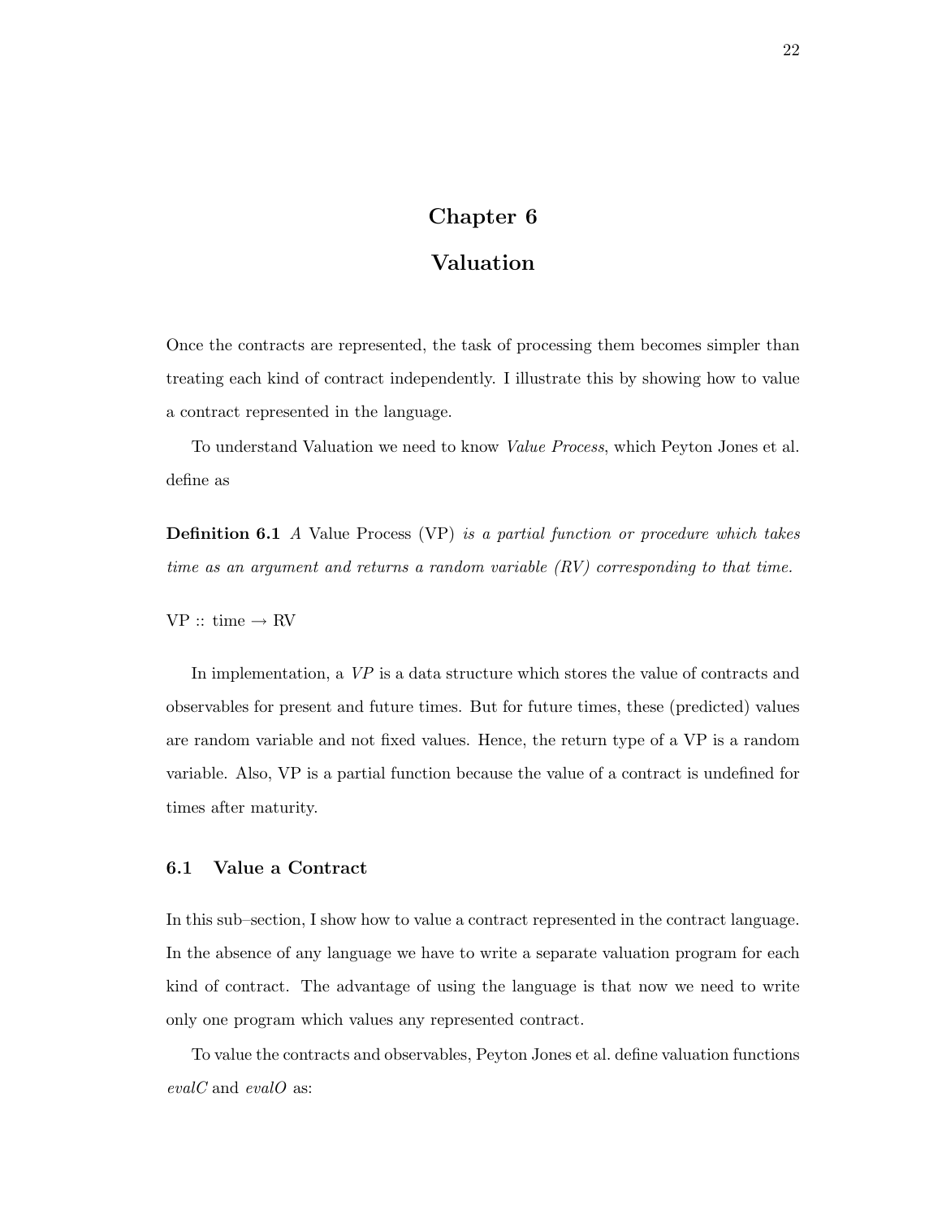# Chapter 6

# Valuation

Once the contracts are represented, the task of processing them becomes simpler than treating each kind of contract independently. I illustrate this by showing how to value a contract represented in the language.

To understand Valuation we need to know *Value Process*, which Peyton Jones et al. define as

**Definition 6.1** *A* Value Process (VP) *is a partial function or procedure which takes time as an argument and returns a random variable (RV) corresponding to that time.*

VP :: time → RV

In implementation, a *VP* is a data structure which stores the value of contracts and observables for present and future times. But for future times, these (predicted) values are random variable and not fixed values. Hence, the return type of a VP is a random variable. Also, VP is a partial function because the value of a contract is undefined for times after maturity.

## 6.1 Value a Contract

In this sub–section, I show how to value a contract represented in the contract language. In the absence of any language we have to write a separate valuation program for each kind of contract. The advantage of using the language is that now we need to write only one program which values any represented contract.

To value the contracts and observables, Peyton Jones et al. define valuation functions *evalC* and *evalO* as: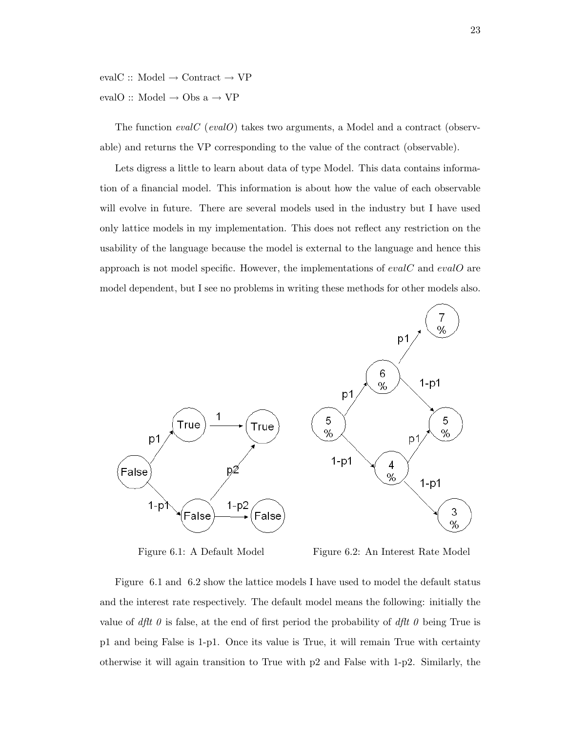evalC :: Model → Contract → VP

evalO :: Model → Obs a → VP

The function *evalC* (*evalO*) takes two arguments, a Model and a contract (observable) and returns the VP corresponding to the value of the contract (observable).

Lets digress a little to learn about data of type Model. This data contains information of a financial model. This information is about how the value of each observable will evolve in future. There are several models used in the industry but I have used only lattice models in my implementation. This does not reflect any restriction on the usability of the language because the model is external to the language and hence this approach is not model specific. However, the implementations of *evalC* and *evalO* are model dependent, but I see no problems in writing these methods for other models also.

Figure 6.1: A Default Model

Figure 6.2: An Interest Rate Model

Figure 6.1 and 6.2 show the lattice models I have used to model the default status and the interest rate respectively. The default model means the following: initially the value of *dflt 0* is false, at the end of first period the probability of *dflt 0* being True is p1 and being False is 1-p1. Once its value is True, it will remain True with certainty otherwise it will again transition to True with p2 and False with 1-p2. Similarly, the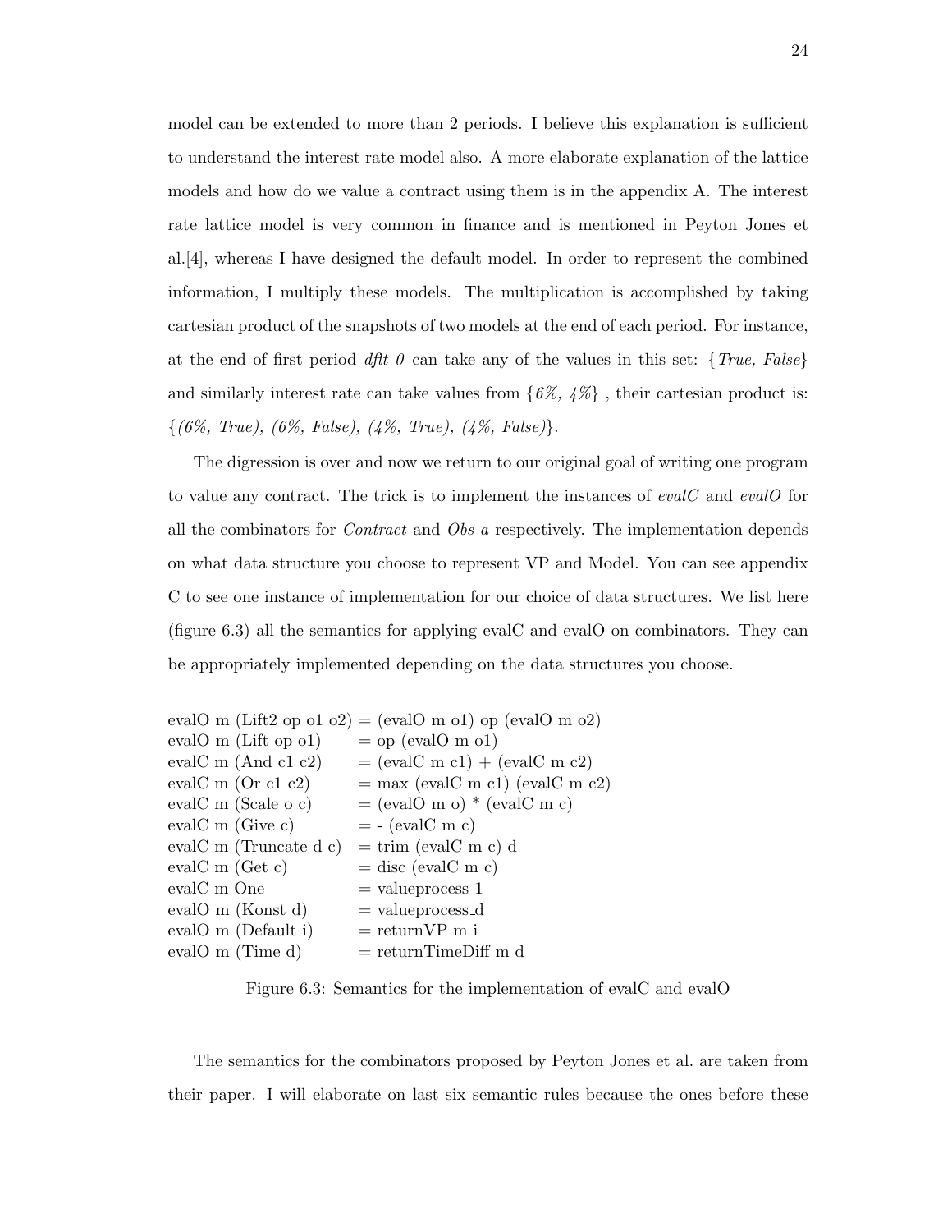model can be extended to more than 2 periods. I believe this explanation is sufficient to understand the interest rate model also. A more elaborate explanation of the lattice models and how do we value a contract using them is in the appendix A. The interest rate lattice model is very common in finance and is mentioned in Peyton Jones et al.[4], whereas I have designed the default model. In order to represent the combined information, I multiply these models. The multiplication is accomplished by taking cartesian product of the snapshots of two models at the end of each period. For instance, at the end of first period *dflt 0* can take any of the values in this set: {*True, False*} and similarly interest rate can take values from {*6%, 4%*} , their cartesian product is: {*(6%, True), (6%, False), (4%, True), (4%, False)*}.

The digression is over and now we return to our original goal of writing one program to value any contract. The trick is to implement the instances of *evalC* and *evalO* for all the combinators for *Contract* and *Obs a* respectively. The implementation depends on what data structure you choose to represent VP and Model. You can see appendix C to see one instance of implementation for our choice of data structures. We list here (figure 6.3) all the semantics for applying evalC and evalO on combinators. They can be appropriately implemented depending on the data structures you choose.

```
evalO m (Lift2 op o1 o2) = (evalO m o1) op (evalO m o2)
evalO m (Lift op o1)     = op (evalO m o1)
evalC m (And c1 c2)      = (evalC m c1) + (evalC m c2)
evalC m (Or c1 c2)       = max (evalC m c1) (evalC m c2)
evalC m (Scale o c)      = (evalO m o) * (evalC m c)
evalC m (Give c)         = - (evalC m c)
evalC m (Truncate d c)   = trim (evalC m c) d
evalC m (Get c)          = disc (evalC m c)
evalC m One              = valueprocess_1
evalO m (Konst d)        = valueprocess_d
evalO m (Default i)      = returnVP m i
evalO m (Time d)         = returnTimeDiff m d
```

Figure 6.3: Semantics for the implementation of evalC and evalO

The semantics for the combinators proposed by Peyton Jones et al. are taken from their paper. I will elaborate on last six semantic rules because the ones before these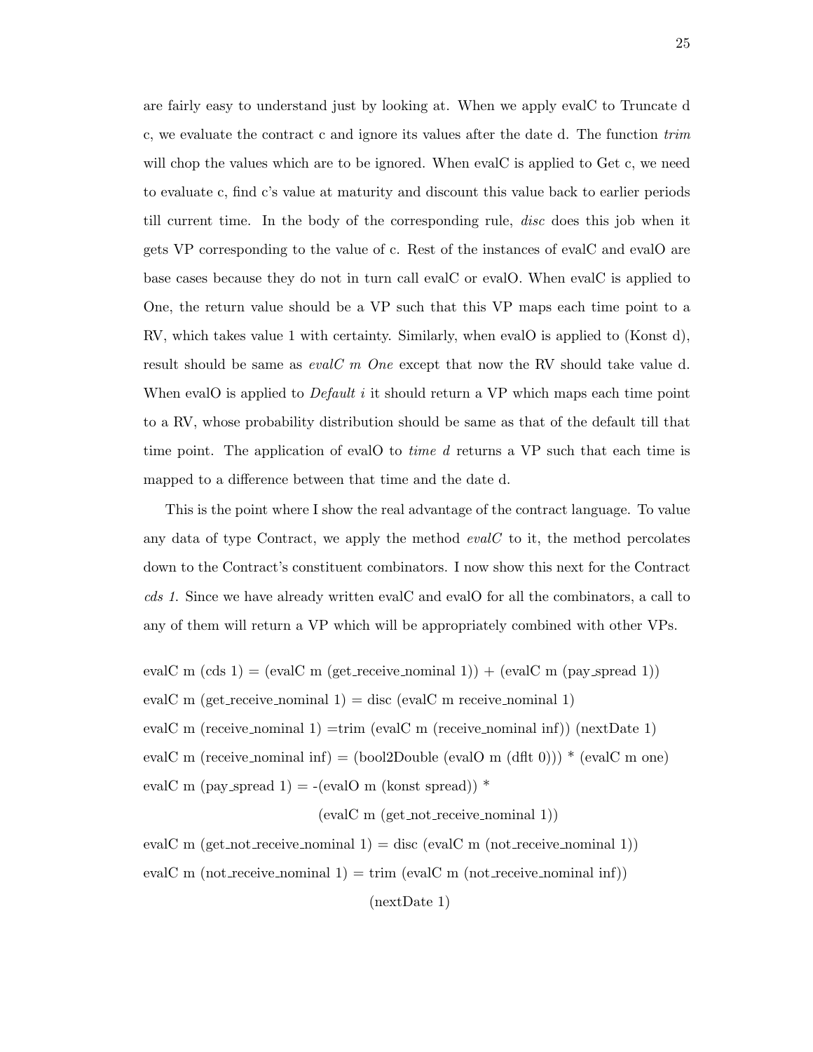are fairly easy to understand just by looking at. When we apply evalC to Truncate d c, we evaluate the contract c and ignore its values after the date d. The function *trim* will chop the values which are to be ignored. When evalC is applied to Get c, we need to evaluate c, find c's value at maturity and discount this value back to earlier periods till current time. In the body of the corresponding rule, *disc* does this job when it gets VP corresponding to the value of c. Rest of the instances of evalC and evalO are base cases because they do not in turn call evalC or evalO. When evalC is applied to One, the return value should be a VP such that this VP maps each time point to a RV, which takes value 1 with certainty. Similarly, when evalO is applied to (Konst d), result should be same as *evalC m One* except that now the RV should take value d. When evalO is applied to *Default i* it should return a VP which maps each time point to a RV, whose probability distribution should be same as that of the default till that time point. The application of evalO to *time d* returns a VP such that each time is mapped to a difference between that time and the date d.

This is the point where I show the real advantage of the contract language. To value any data of type Contract, we apply the method *evalC* to it, the method percolates down to the Contract's constituent combinators. I now show this next for the Contract *cds 1*. Since we have already written evalC and evalO for all the combinators, a call to any of them will return a VP which will be appropriately combined with other VPs.

```
evalC m (cds 1) = (evalC m (get_receive_nominal 1)) + (evalC m (pay_spread 1))
evalC m (get_receive_nominal 1) = disc (evalC m receive_nominal 1)
evalC m (receive_nominal 1) =trim (evalC m (receive_nominal inf)) (nextDate 1)
evalC m (receive_nominal inf) = (bool2Double (evalO m (dflt 0))) * (evalC m one)
evalC m (pay_spread 1) = -(evalO m (konst spread)) *
                              (evalC m (get_not_receive_nominal 1))
evalC m (get_not_receive_nominal 1) = disc (evalC m (not_receive_nominal 1))
evalC m (not_receive_nominal 1) = trim (evalC m (not_receive_nominal inf))
                                       (nextDate 1)
```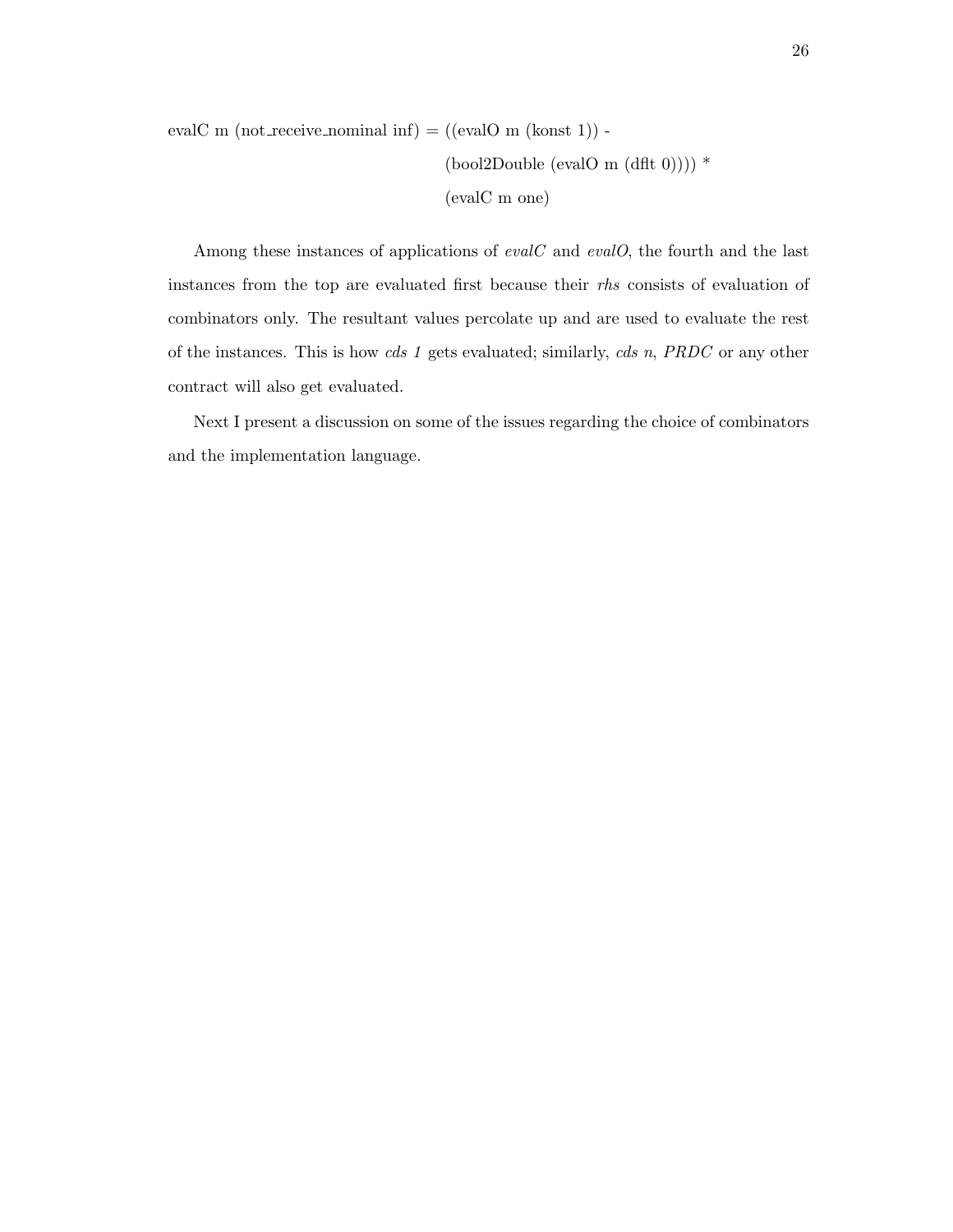```
evalC m (not_receive_nominal inf) = ((evalO m (konst 1)) -
                                     (bool2Double (evalO m (dflt 0)))) *
                                     (evalC m one)
```

Among these instances of applications of *evalC* and *evalO*, the fourth and the last instances from the top are evaluated first because their *rhs* consists of evaluation of combinators only. The resultant values percolate up and are used to evaluate the rest of the instances. This is how *cds 1* gets evaluated; similarly, *cds n*, *PRDC* or any other contract will also get evaluated.

Next I present a discussion on some of the issues regarding the choice of combinators and the implementation language.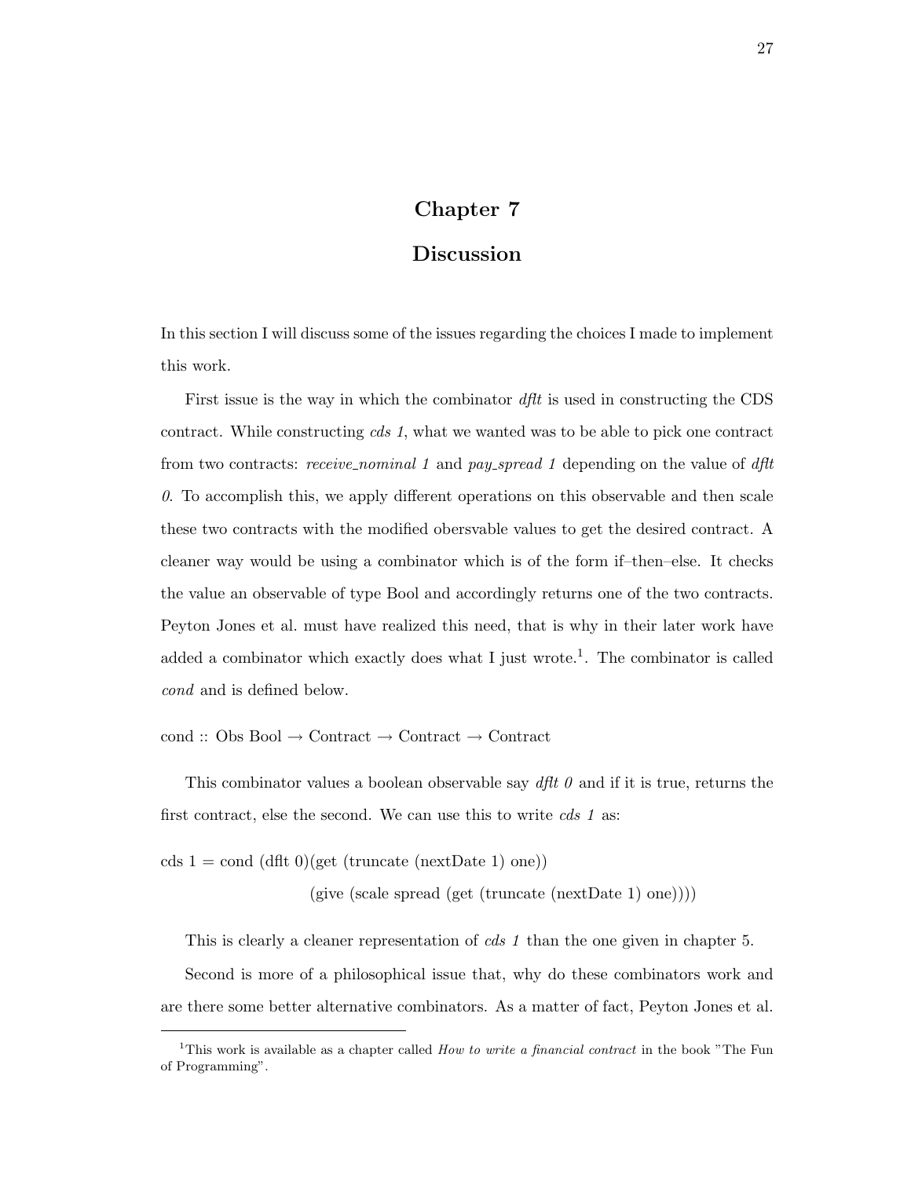# Chapter 7

# Discussion

In this section I will discuss some of the issues regarding the choices I made to implement this work.

First issue is the way in which the combinator *dflt* is used in constructing the CDS contract. While constructing *cds 1*, what we wanted was to be able to pick one contract from two contracts: *receive_nominal 1* and *pay_spread 1* depending on the value of *dflt 0*. To accomplish this, we apply different operations on this observable and then scale these two contracts with the modified obersvable values to get the desired contract. A cleaner way would be using a combinator which is of the form if–then–else. It checks the value an observable of type Bool and accordingly returns one of the two contracts. Peyton Jones et al. must have realized this need, that is why in their later work have added a combinator which exactly does what I just wrote.[1]. The combinator is called *cond* and is defined below.

```
cond :: Obs Bool → Contract → Contract → Contract
```

This combinator values a boolean observable say *dflt 0* and if it is true, returns the first contract, else the second. We can use this to write *cds 1* as:

```
cds 1 = cond (dflt 0)(get (truncate (nextDate 1) one))
                    (give (scale spread (get (truncate (nextDate 1) one))))
```

This is clearly a cleaner representation of *cds 1* than the one given in chapter 5.

Second is more of a philosophical issue that, why do these combinators work and are there some better alternative combinators. As a matter of fact, Peyton Jones et al.

---

[1] This work is available as a chapter called *How to write a financial contract* in the book "The Fun of Programming".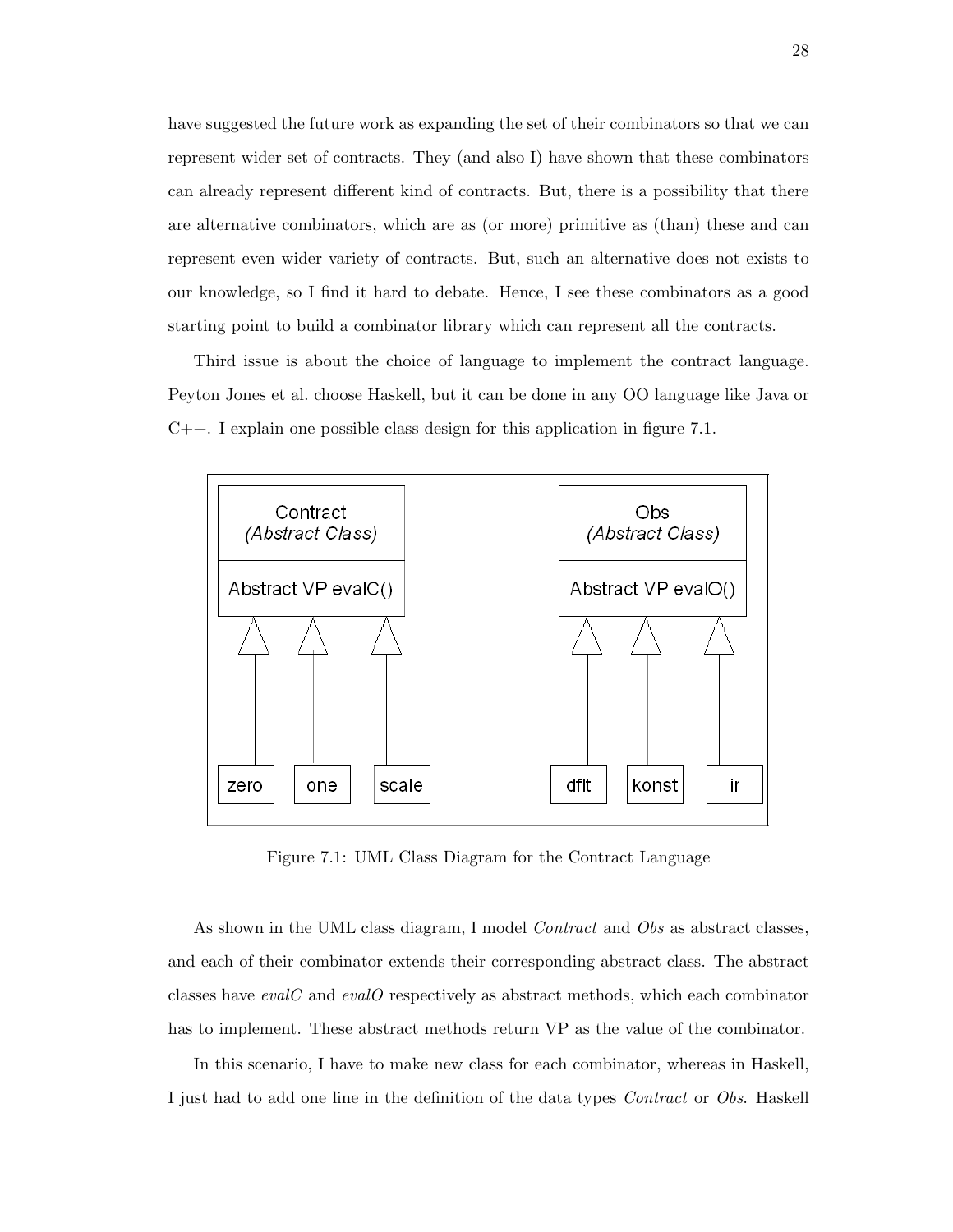have suggested the future work as expanding the set of their combinators so that we can represent wider set of contracts. They (and also I) have shown that these combinators can already represent different kind of contracts. But, there is a possibility that there are alternative combinators, which are as (or more) primitive as (than) these and can represent even wider variety of contracts. But, such an alternative does not exists to our knowledge, so I find it hard to debate. Hence, I see these combinators as a good starting point to build a combinator library which can represent all the contracts.

Third issue is about the choice of language to implement the contract language. Peyton Jones et al. choose Haskell, but it can be done in any OO language like Java or C++. I explain one possible class design for this application in figure 7.1.

Figure 7.1: UML Class Diagram for the Contract Language

As shown in the UML class diagram, I model *Contract* and *Obs* as abstract classes, and each of their combinator extends their corresponding abstract class. The abstract classes have *evalC* and *evalO* respectively as abstract methods, which each combinator has to implement. These abstract methods return VP as the value of the combinator.

In this scenario, I have to make new class for each combinator, whereas in Haskell, I just had to add one line in the definition of the data types *Contract* or *Obs*. Haskell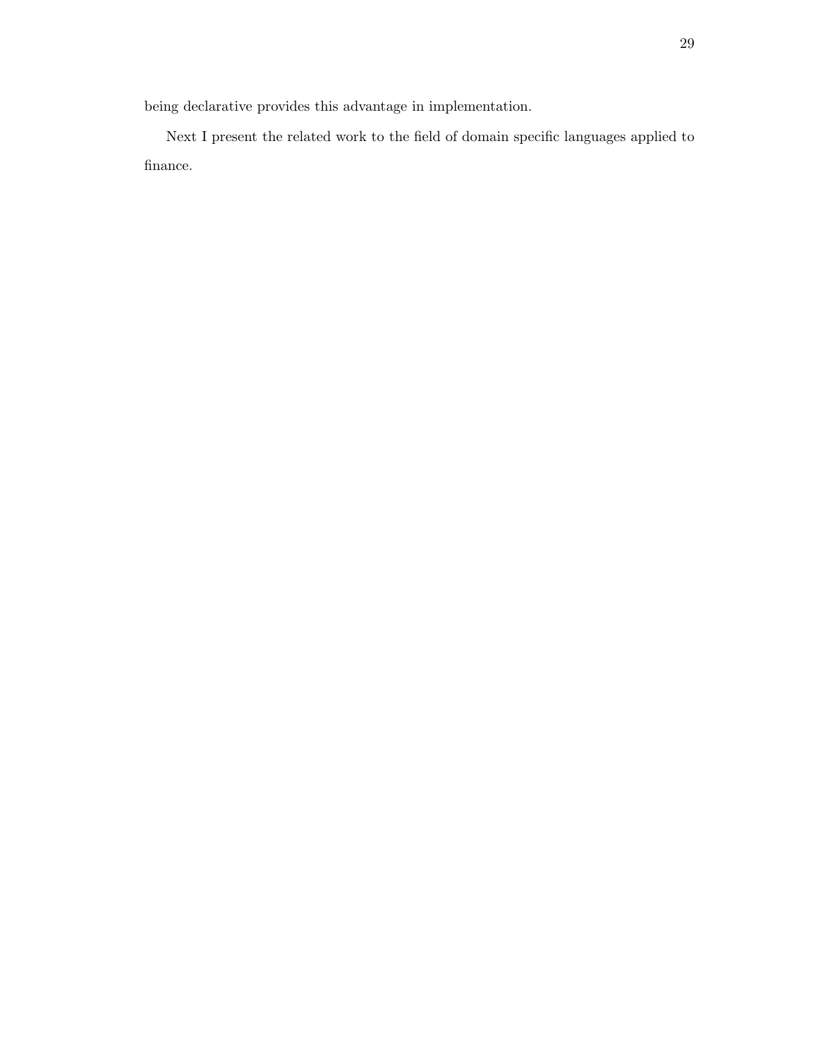being declarative provides this advantage in implementation.

Next I present the related work to the field of domain specific languages applied to finance.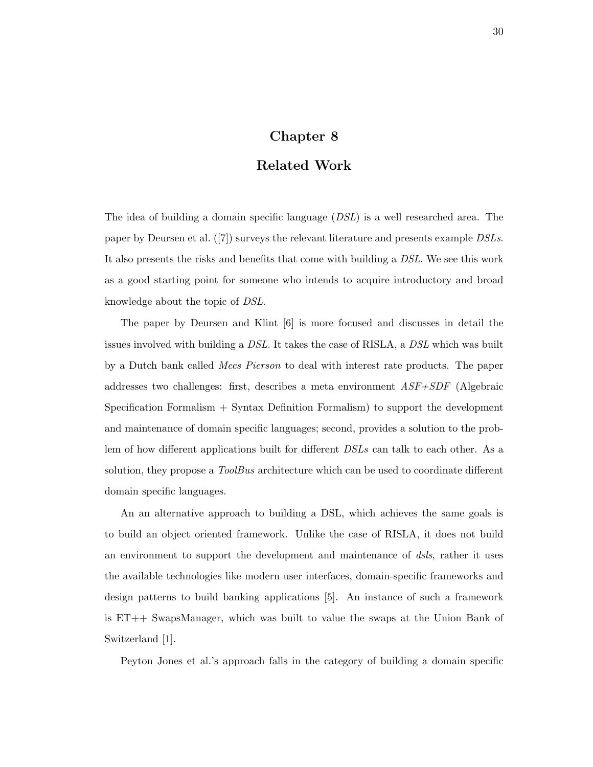# Chapter 8

# Related Work

The idea of building a domain specific language (*DSL*) is a well researched area. The paper by Deursen et al. ([7]) surveys the relevant literature and presents example *DSLs*. It also presents the risks and benefits that come with building a *DSL*. We see this work as a good starting point for someone who intends to acquire introductory and broad knowledge about the topic of *DSL*.

The paper by Deursen and Klint [6] is more focused and discusses in detail the issues involved with building a *DSL*. It takes the case of RISLA, a *DSL* which was built by a Dutch bank called *Mees Pierson* to deal with interest rate products. The paper addresses two challenges: first, describes a meta environment *ASF+SDF* (Algebraic Specification Formalism + Syntax Definition Formalism) to support the development and maintenance of domain specific languages; second, provides a solution to the problem of how different applications built for different *DSLs* can talk to each other. As a solution, they propose a *ToolBus* architecture which can be used to coordinate different domain specific languages.

An an alternative approach to building a DSL, which achieves the same goals is to build an object oriented framework. Unlike the case of RISLA, it does not build an environment to support the development and maintenance of *dsls*, rather it uses the available technologies like modern user interfaces, domain-specific frameworks and design patterns to build banking applications [5]. An instance of such a framework is ET++ SwapsManager, which was built to value the swaps at the Union Bank of Switzerland [1].

Peyton Jones et al.'s approach falls in the category of building a domain specific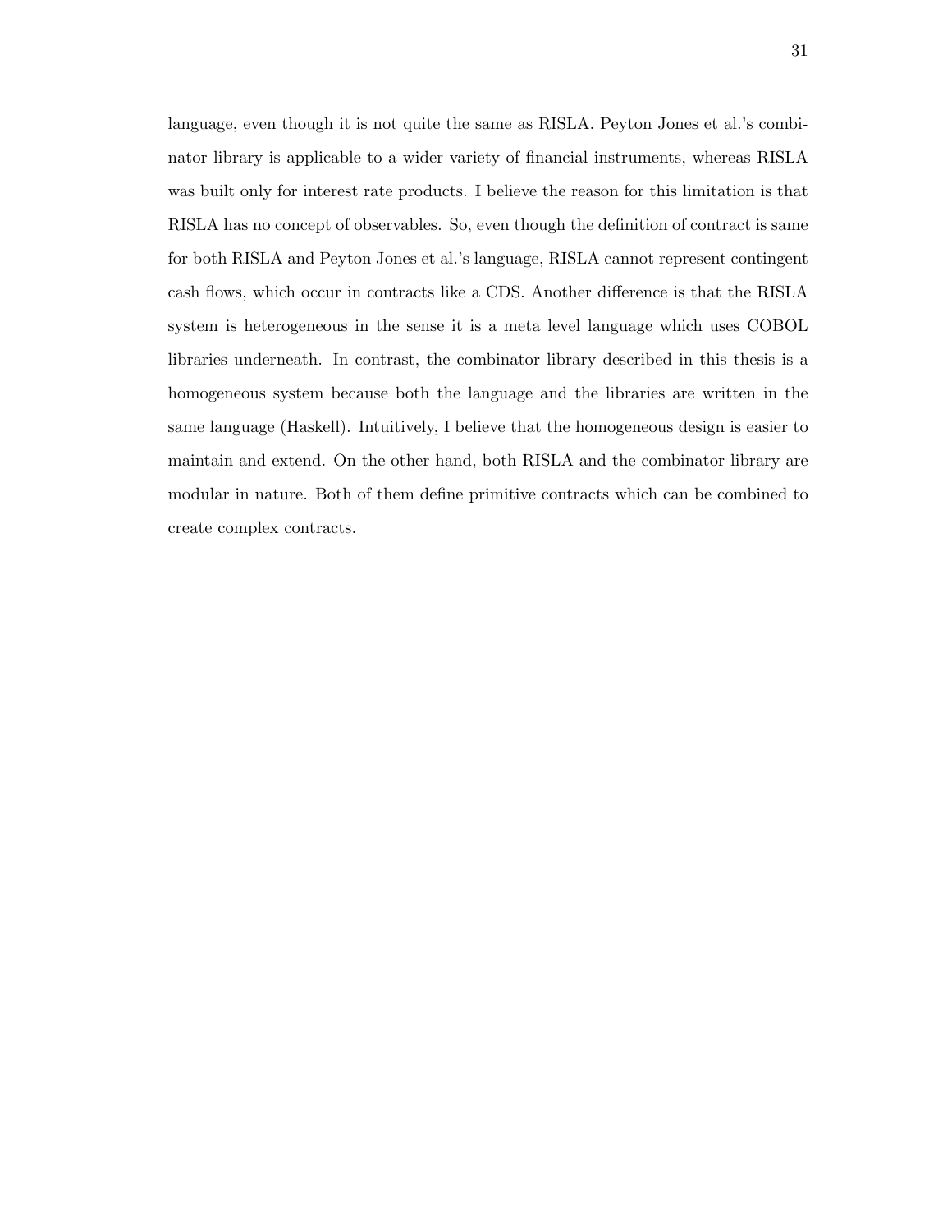language, even though it is not quite the same as RISLA. Peyton Jones et al.'s combinator library is applicable to a wider variety of financial instruments, whereas RISLA was built only for interest rate products. I believe the reason for this limitation is that RISLA has no concept of observables. So, even though the definition of contract is same for both RISLA and Peyton Jones et al.'s language, RISLA cannot represent contingent cash flows, which occur in contracts like a CDS. Another difference is that the RISLA system is heterogeneous in the sense it is a meta level language which uses COBOL libraries underneath. In contrast, the combinator library described in this thesis is a homogeneous system because both the language and the libraries are written in the same language (Haskell). Intuitively, I believe that the homogeneous design is easier to maintain and extend. On the other hand, both RISLA and the combinator library are modular in nature. Both of them define primitive contracts which can be combined to create complex contracts.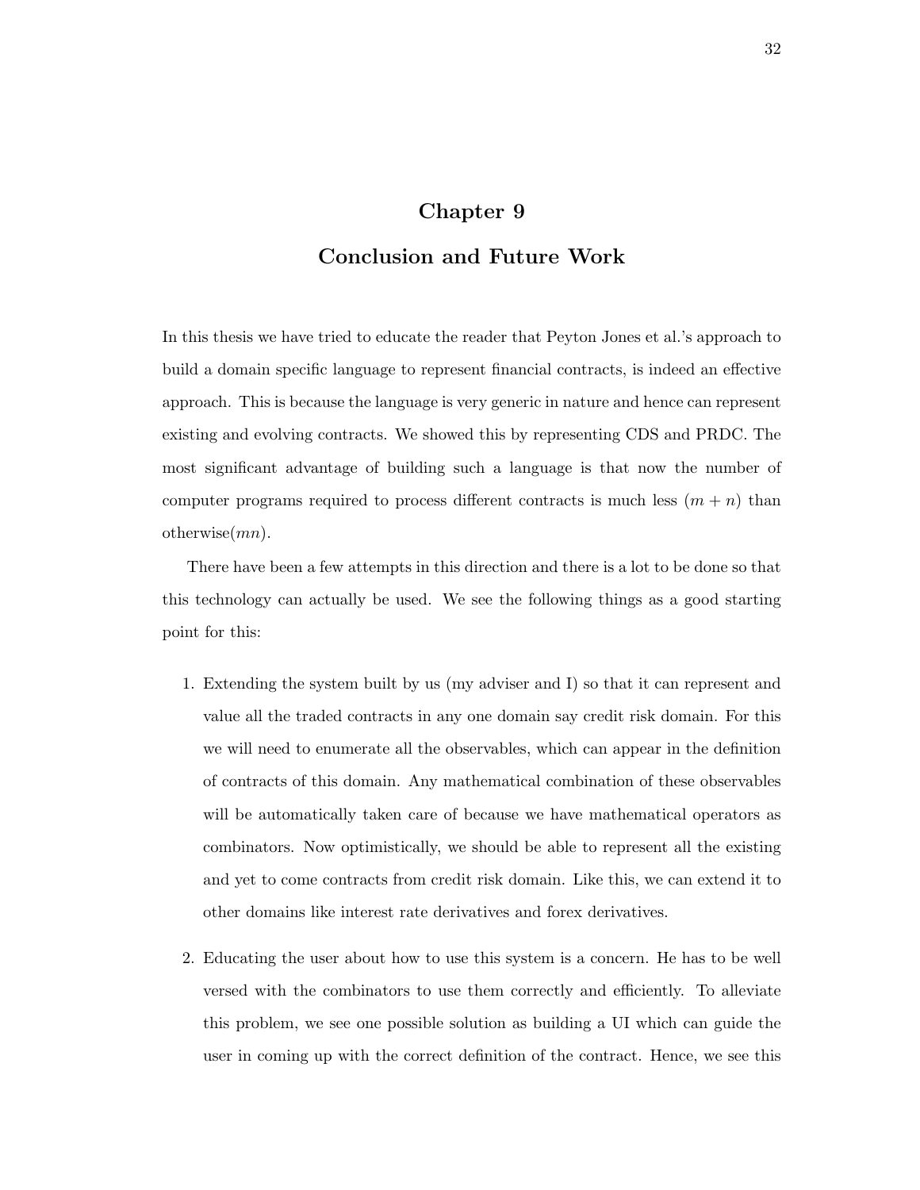# Chapter 9

# Conclusion and Future Work

In this thesis we have tried to educate the reader that Peyton Jones et al.'s approach to build a domain specific language to represent financial contracts, is indeed an effective approach. This is because the language is very generic in nature and hence can represent existing and evolving contracts. We showed this by representing CDS and PRDC. The most significant advantage of building such a language is that now the number of computer programs required to process different contracts is much less $(m + n)$ than otherwise$(mn)$.

There have been a few attempts in this direction and there is a lot to be done so that this technology can actually be used. We see the following things as a good starting point for this:

1. Extending the system built by us (my adviser and I) so that it can represent and value all the traded contracts in any one domain say credit risk domain. For this we will need to enumerate all the observables, which can appear in the definition of contracts of this domain. Any mathematical combination of these observables will be automatically taken care of because we have mathematical operators as combinators. Now optimistically, we should be able to represent all the existing and yet to come contracts from credit risk domain. Like this, we can extend it to other domains like interest rate derivatives and forex derivatives.

2. Educating the user about how to use this system is a concern. He has to be well versed with the combinators to use them correctly and efficiently. To alleviate this problem, we see one possible solution as building a UI which can guide the user in coming up with the correct definition of the contract. Hence, we see this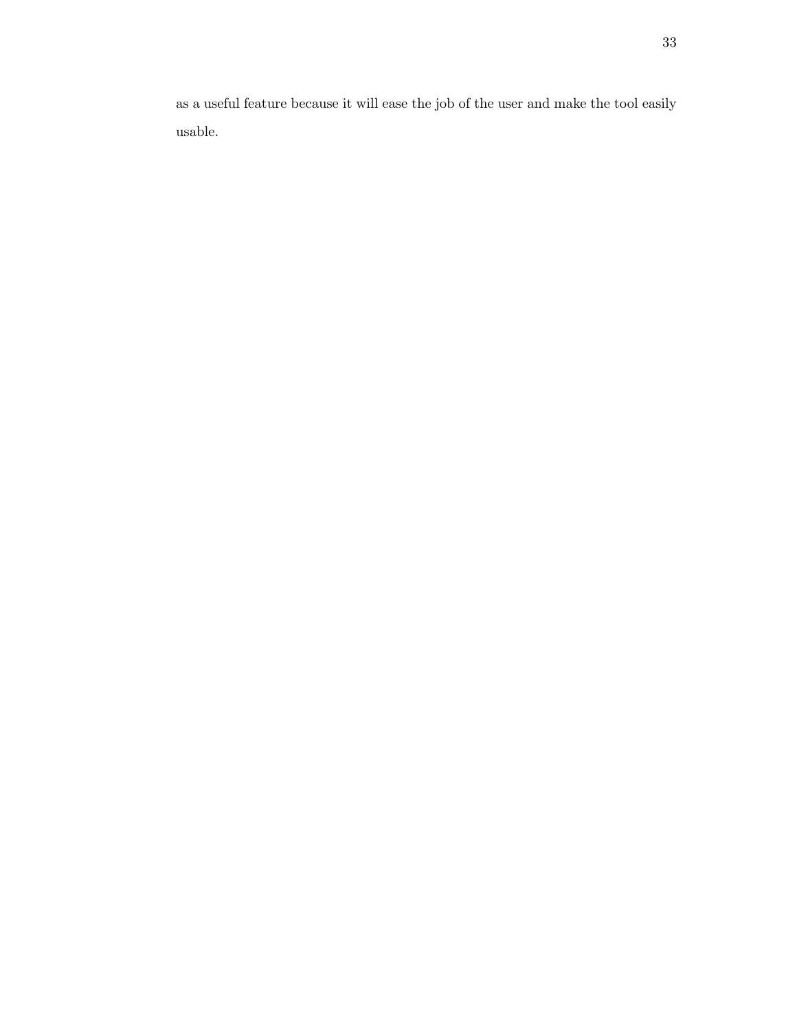as a useful feature because it will ease the job of the user and make the tool easily usable.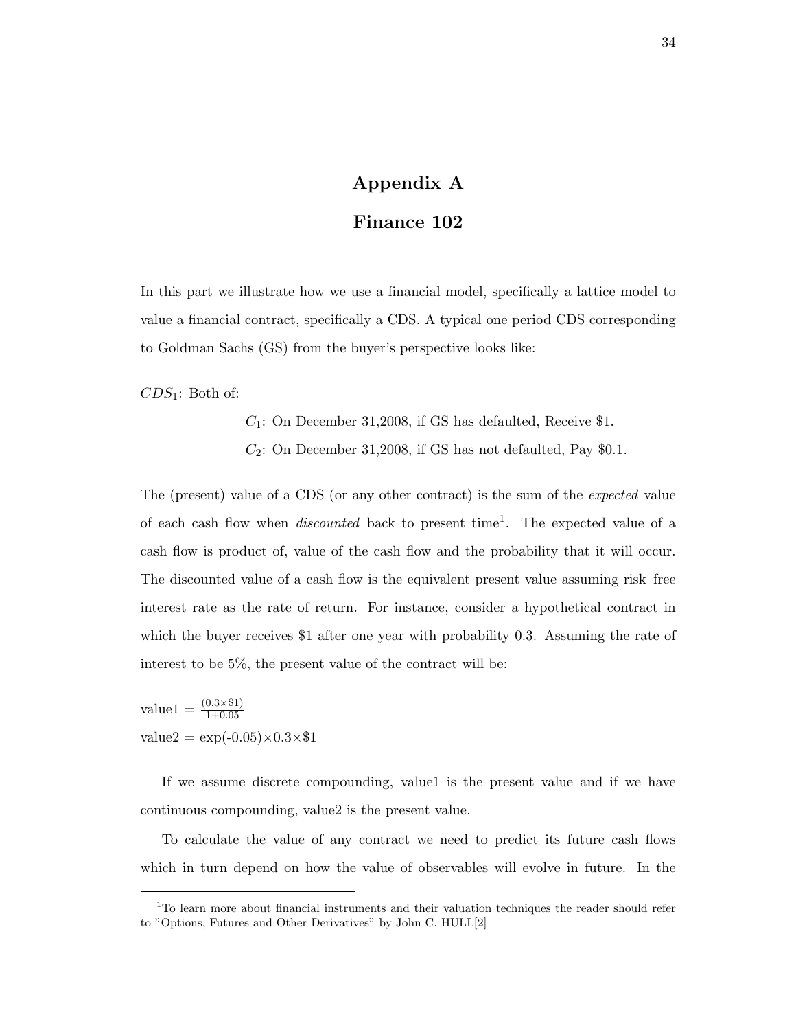# Appendix A

## Finance 102

In this part we illustrate how we use a financial model, specifically a lattice model to value a financial contract, specifically a CDS. A typical one period CDS corresponding to Goldman Sachs (GS) from the buyer's perspective looks like:

$CDS_1$: Both of:

> $C_1$: On December 31,2008, if GS has defaulted, Receive \$1.
>
> $C_2$: On December 31,2008, if GS has not defaulted, Pay \$0.1.

The (present) value of a CDS (or any other contract) is the sum of the *expected* value of each cash flow when *discounted* back to present time[1]. The expected value of a cash flow is product of, value of the cash flow and the probability that it will occur. The discounted value of a cash flow is the equivalent present value assuming risk–free interest rate as the rate of return. For instance, consider a hypothetical contract in which the buyer receives \$1 after one year with probability 0.3. Assuming the rate of interest to be 5%, the present value of the contract will be:

value1 = $\frac{(0.3\times\$1)}{1+0.05}$
value2 = $\exp(-0.05)\times 0.3\times\$1$

If we assume discrete compounding, value1 is the present value and if we have continuous compounding, value2 is the present value.

To calculate the value of any contract we need to predict its future cash flows which in turn depend on how the value of observables will evolve in future. In the

[1] To learn more about financial instruments and their valuation techniques the reader should refer to "Options, Futures and Other Derivatives" by John C. HULL[2]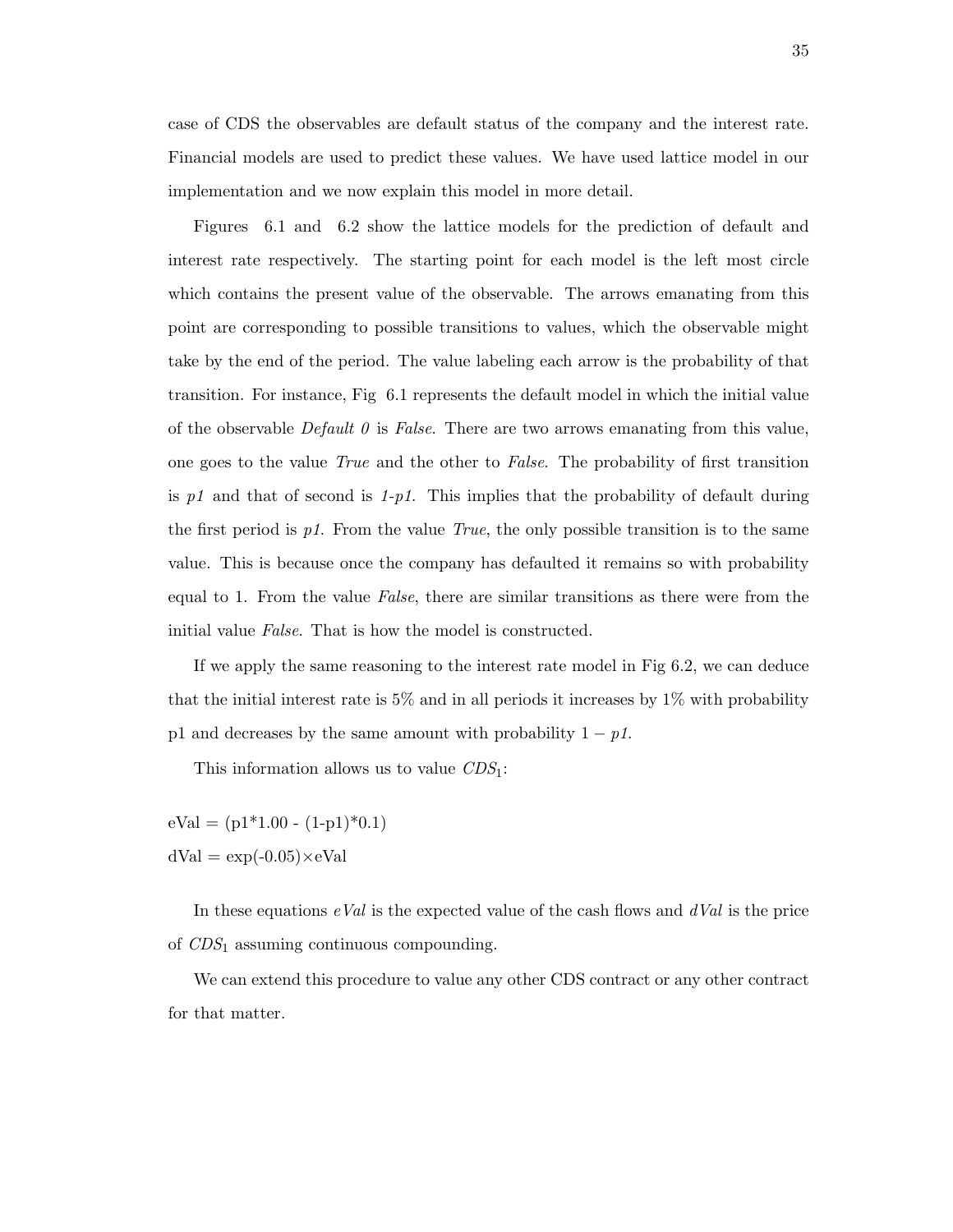case of CDS the observables are default status of the company and the interest rate. Financial models are used to predict these values. We have used lattice model in our implementation and we now explain this model in more detail.

Figures 6.1 and 6.2 show the lattice models for the prediction of default and interest rate respectively. The starting point for each model is the left most circle which contains the present value of the observable. The arrows emanating from this point are corresponding to possible transitions to values, which the observable might take by the end of the period. The value labeling each arrow is the probability of that transition. For instance, Fig 6.1 represents the default model in which the initial value of the observable *Default 0* is *False*. There are two arrows emanating from this value, one goes to the value *True* and the other to *False*. The probability of first transition is *p1* and that of second is *1-p1*. This implies that the probability of default during the first period is *p1*. From the value *True*, the only possible transition is to the same value. This is because once the company has defaulted it remains so with probability equal to 1. From the value *False*, there are similar transitions as there were from the initial value *False*. That is how the model is constructed.

If we apply the same reasoning to the interest rate model in Fig 6.2, we can deduce that the initial interest rate is 5% and in all periods it increases by 1% with probability p1 and decreases by the same amount with probability $1 - p1$.

This information allows us to value $CDS_1$:

eVal = (p1*1.00 - (1-p1)*0.1)

dVal = exp(-0.05)×eVal

In these equations *eVal* is the expected value of the cash flows and *dVal* is the price of $CDS_1$ assuming continuous compounding.

We can extend this procedure to value any other CDS contract or any other contract for that matter.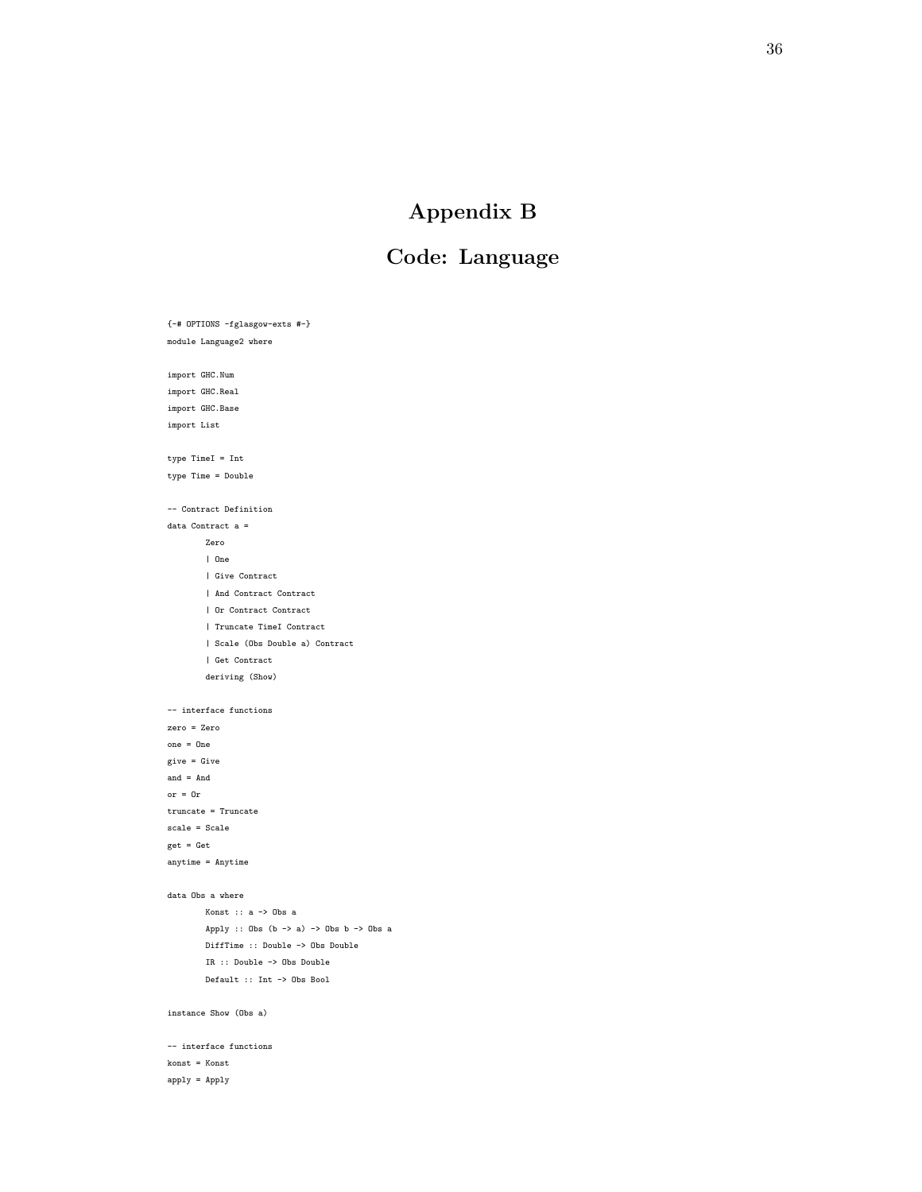# Appendix B

# Code: Language

```
{-# OPTIONS -fglasgow-exts #-}
module Language2 where

import GHC.Num
import GHC.Real
import GHC.Base
import List

type TimeI = Int
type Time = Double

-- Contract Definition
data Contract a =
        Zero
        | One
        | Give Contract
        | And Contract Contract
        | Or Contract Contract
        | Truncate TimeI Contract
        | Scale (Obs Double a) Contract
        | Get Contract
        deriving (Show)

-- interface functions
zero = Zero
one = One
give = Give
and = And
or = Or
truncate = Truncate
scale = Scale
get = Get
anytime = Anytime

data Obs a where
        Konst :: a -> Obs a
        Apply :: Obs (b -> a) -> Obs b -> Obs a
        DiffTime :: Double -> Obs Double
        IR :: Double -> Obs Double
        Default :: Int -> Obs Bool

instance Show (Obs a)

-- interface functions
konst = Konst
apply = Apply
```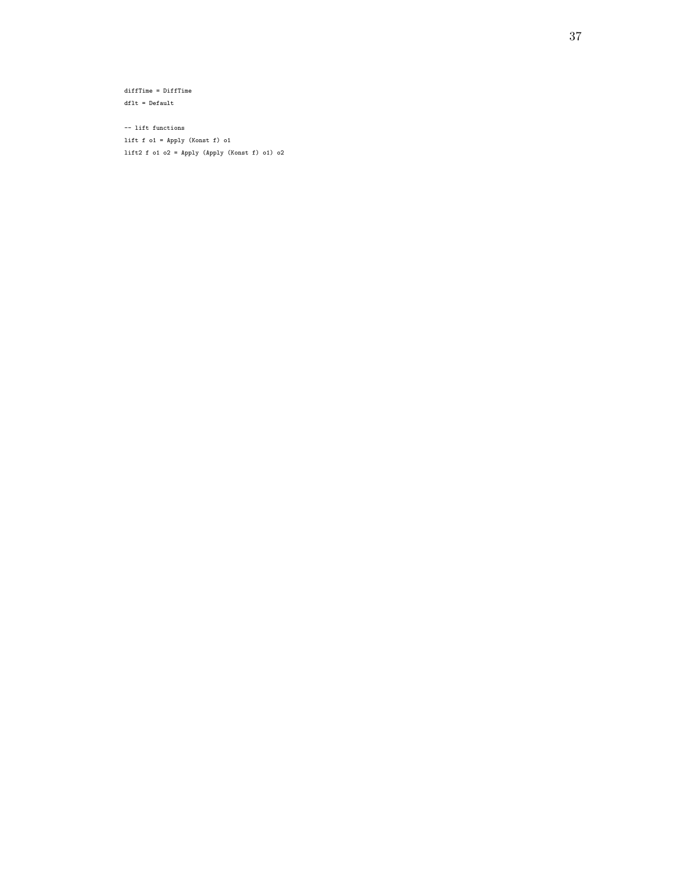```
diffTime = DiffTime
dflt = Default

-- lift functions
lift f o1 = Apply (Konst f) o1
lift2 f o1 o2 = Apply (Apply (Konst f) o1) o2
```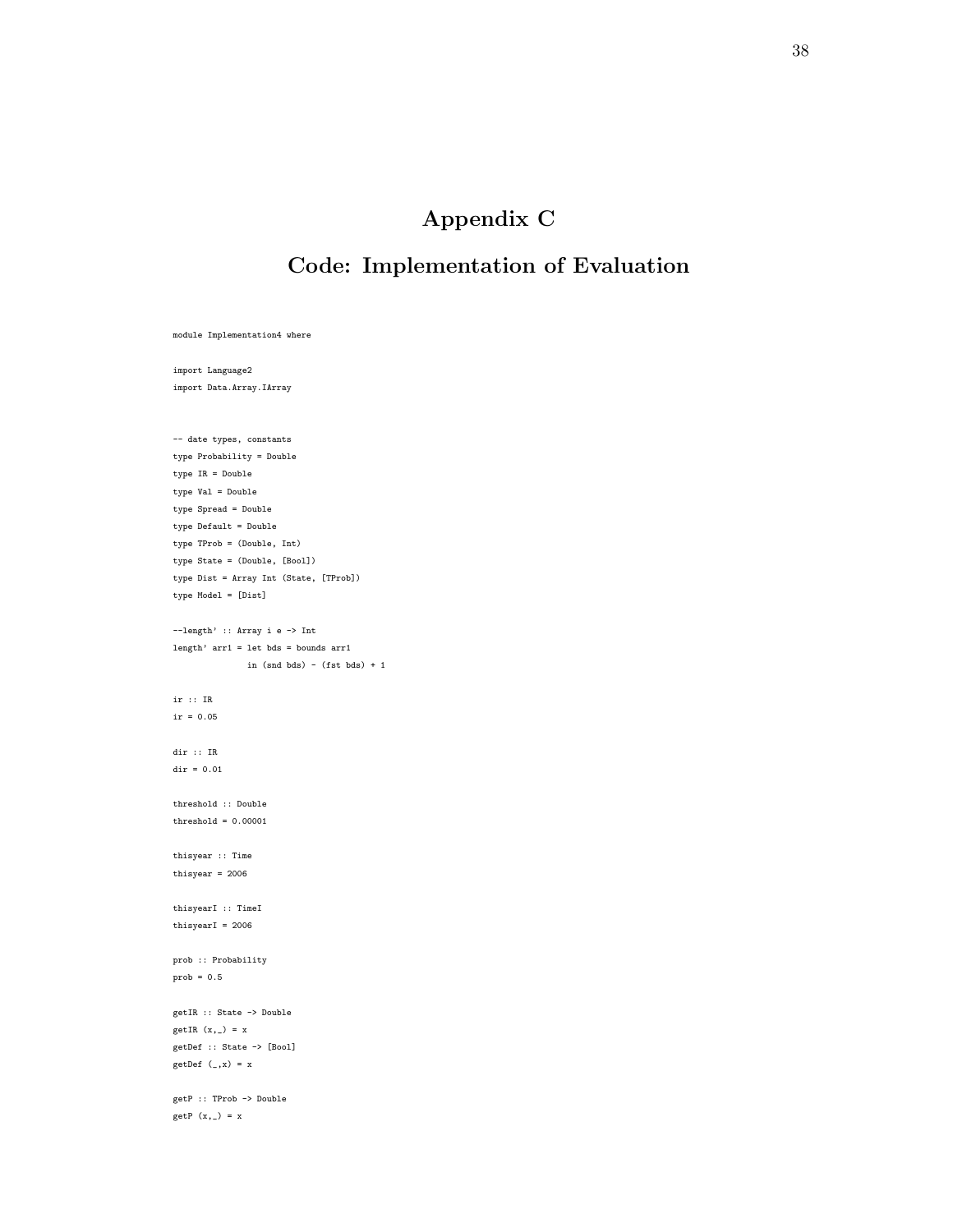# Appendix C

## Code: Implementation of Evaluation

```
module Implementation4 where

import Language2
import Data.Array.IArray


-- date types, constants
type Probability = Double
type IR = Double
type Val = Double
type Spread = Double
type Default = Double
type TProb = (Double, Int)
type State = (Double, [Bool])
type Dist = Array Int (State, [TProb])
type Model = [Dist]

--length' :: Array i e -> Int
length' arr1 = let bds = bounds arr1
               in (snd bds) - (fst bds) + 1

ir :: IR
ir = 0.05

dir :: IR
dir = 0.01

threshold :: Double
threshold = 0.00001

thisyear :: Time
thisyear = 2006

thisyearI :: TimeI
thisyearI = 2006

prob :: Probability
prob = 0.5

getIR :: State -> Double
getIR (x,_) = x
getDef :: State -> [Bool]
getDef (_,x) = x

getP :: TProb -> Double
getP (x,_) = x
```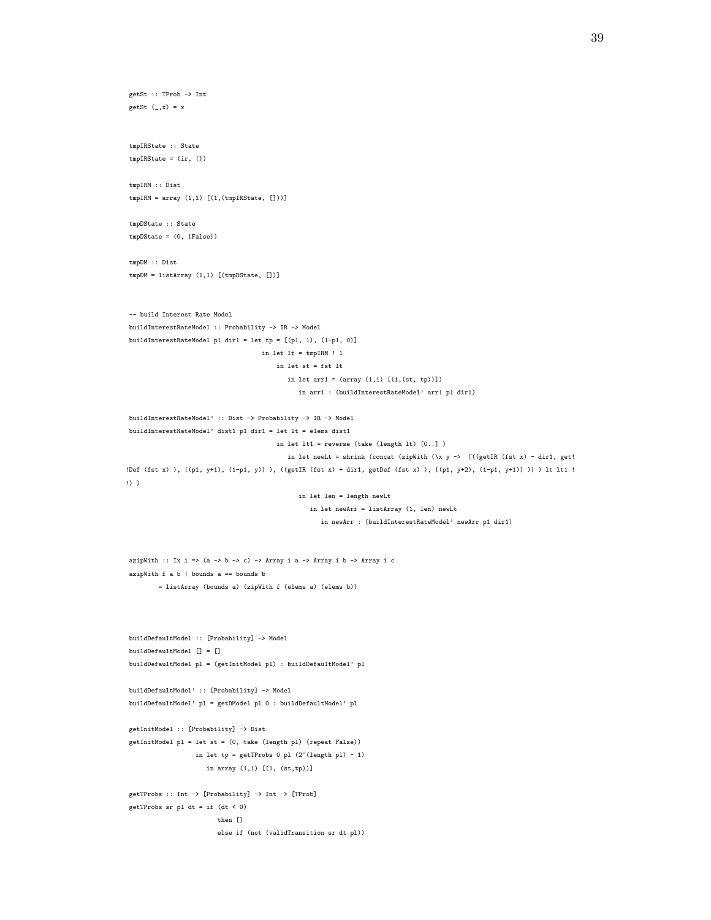```
getSt :: TProb -> Int
getSt (_,x) = x


tmpIRState :: State
tmpIRState = (ir, [])

tmpIRM :: Dist
tmpIRM = array (1,1) [(1,(tmpIRState, []))]

tmpDState :: State
tmpDState = (0, [False])

tmpDM :: Dist
tmpDM = listArray (1,1) [(tmpDState, [])]


-- build Interest Rate Model
buildInterestRateModel :: Probability -> IR -> Model
buildInterestRateModel p1 dir1 = let tp = [(p1, 1), (1-p1, 0)]
                                   in let lt = tmpIRM ! 1
                                     in let st = fst lt
                                        in let arr1 = (array (1,1) [(1,(st, tp))])
                                           in arr1 : (buildInterestRateModel' arr1 p1 dir1)

buildInterestRateModel' :: Dist -> Probability -> IR -> Model
buildInterestRateModel' dist1 p1 dir1 = let lt = elems dist1
                                        in let lt1 = reverse (take (length lt) [0..] )
                                           in let newLt = shrink (concat (zipWith (\x y ->  [((getIR (fst x) - dir1, get!
!Def (fst x) ), [(p1, y+1), (1-p1, y)] ), ((getIR (fst x) + dir1, getDef (fst x) ), [(p1, y+2), (1-p1, y+1)] )] ) lt lt1 !
!) )
                                              in let len = length newLt
                                                 in let newArr = listArray (1, len) newLt
                                                    in newArr : (buildInterestRateModel' newArr p1 dir1)


azipWith :: Ix i => (a -> b -> c) -> Array i a -> Array i b -> Array i c
azipWith f a b | bounds a == bounds b
        = listArray (bounds a) (zipWith f (elems a) (elems b))



buildDefaultModel :: [Probability] -> Model
buildDefaultModel [] = []
buildDefaultModel pl = (getInitModel pl) : buildDefaultModel' pl

buildDefaultModel' :: [Probability] -> Model
buildDefaultModel' pl = getDModel pl 0 : buildDefaultModel' pl

getInitModel :: [Probability] -> Dist
getInitModel pl = let st = (0, take (length pl) (repeat False))
                  in let tp = getTProbs 0 pl (2^(length pl) - 1)
                     in array (1,1) [(1, (st,tp))]

getTProbs :: Int -> [Probability] -> Int -> [TProb]
getTProbs sr pl dt = if (dt < 0)
                        then []
                        else if (not (validTransition sr dt pl))
```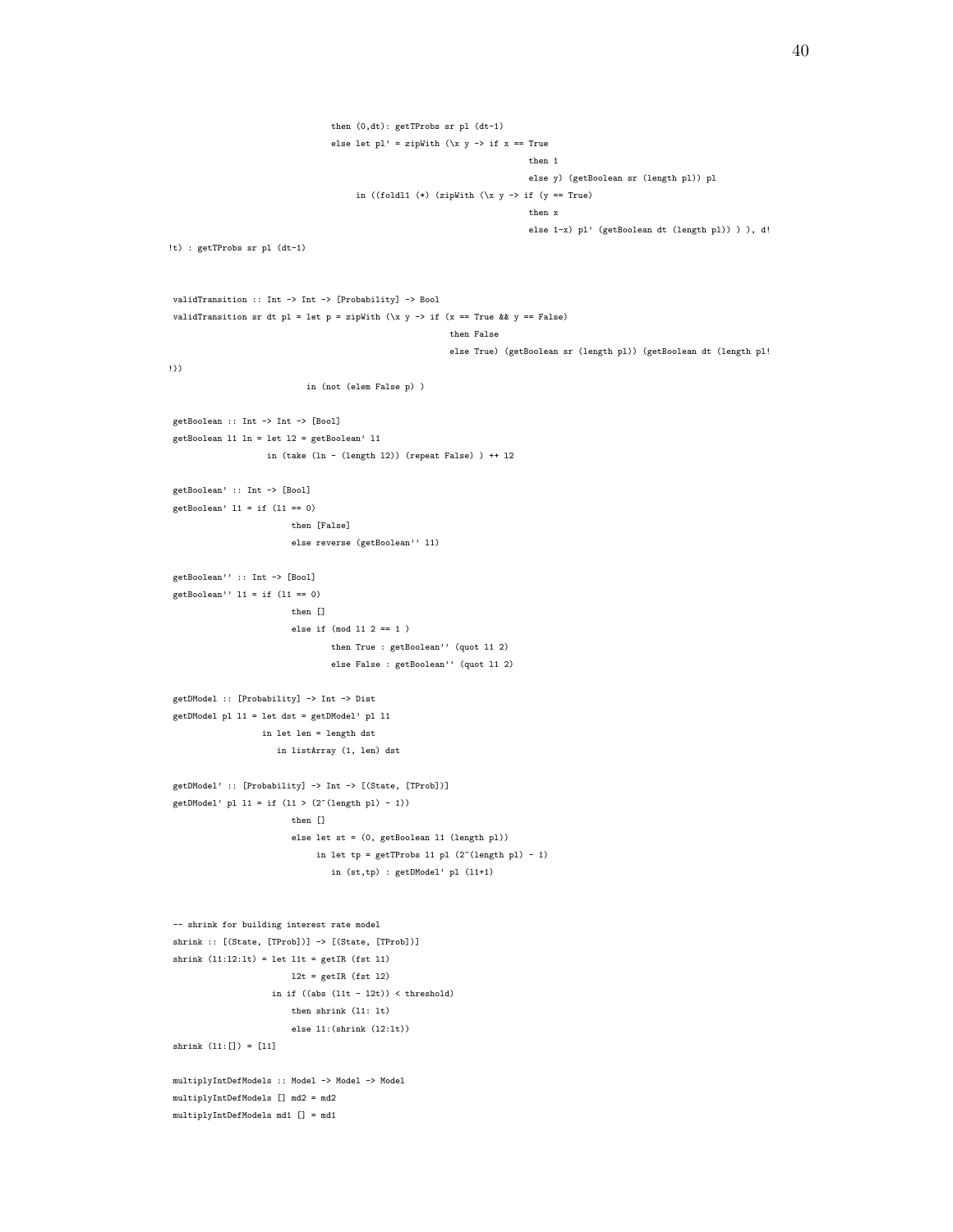```
                                then (0,dt): getTProbs sr pl (dt-1)
                                else let pl' = zipWith (\x y -> if x == True
                                                               then 1
                                                               else y) (getBoolean sr (length pl)) pl
                                    in ((foldl1 (*) (zipWith (\x y -> if (y == True)
                                                               then x
                                                               else 1-x) pl' (getBoolean dt (length pl)) ) ), d!
!t) : getTProbs sr pl (dt-1)


 validTransition :: Int -> Int -> [Probability] -> Bool
 validTransition sr dt pl = let p = zipWith (\x y -> if (x == True && y == False)
                                                     then False
                                                     else True) (getBoolean sr (length pl)) (getBoolean dt (length pl!
!))
                            in (not (elem False p) )

 getBoolean :: Int -> Int -> [Bool]
 getBoolean l1 ln = let l2 = getBoolean' l1
                    in (take (ln - (length l2)) (repeat False) ) ++ l2

 getBoolean' :: Int -> [Bool]
 getBoolean' l1 = if (l1 == 0)
                        then [False]
                        else reverse (getBoolean'' l1)

 getBoolean'' :: Int -> [Bool]
 getBoolean'' l1 = if (l1 == 0)
                        then []
                        else if (mod l1 2 == 1 )
                                then True : getBoolean'' (quot l1 2)
                                else False : getBoolean'' (quot l1 2)

 getDModel :: [Probability] -> Int -> Dist
 getDModel pl l1 = let dst = getDModel' pl l1
                   in let len = length dst
                      in listArray (1, len) dst

 getDModel' :: [Probability] -> Int -> [(State, [TProb])]
 getDModel' pl l1 = if (l1 > (2^(length pl) - 1))
                        then []
                        else let st = (0, getBoolean l1 (length pl))
                             in let tp = getTProbs l1 pl (2^(length pl) - 1)
                                in (st,tp) : getDModel' pl (l1+1)


 -- shrink for building interest rate model
 shrink :: [(State, [TProb])] -> [(State, [TProb])]
 shrink (l1:l2:lt) = let l1t = getIR (fst l1)
                         l2t = getIR (fst l2)
                     in if ((abs (l1t - l2t)) < threshold)
                        then shrink (l1: lt)
                        else l1:(shrink (l2:lt))
 shrink (l1:[]) = [l1]

 multiplyIntDefModels :: Model -> Model -> Model
 multiplyIntDefModels [] md2 = md2
 multiplyIntDefModels md1 [] = md1
```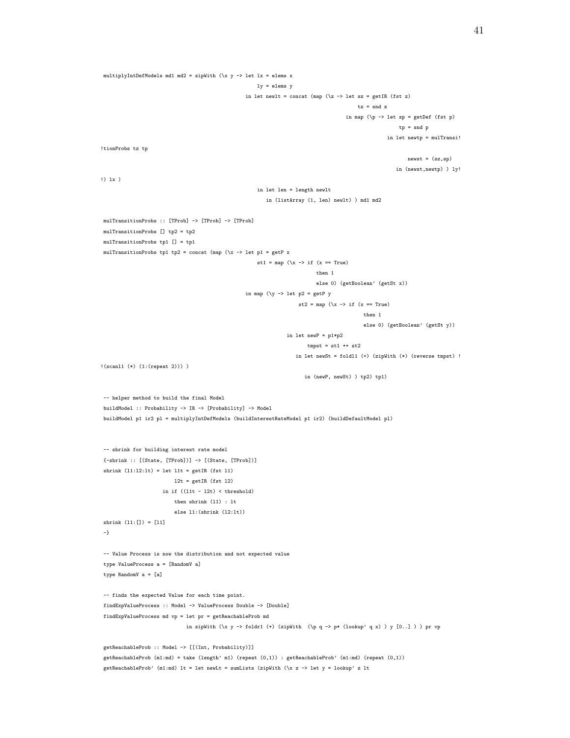```
multiplyIntDefModels md1 md2 = zipWith (\x y -> let lx = elems x
                                                    ly = elems y
                                                in let newlt = concat (map (\z -> let sz = getIR (fst z)
                                                                                      tz = snd z
                                                                                  in map (\p -> let sp = getDef (fst p)
                                                                                                    tp = snd p
                                                                                                in let newtp = mulTransi!
!tionProbs tz tp
                                                                                                       newst = (sz,sp)
                                                                                                   in (newst,newtp) ) ly!
!) lx )
                                                    in let len = length newlt
                                                       in (listArray (1, len) newlt) ) md1 md2

mulTransitionProbs :: [TProb] -> [TProb] -> [TProb]
mulTransitionProbs [] tp2 = tp2
mulTransitionProbs tp1 [] = tp1
mulTransitionProbs tp1 tp2 = concat (map (\x -> let p1 = getP x
                                                    st1 = map (\x -> if (x == True)
                                                                     then 1
                                                                     else 0) (getBoolean' (getSt x))
                                                in map (\y -> let p2 = getP y
                                                                  st2 = map (\x -> if (x == True)
                                                                                   then 1
                                                                                   else 0) (getBoolean' (getSt y))
                                                              in let newP = p1*p2
                                                                     tmpst = st1 ++ st2
                                                                 in let newSt = foldl1 (+) (zipWith (*) (reverse tmpst) !
!(scanl1 (*) (1:(repeat 2))) )
                                                                    in (newP, newSt) ) tp2) tp1)

-- helper method to build the final Model
buildModel :: Probability -> IR -> [Probability] -> Model
buildModel p1 ir2 pl = multiplyIntDefModels (buildInterestRateModel p1 ir2) (buildDefaultModel pl)


-- shrink for building interest rate model
{-shrink :: [(State, [TProb])] -> [(State, [TProb])]
shrink (l1:l2:lt) = let l1t = getIR (fst l1)
                        l2t = getIR (fst l2)
                    in if ((l1t - l2t) < threshold)
                        then shrink (l1) : lt
                        else l1:(shrink (l2:lt))
shrink (l1:[]) = [l1]
-}

-- Value Process is now the distribution and not expected value
type ValueProcess a = [RandomV a]
type RandomV a = [a]

-- finds the expected Value for each time point.
findExpValueProcess :: Model -> ValueProcess Double -> [Double]
findExpValueProcess md vp = let pr = getReachableProb md
                            in zipWith (\x y -> foldr1 (+) (zipWith  (\p q -> p* (lookup' q x) ) y [0..] ) ) pr vp

getReachableProb :: Model -> [[(Int, Probability)]]
getReachableProb (m1:md) = take (length' m1) (repeat (0,1)) : getReachableProb' (m1:md) (repeat (0,1))
getReachableProb' (m1:md) lt = let newLt = sumLists (zipWith (\x z -> let y = lookup' z lt
```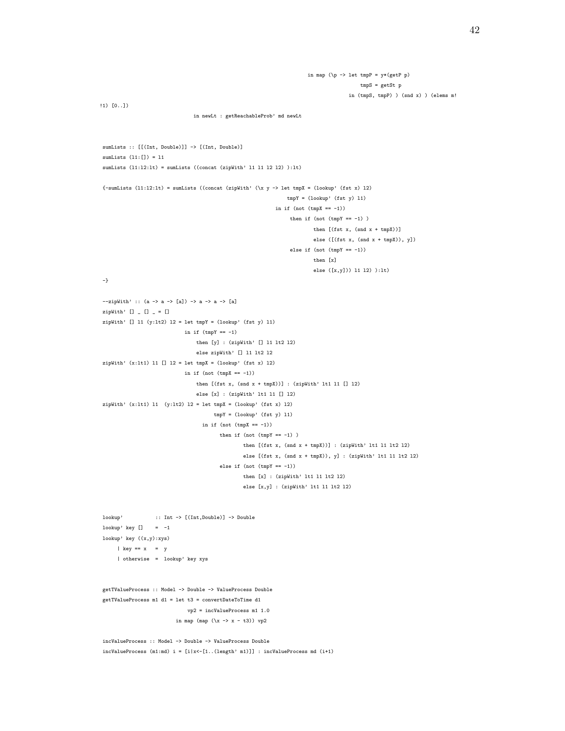```haskell
                                                             in map (\p -> let tmpP = y*(getP p)
                                                                               tmpS = getSt p
                                                                           in (tmpS, tmpP) ) (snd x) ) (elems m!
!1) [0..])
                              in newLt : getReachableProb' md newLt


sumLists :: [[(Int, Double)]] -> [(Int, Double)]
sumLists (l1:[]) = l1
sumLists (l1:l2:lt) = sumLists ((concat (zipWith' l1 l1 l2 l2) ):lt)

{-sumLists (l1:l2:lt) = sumLists ((concat (zipWith' (\x y -> let tmpX = (lookup' (fst x) l2)
                                                              tmpY = (lookup' (fst y) l1)
                                                          in if (not (tmpX == -1))
                                                              then if (not (tmpY == -1) )
                                                                    then [(fst x, (snd x + tmpX))]
                                                                    else ([(fst x, (snd x + tmpX)), y])
                                                              else if (not (tmpY == -1))
                                                                    then [x]
                                                                    else ([x,y])) l1 l2) ):lt)
-}

--zipWith' :: (a -> a -> [a]) -> a -> a -> [a]
zipWith' [] _ [] _ = []
zipWith' [] l1 (y:lt2) l2 = let tmpY = (lookup' (fst y) l1)
                            in if (tmpY == -1)
                               then [y] : (zipWith' [] l1 lt2 l2)
                               else zipWith' [] l1 lt2 l2
zipWith' (x:lt1) l1 [] l2 = let tmpX = (lookup' (fst x) l2)
                            in if (not (tmpX == -1))
                               then [(fst x, (snd x + tmpX))] : (zipWith' lt1 l1 [] l2)
                               else [x] : (zipWith' lt1 l1 [] l2)
zipWith' (x:lt1) l1  (y:lt2) l2 = let tmpX = (lookup' (fst x) l2)
                                      tmpY = (lookup' (fst y) l1)
                                  in if (not (tmpX == -1))
                                        then if (not (tmpY == -1) )
                                              then [(fst x, (snd x + tmpX))] : (zipWith' lt1 l1 lt2 l2)
                                              else [(fst x, (snd x + tmpX)), y] : (zipWith' lt1 l1 lt2 l2)
                                        else if (not (tmpY == -1))
                                              then [x] : (zipWith' lt1 l1 lt2 l2)
                                              else [x,y] : (zipWith' lt1 l1 lt2 l2)


lookup'           :: Int -> [(Int,Double)] -> Double
lookup' key []    =  -1
lookup' key ((x,y):xys)
     | key == x   =  y
     | otherwise  =  lookup' key xys


getTValueProcess :: Model -> Double -> ValueProcess Double
getTValueProcess m1 d1 = let t3 = convertDateToTime d1
                             vp2 = incValueProcess m1 1.0
                         in map (map (\x -> x - t3)) vp2

incValueProcess :: Model -> Double -> ValueProcess Double
incValueProcess (m1:md) i = [i|x<-[1..(length' m1)]] : incValueProcess md (i+1)
```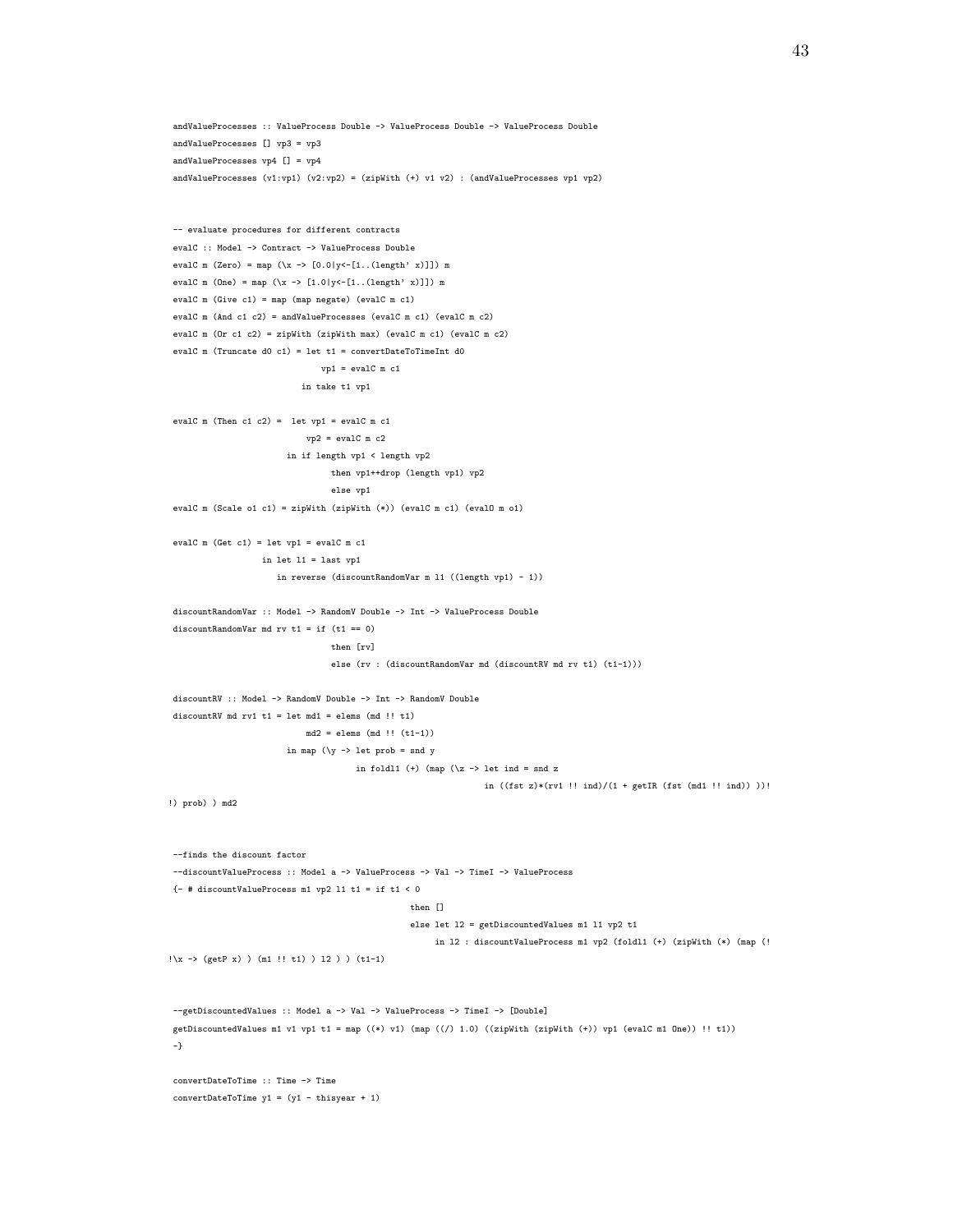```
andValueProcesses :: ValueProcess Double -> ValueProcess Double -> ValueProcess Double
andValueProcesses [] vp3 = vp3
andValueProcesses vp4 [] = vp4
andValueProcesses (v1:vp1) (v2:vp2) = (zipWith (+) v1 v2) : (andValueProcesses vp1 vp2)


-- evaluate procedures for different contracts
evalC :: Model -> Contract -> ValueProcess Double
evalC m (Zero) = map (\x -> [0.0|y<-[1..(length' x)]]) m
evalC m (One) = map (\x -> [1.0|y<-[1..(length' x)]]) m
evalC m (Give c1) = map (map negate) (evalC m c1)
evalC m (And c1 c2) = andValueProcesses (evalC m c1) (evalC m c2)
evalC m (Or c1 c2) = zipWith (zipWith max) (evalC m c1) (evalC m c2)
evalC m (Truncate d0 c1) = let t1 = convertDateToTimeInt d0
                               vp1 = evalC m c1
                           in take t1 vp1

evalC m (Then c1 c2) =  let vp1 = evalC m c1
                            vp2 = evalC m c2
                        in if length vp1 < length vp2
                              then vp1++drop (length vp1) vp2
                              else vp1
evalC m (Scale o1 c1) = zipWith (zipWith (*)) (evalC m c1) (evalO m o1)

evalC m (Get c1) = let vp1 = evalC m c1
                   in let l1 = last vp1
                      in reverse (discountRandomVar m l1 ((length vp1) - 1))

discountRandomVar :: Model -> RandomV Double -> Int -> ValueProcess Double
discountRandomVar md rv t1 = if (t1 == 0)
                              then [rv]
                              else (rv : (discountRandomVar md (discountRV md rv t1) (t1-1)))

discountRV :: Model -> RandomV Double -> Int -> RandomV Double
discountRV md rv1 t1 = let md1 = elems (md !! t1)
                           md2 = elems (md !! (t1-1))
                       in map (\y -> let prob = snd y
                                     in foldl1 (+) (map (\z -> let ind = snd z
                                                               in ((fst z)*(rv1 !! ind)/(1 + getIR (fst (md1 !! ind)) ))!
!) prob) ) md2


--finds the discount factor
--discountValueProcess :: Model a -> ValueProcess -> Val -> TimeI -> ValueProcess
{- # discountValueProcess m1 vp2 l1 t1 = if t1 < 0
                                           then []
                                           else let l2 = getDiscountedValues m1 l1 vp2 t1
                                                in l2 : discountValueProcess m1 vp2 (foldl1 (+) (zipWith (*) (map (!
!\x -> (getP x) ) (m1 !! t1) ) l2 ) ) (t1-1)


--getDiscountedValues :: Model a -> Val -> ValueProcess -> TimeI -> [Double]
getDiscountedValues m1 v1 vp1 t1 = map ((*) v1) (map ((/) 1.0) ((zipWith (zipWith (+)) vp1 (evalC m1 One)) !! t1))
-}

convertDateToTime :: Time -> Time
convertDateToTime y1 = (y1 - thisyear + 1)
```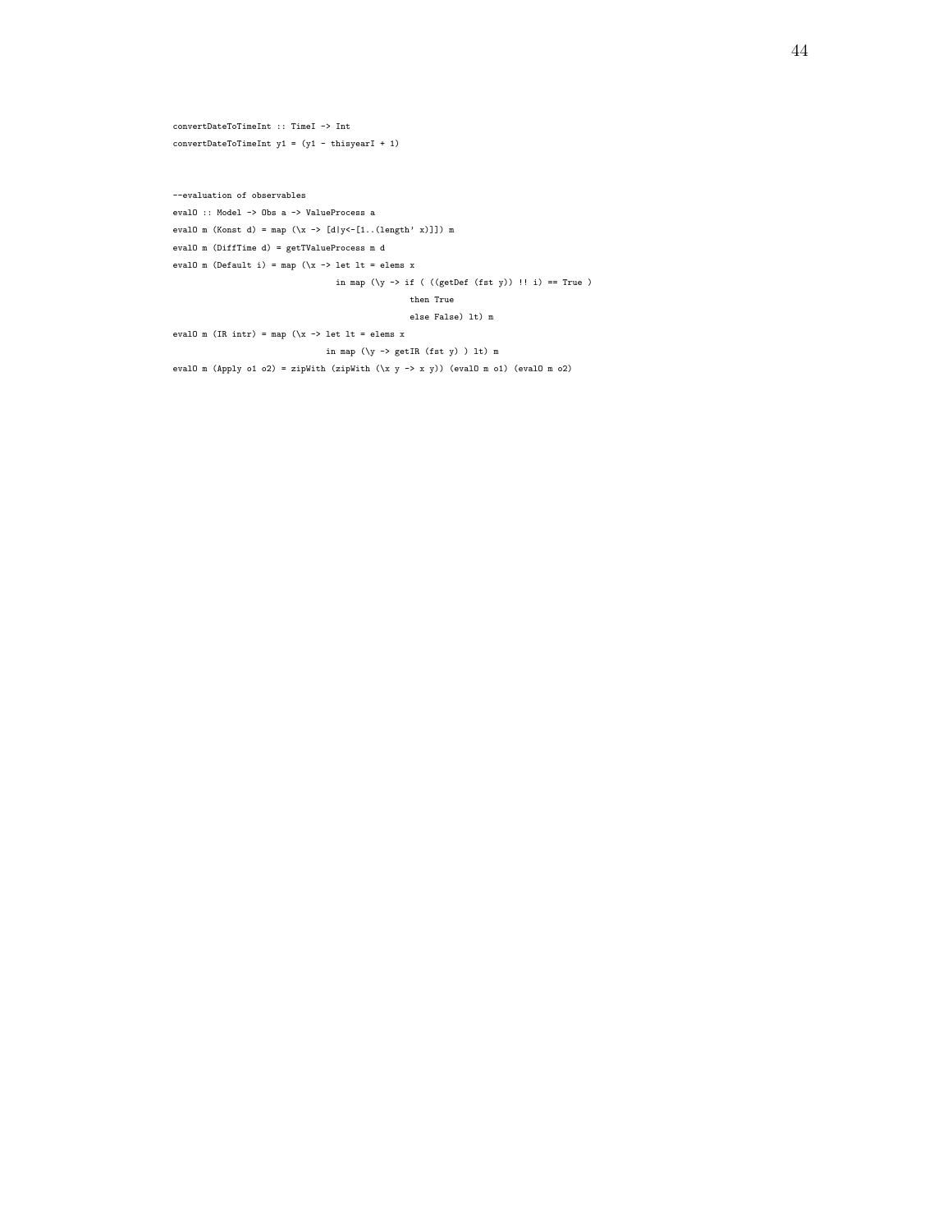```
convertDateToTimeInt :: TimeI -> Int
convertDateToTimeInt y1 = (y1 - thisyearI + 1)


--evaluation of observables
evalO :: Model -> Obs a -> ValueProcess a
evalO m (Konst d) = map (\x -> [d|y<-[1..(length' x)]]) m
evalO m (DiffTime d) = getTValueProcess m d
evalO m (Default i) = map (\x -> let lt = elems x
                                 in map (\y -> if ( ((getDef (fst y)) !! i) == True )
                                               then True
                                               else False) lt) m
evalO m (IR intr) = map (\x -> let lt = elems x
                               in map (\y -> getIR (fst y) ) lt) m
evalO m (Apply o1 o2) = zipWith (zipWith (\x y -> x y)) (evalO m o1) (evalO m o2)
```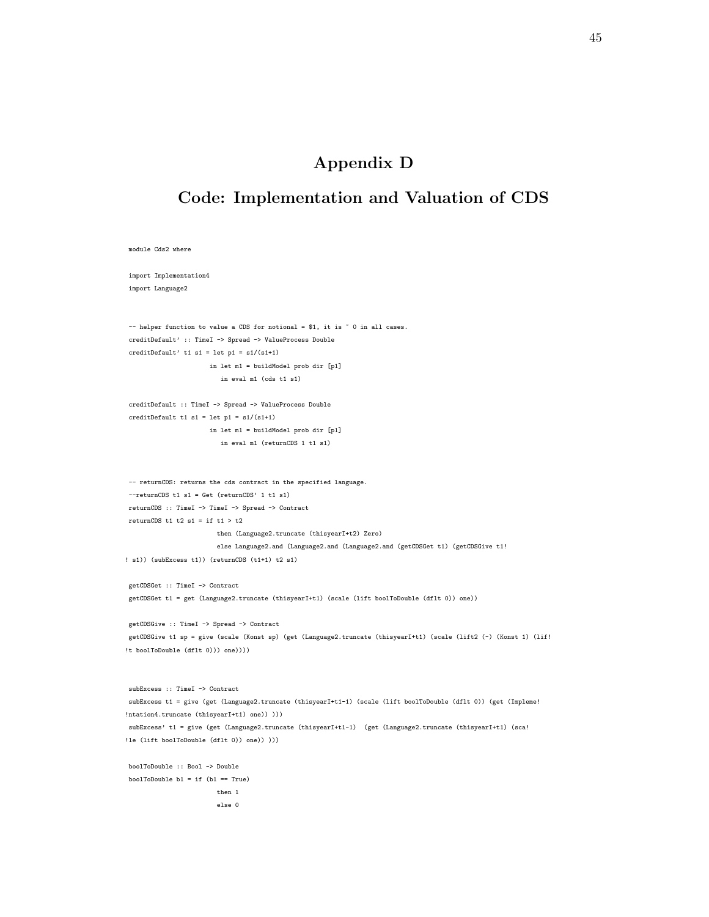# Appendix D

## Code: Implementation and Valuation of CDS

```
module Cds2 where

import Implementation4
import Language2


-- helper function to value a CDS for notional = $1, it is ~ 0 in all cases.
creditDefault' :: TimeI -> Spread -> ValueProcess Double
creditDefault' t1 s1 = let p1 = s1/(s1+1)
                       in let m1 = buildModel prob dir [p1]
                          in eval m1 (cds t1 s1)

creditDefault :: TimeI -> Spread -> ValueProcess Double
creditDefault t1 s1 = let p1 = s1/(s1+1)
                      in let m1 = buildModel prob dir [p1]
                         in eval m1 (returnCDS 1 t1 s1)


-- returnCDS: returns the cds contract in the specified language.
--returnCDS t1 s1 = Get (returnCDS' 1 t1 s1)
returnCDS :: TimeI -> TimeI -> Spread -> Contract
returnCDS t1 t2 s1 = if t1 > t2
                      then (Language2.truncate (thisyearI+t2) Zero)
                      else Language2.and (Language2.and (Language2.and (getCDSGet t1) (getCDSGive t1!
! s1)) (subExcess t1)) (returnCDS (t1+1) t2 s1)

getCDSGet :: TimeI -> Contract
getCDSGet t1 = get (Language2.truncate (thisyearI+t1) (scale (lift boolToDouble (dflt 0)) one))

getCDSGive :: TimeI -> Spread -> Contract
getCDSGive t1 sp = give (scale (Konst sp) (get (Language2.truncate (thisyearI+t1) (scale (lift2 (-) (Konst 1) (lif!
!t boolToDouble (dflt 0))) one))))


subExcess :: TimeI -> Contract
subExcess t1 = give (get (Language2.truncate (thisyearI+t1-1) (scale (lift boolToDouble (dflt 0)) (get (Impleme!
!ntation4.truncate (thisyearI+t1) one)) )))
subExcess' t1 = give (get (Language2.truncate (thisyearI+t1-1)  (get (Language2.truncate (thisyearI+t1) (sca!
!le (lift boolToDouble (dflt 0)) one)) )))

boolToDouble :: Bool -> Double
boolToDouble b1 = if (b1 == True)
                      then 1
                      else 0
```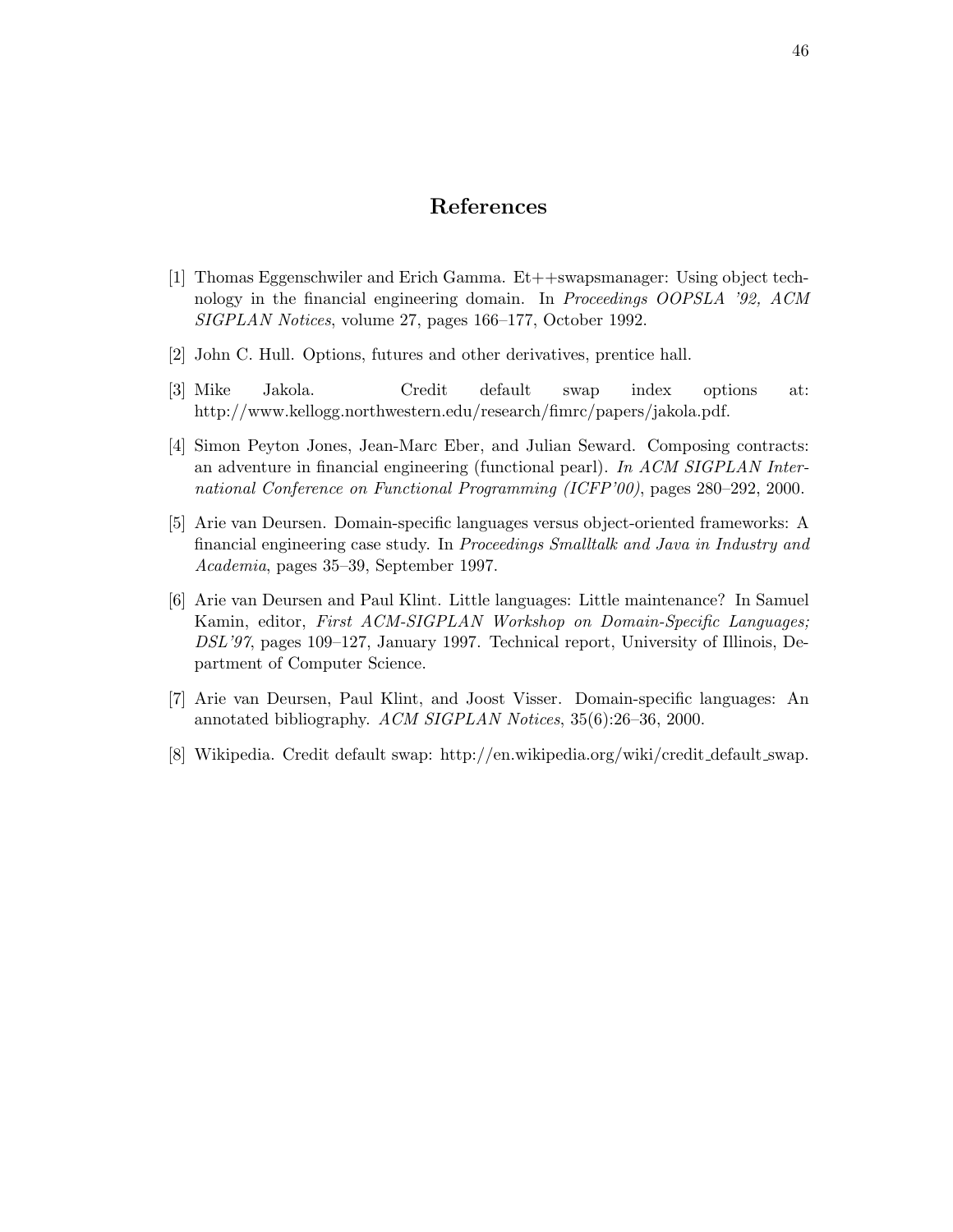# References

[1] Thomas Eggenschwiler and Erich Gamma. Et++swapsmanager: Using object technology in the financial engineering domain. In *Proceedings OOPSLA '92, ACM SIGPLAN Notices*, volume 27, pages 166–177, October 1992.

[2] John C. Hull. Options, futures and other derivatives, prentice hall.

[3] Mike Jakola. Credit default swap index options at: http://www.kellogg.northwestern.edu/research/fimrc/papers/jakola.pdf.

[4] Simon Peyton Jones, Jean-Marc Eber, and Julian Seward. Composing contracts: an adventure in financial engineering (functional pearl). *In ACM SIGPLAN International Conference on Functional Programming (ICFP'00)*, pages 280–292, 2000.

[5] Arie van Deursen. Domain-specific languages versus object-oriented frameworks: A financial engineering case study. In *Proceedings Smalltalk and Java in Industry and Academia*, pages 35–39, September 1997.

[6] Arie van Deursen and Paul Klint. Little languages: Little maintenance? In Samuel Kamin, editor, *First ACM-SIGPLAN Workshop on Domain-Specific Languages; DSL'97*, pages 109–127, January 1997. Technical report, University of Illinois, Department of Computer Science.

[7] Arie van Deursen, Paul Klint, and Joost Visser. Domain-specific languages: An annotated bibliography. *ACM SIGPLAN Notices*, 35(6):26–36, 2000.

[8] Wikipedia. Credit default swap: http://en.wikipedia.org/wiki/credit_default_swap.